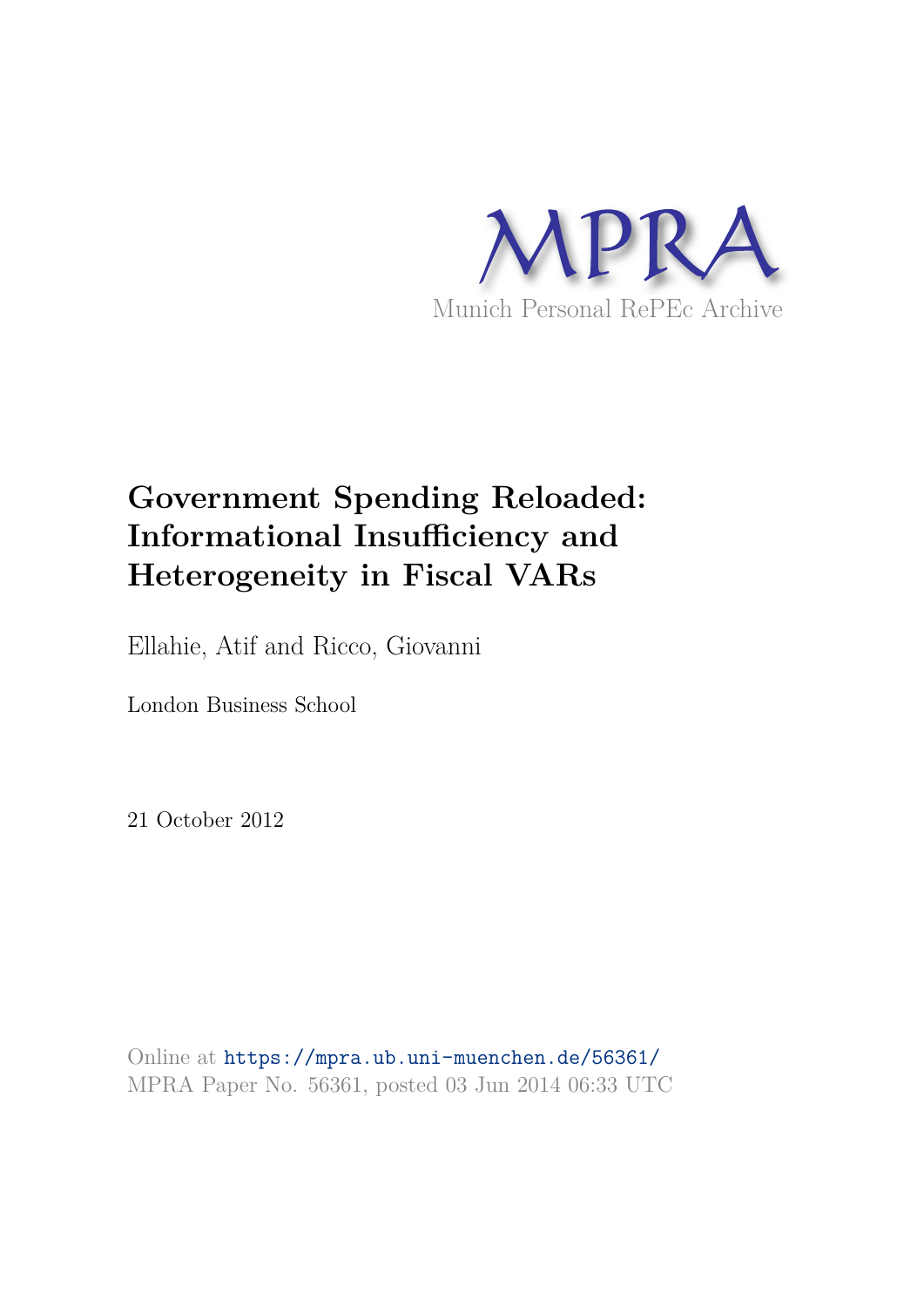MPRA

Munich Personal RePEc Archive

# Government Spending Reloaded: Informational Insufficiency and Heterogeneity in Fiscal VARs

Ellahie, Atif and Ricco, Giovanni

London Business School

21 October 2012

Online at https://mpra.ub.uni-muenchen.de/56361/
MPRA Paper No. 56361, posted 03 Jun 2014 06:33 UTC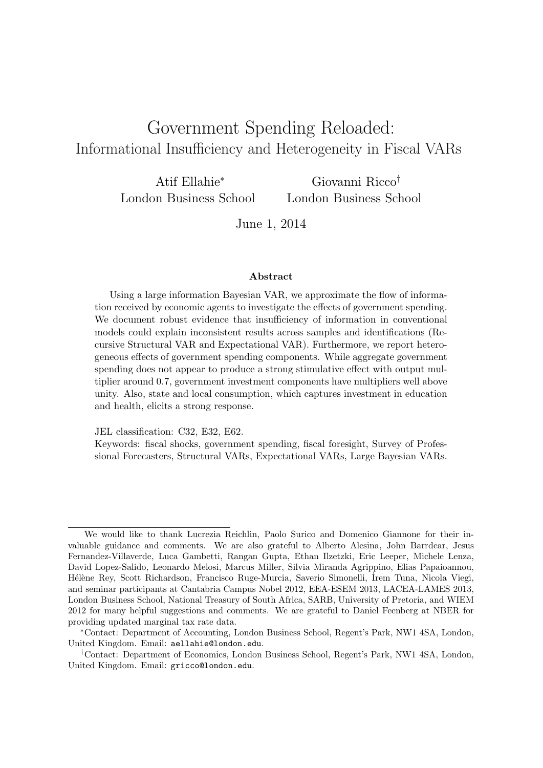# Government Spending Reloaded:
## Informational Insufficiency and Heterogeneity in Fiscal VARs

Atif Ellahie[∗] — London Business School

Giovanni Ricco[†] — London Business School

June 1, 2014

### Abstract

Using a large information Bayesian VAR, we approximate the flow of information received by economic agents to investigate the effects of government spending. We document robust evidence that insufficiency of information in conventional models could explain inconsistent results across samples and identifications (Recursive Structural VAR and Expectational VAR). Furthermore, we report heterogeneous effects of government spending components. While aggregate government spending does not appear to produce a strong stimulative effect with output multiplier around 0.7, government investment components have multipliers well above unity. Also, state and local consumption, which captures investment in education and health, elicits a strong response.

JEL classification: C32, E32, E62.

Keywords: fiscal shocks, government spending, fiscal foresight, Survey of Professional Forecasters, Structural VARs, Expectational VARs, Large Bayesian VARs.

---

We would like to thank Lucrezia Reichlin, Paolo Surico and Domenico Giannone for their invaluable guidance and comments. We are also grateful to Alberto Alesina, John Barrdear, Jesus Fernandez-Villaverde, Luca Gambetti, Rangan Gupta, Ethan Ilzetzki, Eric Leeper, Michele Lenza, David Lopez-Salido, Leonardo Melosi, Marcus Miller, Silvia Miranda Agrippino, Elias Papaioannou, Hélène Rey, Scott Richardson, Francisco Ruge-Murcia, Saverio Simonelli, İrem Tuna, Nicola Viegi, and seminar participants at Cantabria Campus Nobel 2012, EEA-ESEM 2013, LACEA-LAMES 2013, London Business School, National Treasury of South Africa, SARB, University of Pretoria, and WIEM 2012 for many helpful suggestions and comments. We are grateful to Daniel Feenberg at NBER for providing updated marginal tax rate data.

[∗]Contact: Department of Accounting, London Business School, Regent's Park, NW1 4SA, London, United Kingdom. Email: aellahie@london.edu.

[†]Contact: Department of Economics, London Business School, Regent's Park, NW1 4SA, London, United Kingdom. Email: gricco@london.edu.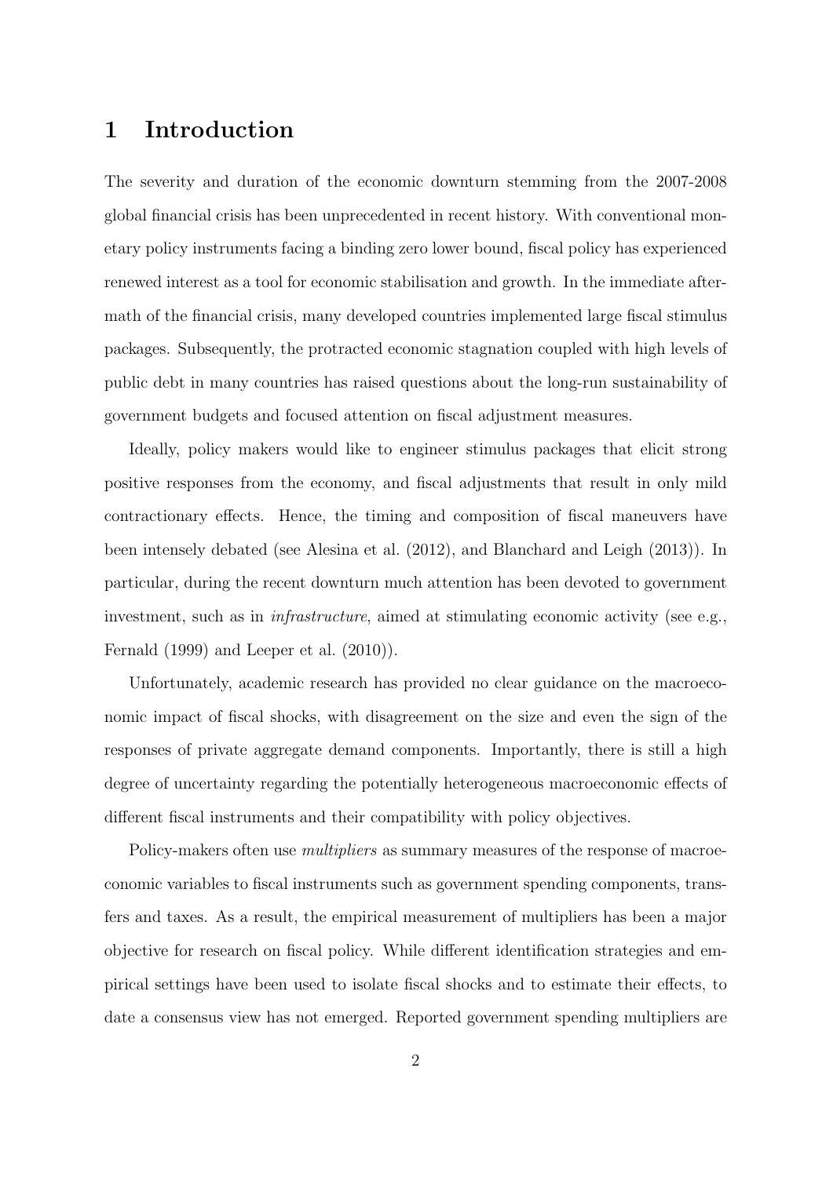# 1 Introduction

The severity and duration of the economic downturn stemming from the 2007-2008 global financial crisis has been unprecedented in recent history. With conventional monetary policy instruments facing a binding zero lower bound, fiscal policy has experienced renewed interest as a tool for economic stabilisation and growth. In the immediate aftermath of the financial crisis, many developed countries implemented large fiscal stimulus packages. Subsequently, the protracted economic stagnation coupled with high levels of public debt in many countries has raised questions about the long-run sustainability of government budgets and focused attention on fiscal adjustment measures.

Ideally, policy makers would like to engineer stimulus packages that elicit strong positive responses from the economy, and fiscal adjustments that result in only mild contractionary effects. Hence, the timing and composition of fiscal maneuvers have been intensely debated (see Alesina et al. (2012), and Blanchard and Leigh (2013)). In particular, during the recent downturn much attention has been devoted to government investment, such as in *infrastructure*, aimed at stimulating economic activity (see e.g., Fernald (1999) and Leeper et al. (2010)).

Unfortunately, academic research has provided no clear guidance on the macroeconomic impact of fiscal shocks, with disagreement on the size and even the sign of the responses of private aggregate demand components. Importantly, there is still a high degree of uncertainty regarding the potentially heterogeneous macroeconomic effects of different fiscal instruments and their compatibility with policy objectives.

Policy-makers often use *multipliers* as summary measures of the response of macroeconomic variables to fiscal instruments such as government spending components, transfers and taxes. As a result, the empirical measurement of multipliers has been a major objective for research on fiscal policy. While different identification strategies and empirical settings have been used to isolate fiscal shocks and to estimate their effects, to date a consensus view has not emerged. Reported government spending multipliers are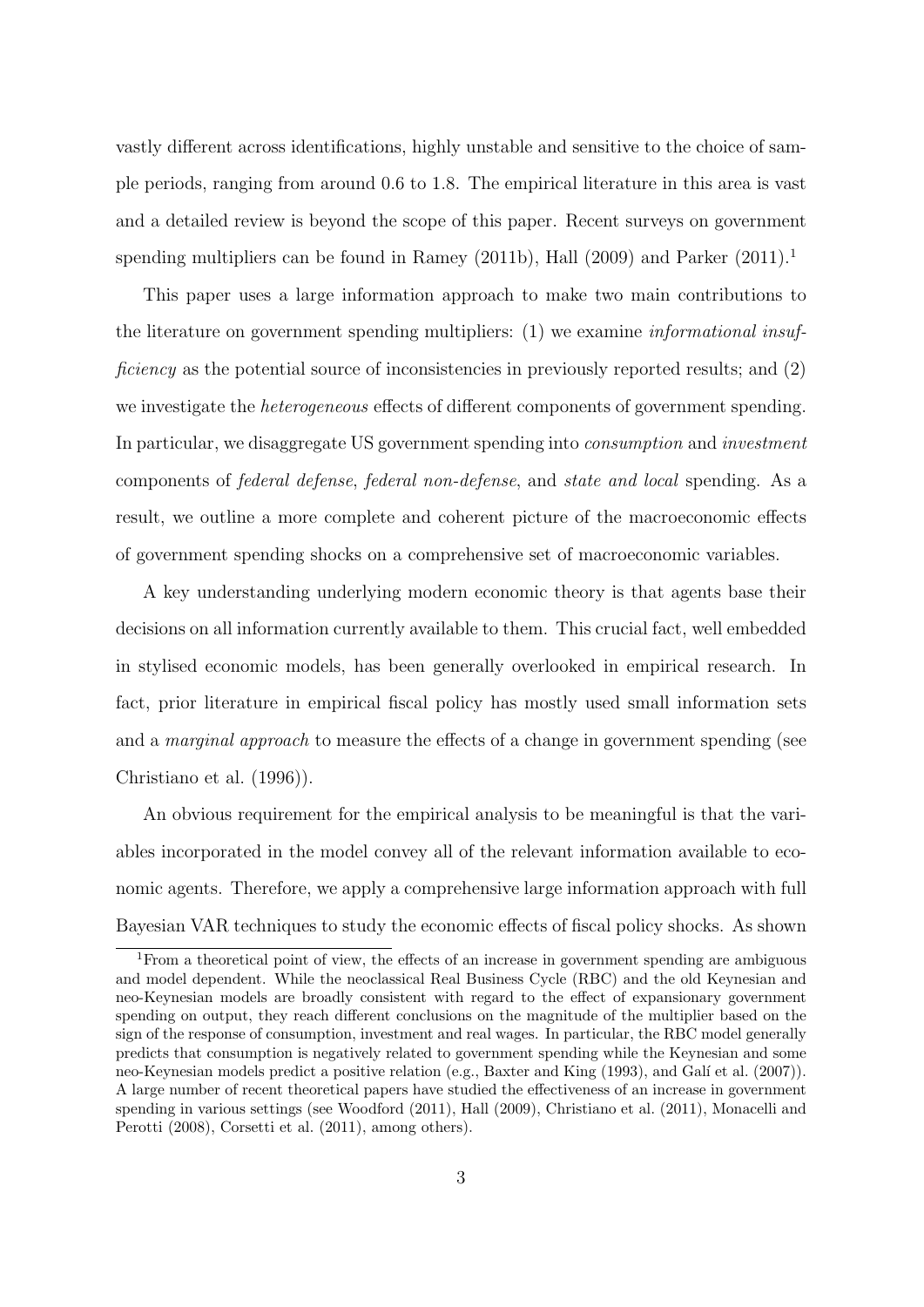vastly different across identifications, highly unstable and sensitive to the choice of sample periods, ranging from around 0.6 to 1.8. The empirical literature in this area is vast and a detailed review is beyond the scope of this paper. Recent surveys on government spending multipliers can be found in Ramey (2011b), Hall (2009) and Parker (2011).[1]

This paper uses a large information approach to make two main contributions to the literature on government spending multipliers: (1) we examine *informational insufficiency* as the potential source of inconsistencies in previously reported results; and (2) we investigate the *heterogeneous* effects of different components of government spending. In particular, we disaggregate US government spending into *consumption* and *investment* components of *federal defense*, *federal non-defense*, and *state and local* spending. As a result, we outline a more complete and coherent picture of the macroeconomic effects of government spending shocks on a comprehensive set of macroeconomic variables.

A key understanding underlying modern economic theory is that agents base their decisions on all information currently available to them. This crucial fact, well embedded in stylised economic models, has been generally overlooked in empirical research. In fact, prior literature in empirical fiscal policy has mostly used small information sets and a *marginal approach* to measure the effects of a change in government spending (see Christiano et al. (1996)).

An obvious requirement for the empirical analysis to be meaningful is that the variables incorporated in the model convey all of the relevant information available to economic agents. Therefore, we apply a comprehensive large information approach with full Bayesian VAR techniques to study the economic effects of fiscal policy shocks. As shown

[1] From a theoretical point of view, the effects of an increase in government spending are ambiguous and model dependent. While the neoclassical Real Business Cycle (RBC) and the old Keynesian and neo-Keynesian models are broadly consistent with regard to the effect of expansionary government spending on output, they reach different conclusions on the magnitude of the multiplier based on the sign of the response of consumption, investment and real wages. In particular, the RBC model generally predicts that consumption is negatively related to government spending while the Keynesian and some neo-Keynesian models predict a positive relation (e.g., Baxter and King (1993), and Galí et al. (2007)). A large number of recent theoretical papers have studied the effectiveness of an increase in government spending in various settings (see Woodford (2011), Hall (2009), Christiano et al. (2011), Monacelli and Perotti (2008), Corsetti et al. (2011), among others).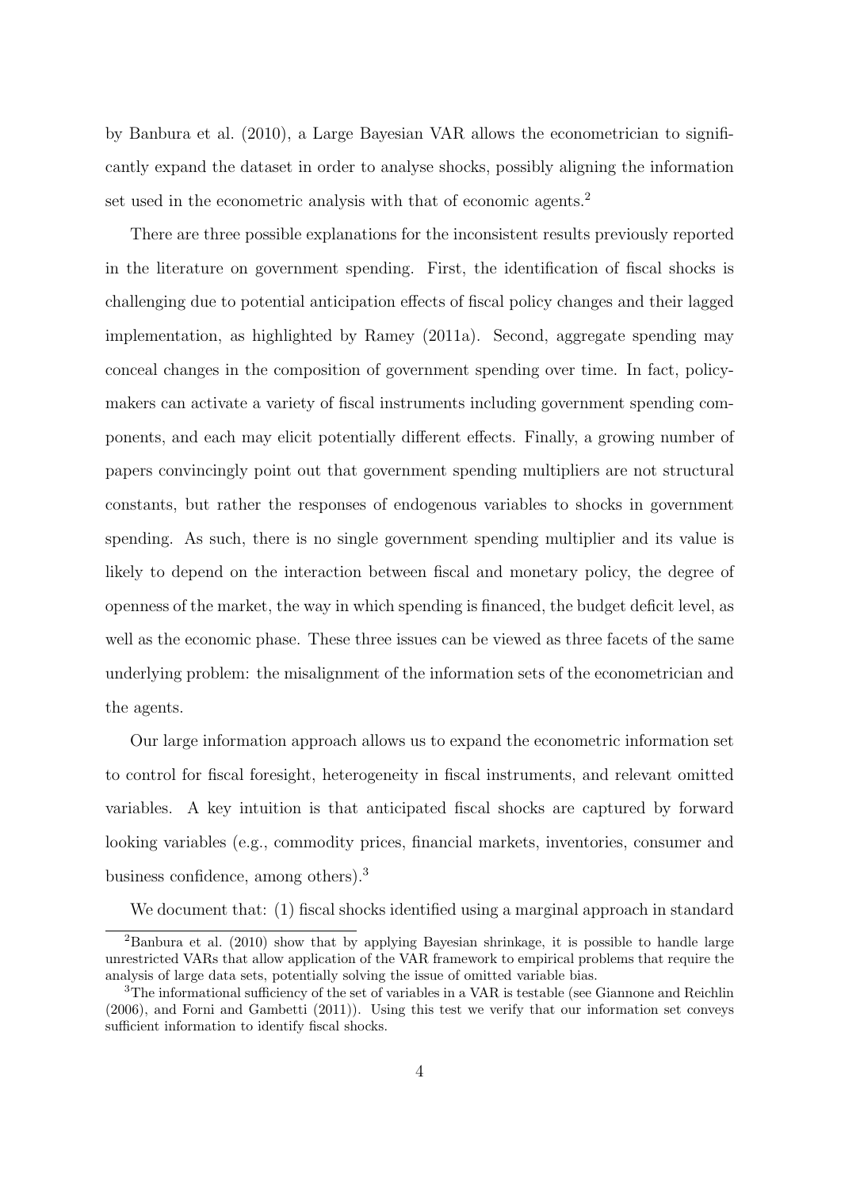by Banbura et al. (2010), a Large Bayesian VAR allows the econometrician to significantly expand the dataset in order to analyse shocks, possibly aligning the information set used in the econometric analysis with that of economic agents.[2]

There are three possible explanations for the inconsistent results previously reported in the literature on government spending. First, the identification of fiscal shocks is challenging due to potential anticipation effects of fiscal policy changes and their lagged implementation, as highlighted by Ramey (2011a). Second, aggregate spending may conceal changes in the composition of government spending over time. In fact, policymakers can activate a variety of fiscal instruments including government spending components, and each may elicit potentially different effects. Finally, a growing number of papers convincingly point out that government spending multipliers are not structural constants, but rather the responses of endogenous variables to shocks in government spending. As such, there is no single government spending multiplier and its value is likely to depend on the interaction between fiscal and monetary policy, the degree of openness of the market, the way in which spending is financed, the budget deficit level, as well as the economic phase. These three issues can be viewed as three facets of the same underlying problem: the misalignment of the information sets of the econometrician and the agents.

Our large information approach allows us to expand the econometric information set to control for fiscal foresight, heterogeneity in fiscal instruments, and relevant omitted variables. A key intuition is that anticipated fiscal shocks are captured by forward looking variables (e.g., commodity prices, financial markets, inventories, consumer and business confidence, among others).[3]

We document that: (1) fiscal shocks identified using a marginal approach in standard

[2] Banbura et al. (2010) show that by applying Bayesian shrinkage, it is possible to handle large unrestricted VARs that allow application of the VAR framework to empirical problems that require the analysis of large data sets, potentially solving the issue of omitted variable bias.

[3] The informational sufficiency of the set of variables in a VAR is testable (see Giannone and Reichlin (2006), and Forni and Gambetti (2011)). Using this test we verify that our information set conveys sufficient information to identify fiscal shocks.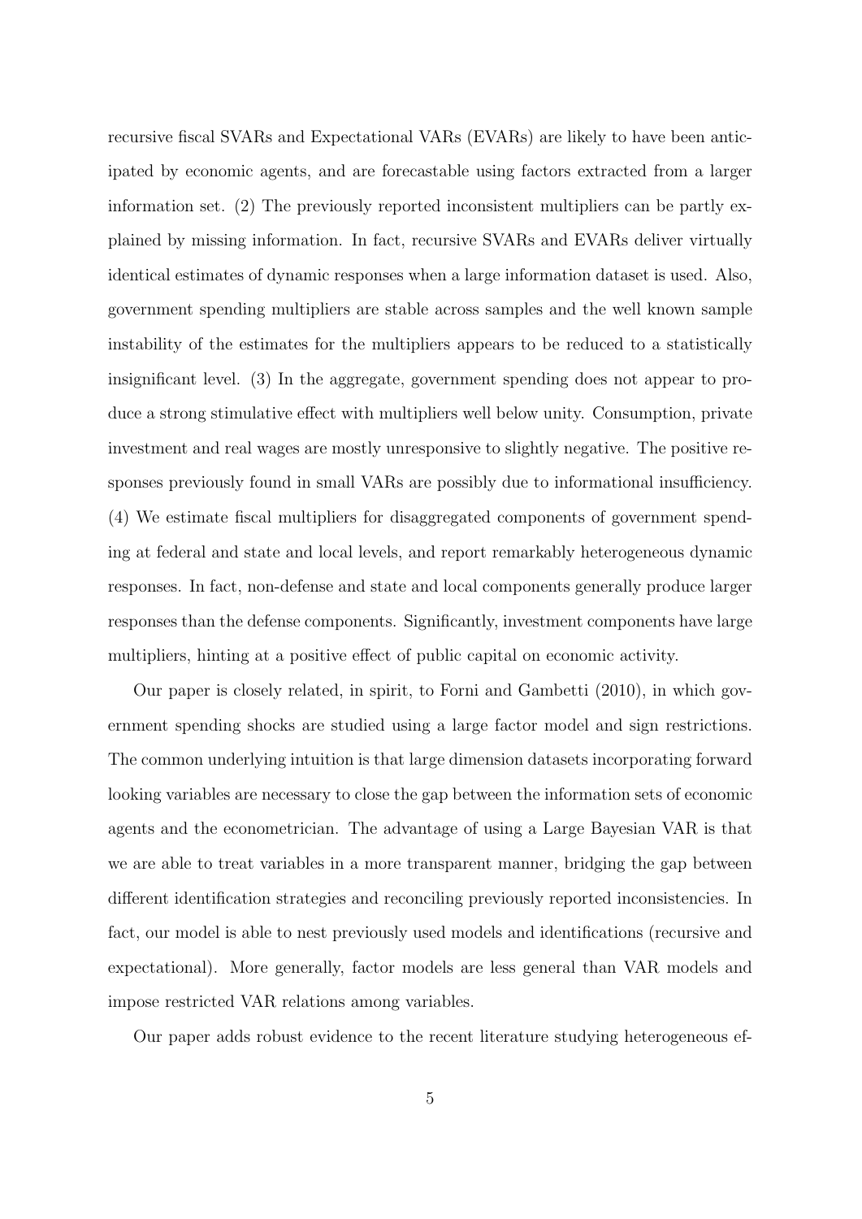recursive fiscal SVARs and Expectational VARs (EVARs) are likely to have been anticipated by economic agents, and are forecastable using factors extracted from a larger information set. (2) The previously reported inconsistent multipliers can be partly explained by missing information. In fact, recursive SVARs and EVARs deliver virtually identical estimates of dynamic responses when a large information dataset is used. Also, government spending multipliers are stable across samples and the well known sample instability of the estimates for the multipliers appears to be reduced to a statistically insignificant level. (3) In the aggregate, government spending does not appear to produce a strong stimulative effect with multipliers well below unity. Consumption, private investment and real wages are mostly unresponsive to slightly negative. The positive responses previously found in small VARs are possibly due to informational insufficiency. (4) We estimate fiscal multipliers for disaggregated components of government spending at federal and state and local levels, and report remarkably heterogeneous dynamic responses. In fact, non-defense and state and local components generally produce larger responses than the defense components. Significantly, investment components have large multipliers, hinting at a positive effect of public capital on economic activity.

Our paper is closely related, in spirit, to Forni and Gambetti (2010), in which government spending shocks are studied using a large factor model and sign restrictions. The common underlying intuition is that large dimension datasets incorporating forward looking variables are necessary to close the gap between the information sets of economic agents and the econometrician. The advantage of using a Large Bayesian VAR is that we are able to treat variables in a more transparent manner, bridging the gap between different identification strategies and reconciling previously reported inconsistencies. In fact, our model is able to nest previously used models and identifications (recursive and expectational). More generally, factor models are less general than VAR models and impose restricted VAR relations among variables.

Our paper adds robust evidence to the recent literature studying heterogeneous ef-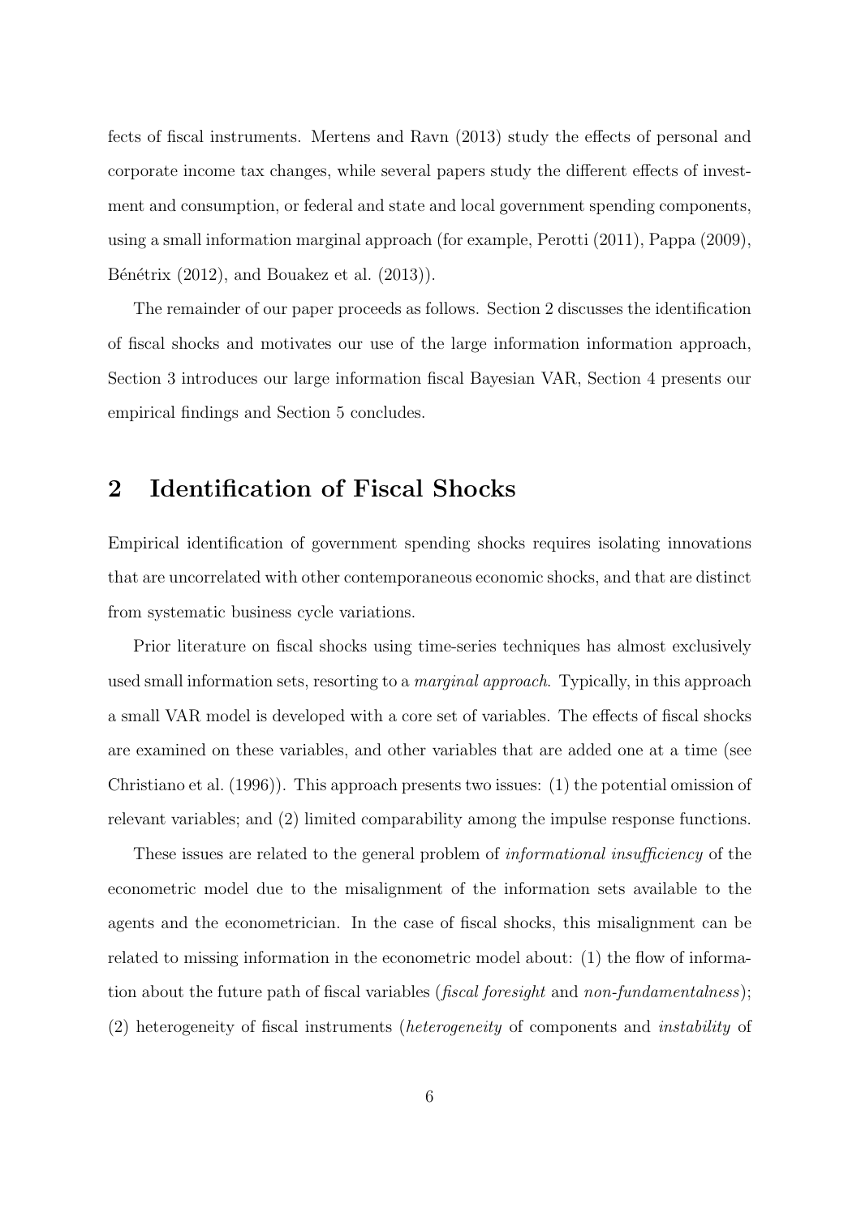fects of fiscal instruments. Mertens and Ravn (2013) study the effects of personal and corporate income tax changes, while several papers study the different effects of investment and consumption, or federal and state and local government spending components, using a small information marginal approach (for example, Perotti (2011), Pappa (2009), Bénétrix (2012), and Bouakez et al. (2013)).

The remainder of our paper proceeds as follows. Section 2 discusses the identification of fiscal shocks and motivates our use of the large information information approach, Section 3 introduces our large information fiscal Bayesian VAR, Section 4 presents our empirical findings and Section 5 concludes.

## 2 Identification of Fiscal Shocks

Empirical identification of government spending shocks requires isolating innovations that are uncorrelated with other contemporaneous economic shocks, and that are distinct from systematic business cycle variations.

Prior literature on fiscal shocks using time-series techniques has almost exclusively used small information sets, resorting to a *marginal approach*. Typically, in this approach a small VAR model is developed with a core set of variables. The effects of fiscal shocks are examined on these variables, and other variables that are added one at a time (see Christiano et al. (1996)). This approach presents two issues: (1) the potential omission of relevant variables; and (2) limited comparability among the impulse response functions.

These issues are related to the general problem of *informational insufficiency* of the econometric model due to the misalignment of the information sets available to the agents and the econometrician. In the case of fiscal shocks, this misalignment can be related to missing information in the econometric model about: (1) the flow of information about the future path of fiscal variables (*fiscal foresight* and *non-fundamentalness*); (2) heterogeneity of fiscal instruments (*heterogeneity* of components and *instability* of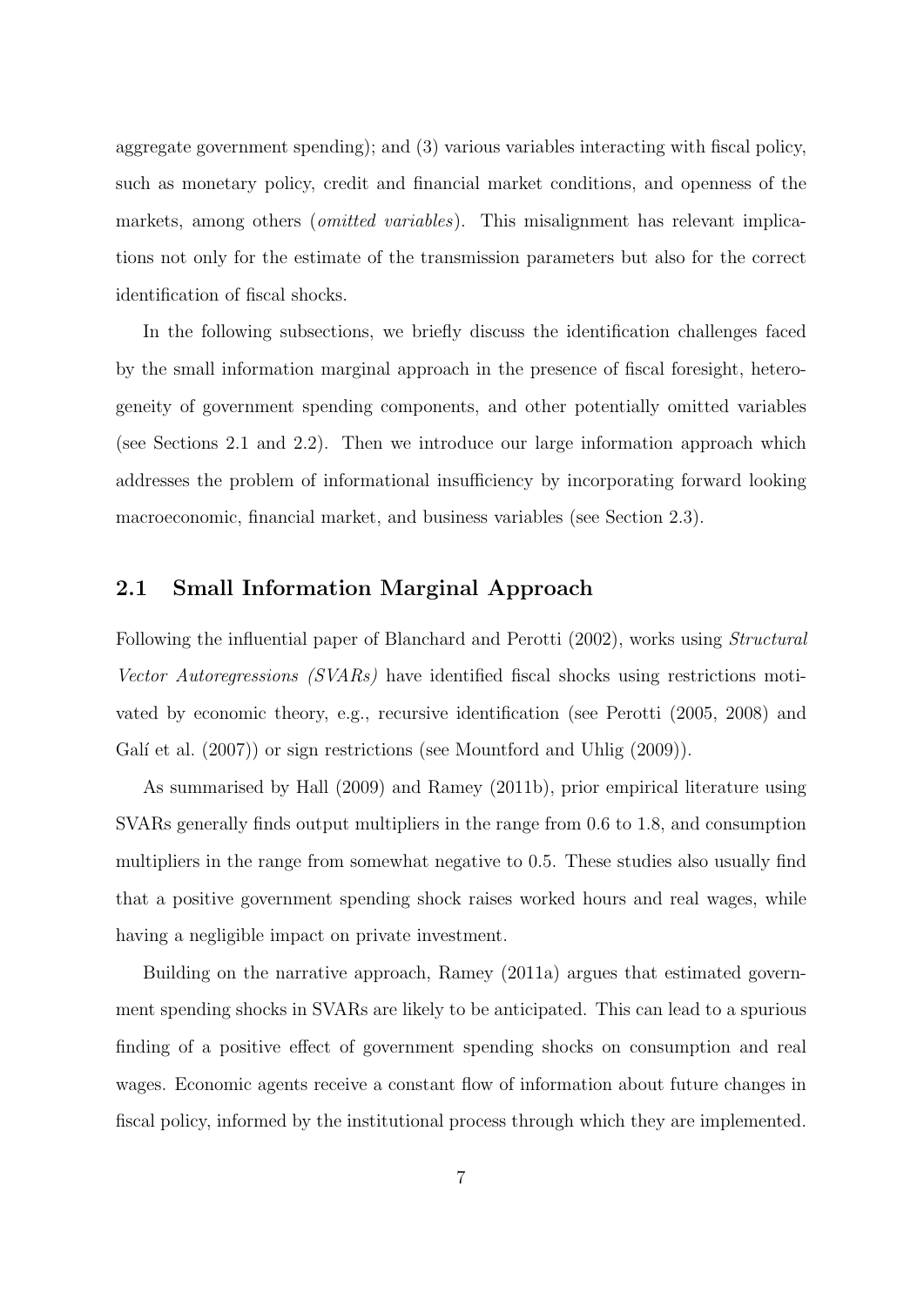aggregate government spending); and (3) various variables interacting with fiscal policy, such as monetary policy, credit and financial market conditions, and openness of the markets, among others (*omitted variables*). This misalignment has relevant implications not only for the estimate of the transmission parameters but also for the correct identification of fiscal shocks.

In the following subsections, we briefly discuss the identification challenges faced by the small information marginal approach in the presence of fiscal foresight, heterogeneity of government spending components, and other potentially omitted variables (see Sections 2.1 and 2.2). Then we introduce our large information approach which addresses the problem of informational insufficiency by incorporating forward looking macroeconomic, financial market, and business variables (see Section 2.3).

## 2.1 Small Information Marginal Approach

Following the influential paper of Blanchard and Perotti (2002), works using *Structural Vector Autoregressions (SVARs)* have identified fiscal shocks using restrictions motivated by economic theory, e.g., recursive identification (see Perotti (2005, 2008) and Galí et al. (2007)) or sign restrictions (see Mountford and Uhlig (2009)).

As summarised by Hall (2009) and Ramey (2011b), prior empirical literature using SVARs generally finds output multipliers in the range from 0.6 to 1.8, and consumption multipliers in the range from somewhat negative to 0.5. These studies also usually find that a positive government spending shock raises worked hours and real wages, while having a negligible impact on private investment.

Building on the narrative approach, Ramey (2011a) argues that estimated government spending shocks in SVARs are likely to be anticipated. This can lead to a spurious finding of a positive effect of government spending shocks on consumption and real wages. Economic agents receive a constant flow of information about future changes in fiscal policy, informed by the institutional process through which they are implemented.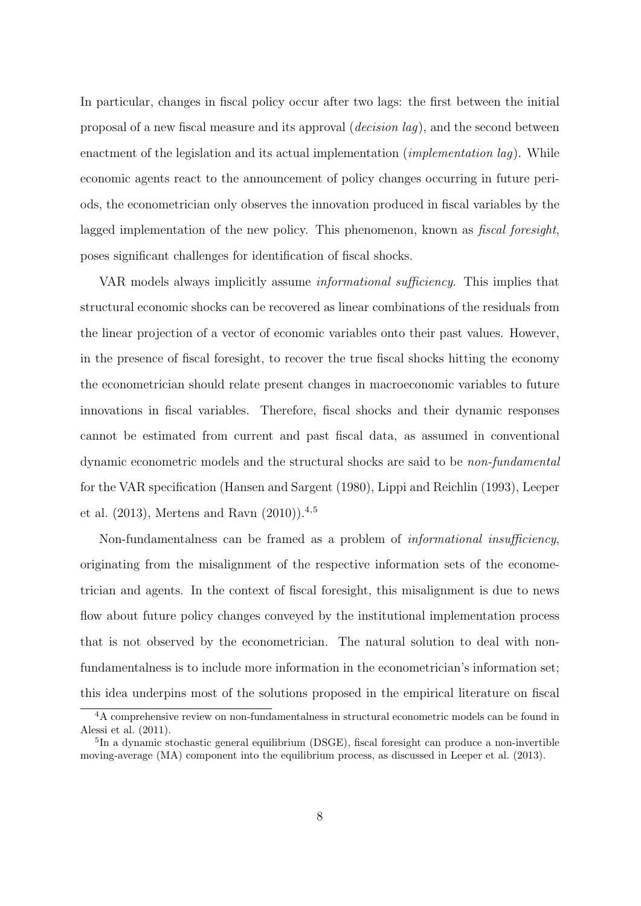In particular, changes in fiscal policy occur after two lags: the first between the initial proposal of a new fiscal measure and its approval (*decision lag*), and the second between enactment of the legislation and its actual implementation (*implementation lag*). While economic agents react to the announcement of policy changes occurring in future periods, the econometrician only observes the innovation produced in fiscal variables by the lagged implementation of the new policy. This phenomenon, known as *fiscal foresight*, poses significant challenges for identification of fiscal shocks.

VAR models always implicitly assume *informational sufficiency*. This implies that structural economic shocks can be recovered as linear combinations of the residuals from the linear projection of a vector of economic variables onto their past values. However, in the presence of fiscal foresight, to recover the true fiscal shocks hitting the economy the econometrician should relate present changes in macroeconomic variables to future innovations in fiscal variables. Therefore, fiscal shocks and their dynamic responses cannot be estimated from current and past fiscal data, as assumed in conventional dynamic econometric models and the structural shocks are said to be *non-fundamental* for the VAR specification (Hansen and Sargent (1980), Lippi and Reichlin (1993), Leeper et al. (2013), Mertens and Ravn (2010)).[4,5]

Non-fundamentalness can be framed as a problem of *informational insufficiency*, originating from the misalignment of the respective information sets of the econometrician and agents. In the context of fiscal foresight, this misalignment is due to news flow about future policy changes conveyed by the institutional implementation process that is not observed by the econometrician. The natural solution to deal with non-fundamentalness is to include more information in the econometrician's information set; this idea underpins most of the solutions proposed in the empirical literature on fiscal

[4]A comprehensive review on non-fundamentalness in structural econometric models can be found in Alessi et al. (2011).

[5]In a dynamic stochastic general equilibrium (DSGE), fiscal foresight can produce a non-invertible moving-average (MA) component into the equilibrium process, as discussed in Leeper et al. (2013).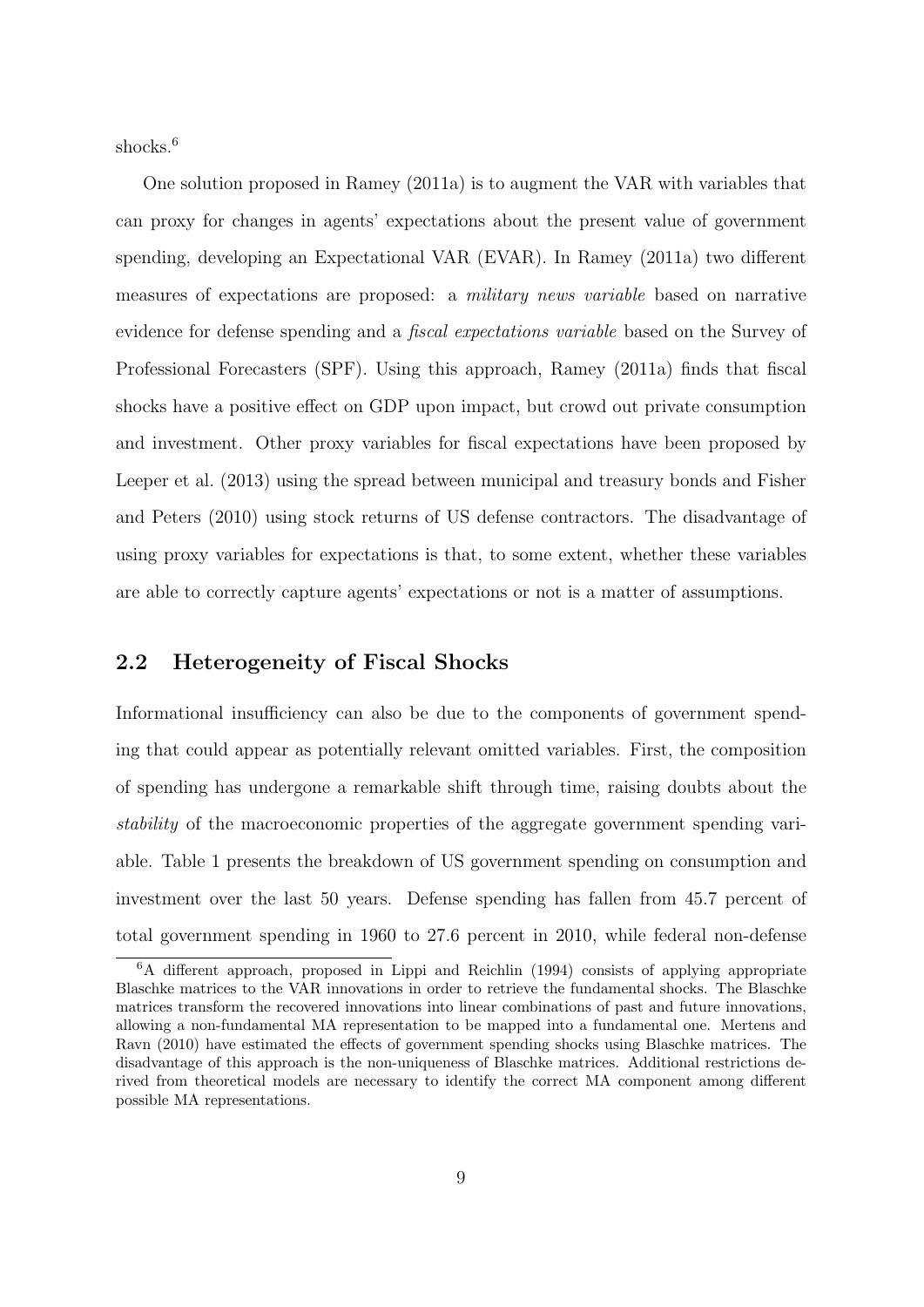shocks.[6]

One solution proposed in Ramey (2011a) is to augment the VAR with variables that can proxy for changes in agents' expectations about the present value of government spending, developing an Expectational VAR (EVAR). In Ramey (2011a) two different measures of expectations are proposed: a *military news variable* based on narrative evidence for defense spending and a *fiscal expectations variable* based on the Survey of Professional Forecasters (SPF). Using this approach, Ramey (2011a) finds that fiscal shocks have a positive effect on GDP upon impact, but crowd out private consumption and investment. Other proxy variables for fiscal expectations have been proposed by Leeper et al. (2013) using the spread between municipal and treasury bonds and Fisher and Peters (2010) using stock returns of US defense contractors. The disadvantage of using proxy variables for expectations is that, to some extent, whether these variables are able to correctly capture agents' expectations or not is a matter of assumptions.

## 2.2 Heterogeneity of Fiscal Shocks

Informational insufficiency can also be due to the components of government spending that could appear as potentially relevant omitted variables. First, the composition of spending has undergone a remarkable shift through time, raising doubts about the *stability* of the macroeconomic properties of the aggregate government spending variable. Table 1 presents the breakdown of US government spending on consumption and investment over the last 50 years. Defense spending has fallen from 45.7 percent of total government spending in 1960 to 27.6 percent in 2010, while federal non-defense

[6] A different approach, proposed in Lippi and Reichlin (1994) consists of applying appropriate Blaschke matrices to the VAR innovations in order to retrieve the fundamental shocks. The Blaschke matrices transform the recovered innovations into linear combinations of past and future innovations, allowing a non-fundamental MA representation to be mapped into a fundamental one. Mertens and Ravn (2010) have estimated the effects of government spending shocks using Blaschke matrices. The disadvantage of this approach is the non-uniqueness of Blaschke matrices. Additional restrictions derived from theoretical models are necessary to identify the correct MA component among different possible MA representations.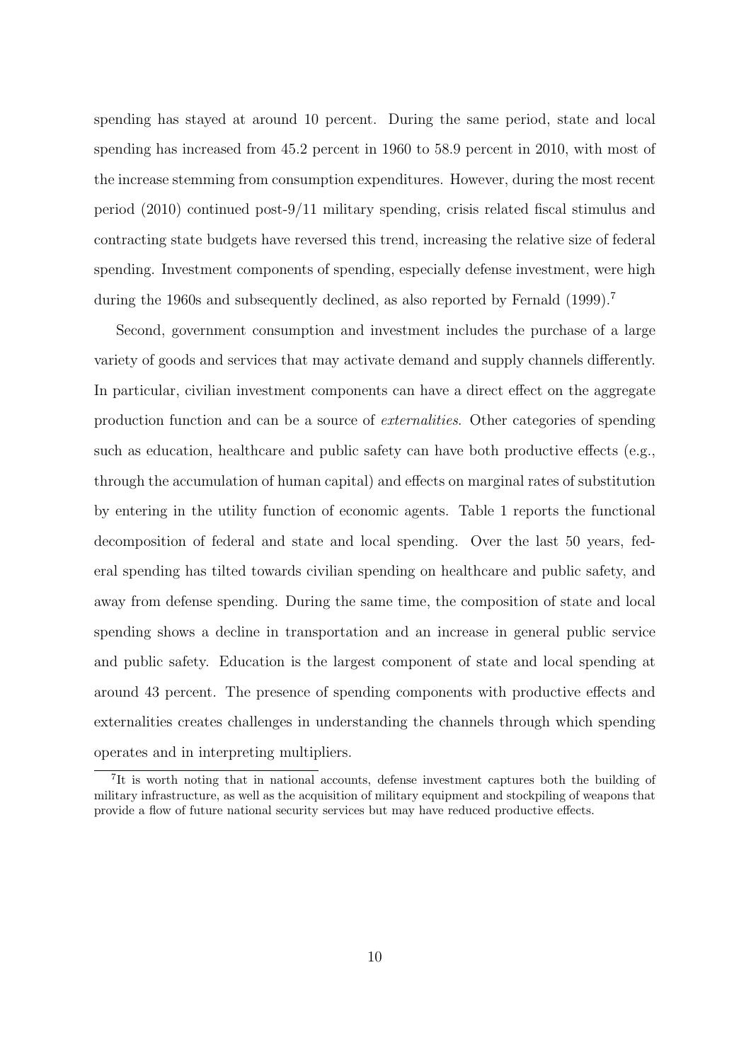spending has stayed at around 10 percent. During the same period, state and local spending has increased from 45.2 percent in 1960 to 58.9 percent in 2010, with most of the increase stemming from consumption expenditures. However, during the most recent period (2010) continued post-9/11 military spending, crisis related fiscal stimulus and contracting state budgets have reversed this trend, increasing the relative size of federal spending. Investment components of spending, especially defense investment, were high during the 1960s and subsequently declined, as also reported by Fernald (1999).[7]

Second, government consumption and investment includes the purchase of a large variety of goods and services that may activate demand and supply channels differently. In particular, civilian investment components can have a direct effect on the aggregate production function and can be a source of *externalities*. Other categories of spending such as education, healthcare and public safety can have both productive effects (e.g., through the accumulation of human capital) and effects on marginal rates of substitution by entering in the utility function of economic agents. Table 1 reports the functional decomposition of federal and state and local spending. Over the last 50 years, federal spending has tilted towards civilian spending on healthcare and public safety, and away from defense spending. During the same time, the composition of state and local spending shows a decline in transportation and an increase in general public service and public safety. Education is the largest component of state and local spending at around 43 percent. The presence of spending components with productive effects and externalities creates challenges in understanding the channels through which spending operates and in interpreting multipliers.

[7]It is worth noting that in national accounts, defense investment captures both the building of military infrastructure, as well as the acquisition of military equipment and stockpiling of weapons that provide a flow of future national security services but may have reduced productive effects.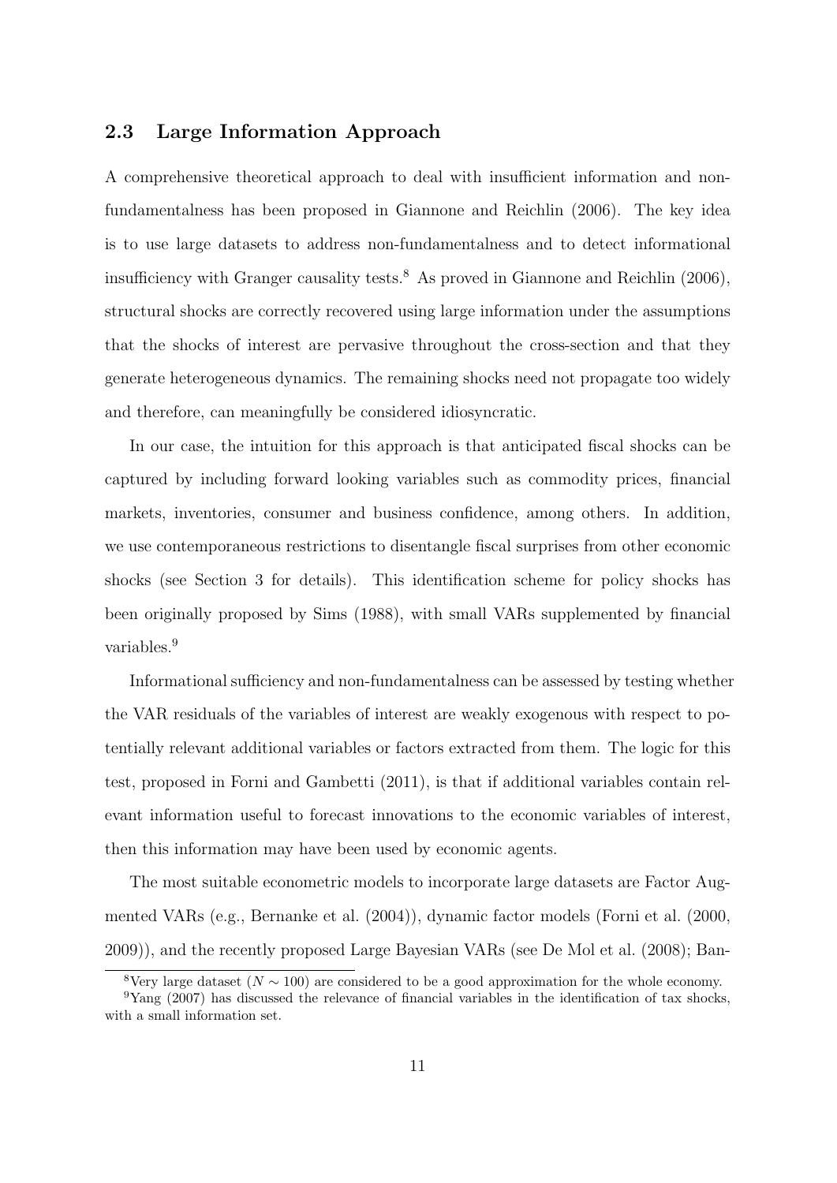### 2.3 Large Information Approach

A comprehensive theoretical approach to deal with insufficient information and non-fundamentalness has been proposed in Giannone and Reichlin (2006). The key idea is to use large datasets to address non-fundamentalness and to detect informational insufficiency with Granger causality tests.[8] As proved in Giannone and Reichlin (2006), structural shocks are correctly recovered using large information under the assumptions that the shocks of interest are pervasive throughout the cross-section and that they generate heterogeneous dynamics. The remaining shocks need not propagate too widely and therefore, can meaningfully be considered idiosyncratic.

In our case, the intuition for this approach is that anticipated fiscal shocks can be captured by including forward looking variables such as commodity prices, financial markets, inventories, consumer and business confidence, among others. In addition, we use contemporaneous restrictions to disentangle fiscal surprises from other economic shocks (see Section 3 for details). This identification scheme for policy shocks has been originally proposed by Sims (1988), with small VARs supplemented by financial variables.[9]

Informational sufficiency and non-fundamentalness can be assessed by testing whether the VAR residuals of the variables of interest are weakly exogenous with respect to potentially relevant additional variables or factors extracted from them. The logic for this test, proposed in Forni and Gambetti (2011), is that if additional variables contain relevant information useful to forecast innovations to the economic variables of interest, then this information may have been used by economic agents.

The most suitable econometric models to incorporate large datasets are Factor Augmented VARs (e.g., Bernanke et al. (2004)), dynamic factor models (Forni et al. (2000, 2009)), and the recently proposed Large Bayesian VARs (see De Mol et al. (2008); Ban-

[8] Very large dataset ($N \sim 100$) are considered to be a good approximation for the whole economy.

[9] Yang (2007) has discussed the relevance of financial variables in the identification of tax shocks, with a small information set.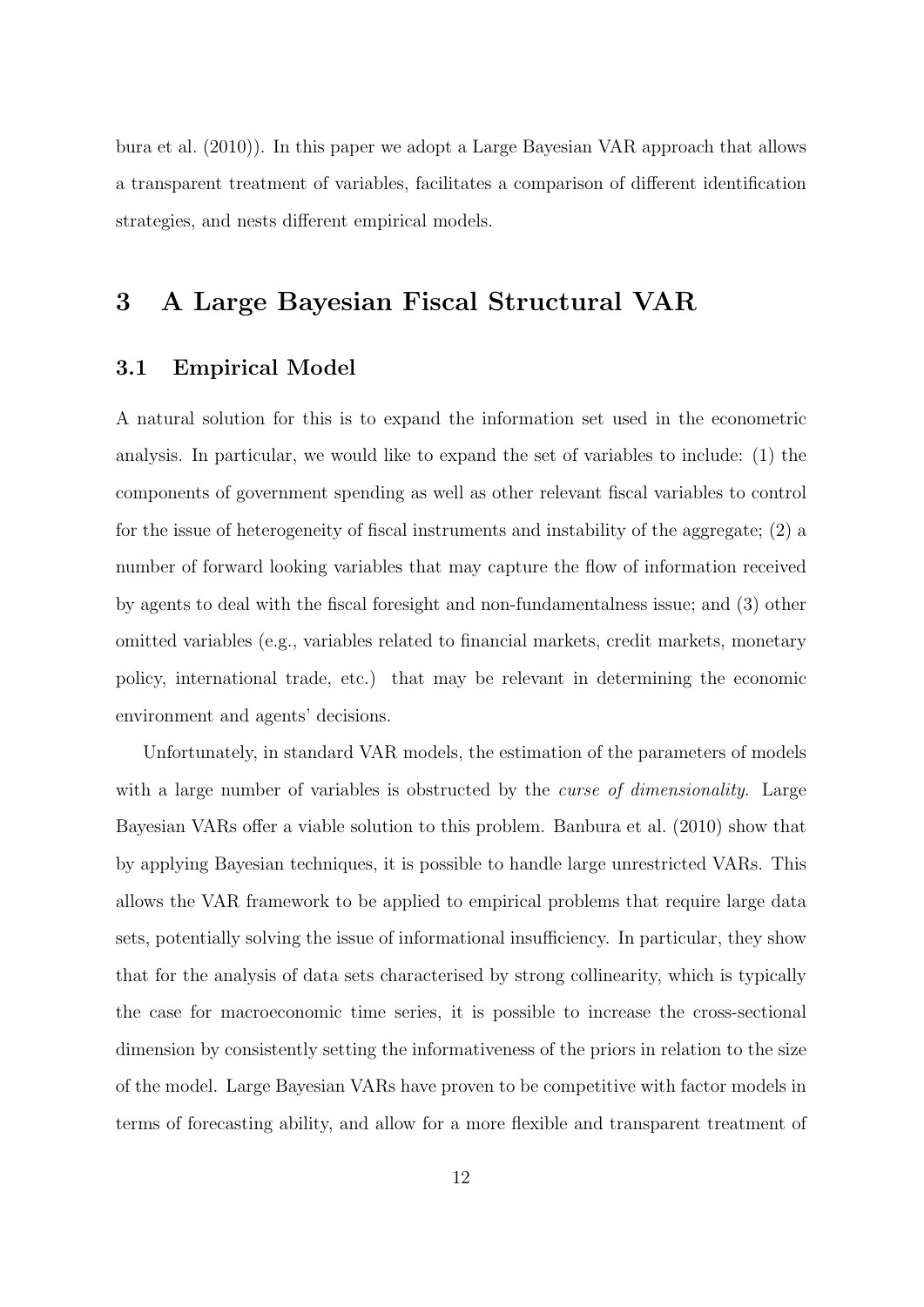bura et al. (2010)). In this paper we adopt a Large Bayesian VAR approach that allows a transparent treatment of variables, facilitates a comparison of different identification strategies, and nests different empirical models.

# 3 A Large Bayesian Fiscal Structural VAR

## 3.1 Empirical Model

A natural solution for this is to expand the information set used in the econometric analysis. In particular, we would like to expand the set of variables to include: (1) the components of government spending as well as other relevant fiscal variables to control for the issue of heterogeneity of fiscal instruments and instability of the aggregate; (2) a number of forward looking variables that may capture the flow of information received by agents to deal with the fiscal foresight and non-fundamentalness issue; and (3) other omitted variables (e.g., variables related to financial markets, credit markets, monetary policy, international trade, etc.) that may be relevant in determining the economic environment and agents' decisions.

Unfortunately, in standard VAR models, the estimation of the parameters of models with a large number of variables is obstructed by the *curse of dimensionality*. Large Bayesian VARs offer a viable solution to this problem. Banbura et al. (2010) show that by applying Bayesian techniques, it is possible to handle large unrestricted VARs. This allows the VAR framework to be applied to empirical problems that require large data sets, potentially solving the issue of informational insufficiency. In particular, they show that for the analysis of data sets characterised by strong collinearity, which is typically the case for macroeconomic time series, it is possible to increase the cross-sectional dimension by consistently setting the informativeness of the priors in relation to the size of the model. Large Bayesian VARs have proven to be competitive with factor models in terms of forecasting ability, and allow for a more flexible and transparent treatment of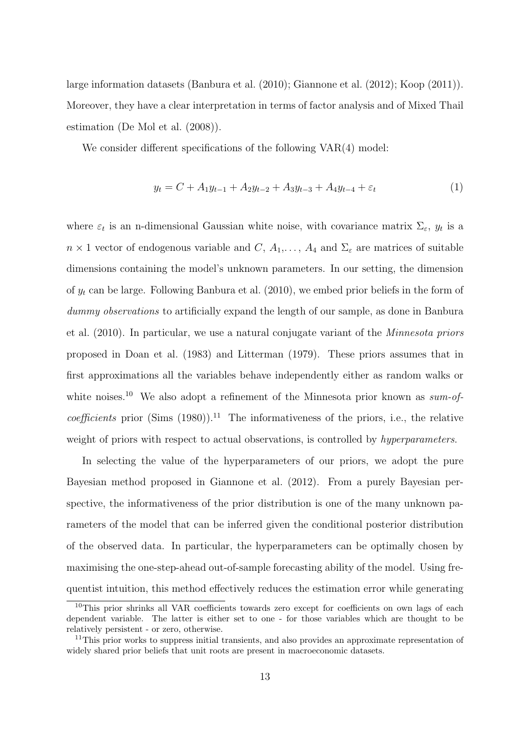large information datasets (Banbura et al. (2010); Giannone et al. (2012); Koop (2011)). Moreover, they have a clear interpretation in terms of factor analysis and of Mixed Thail estimation (De Mol et al. (2008)).

We consider different specifications of the following VAR(4) model:

$$y_t = C + A_1 y_{t-1} + A_2 y_{t-2} + A_3 y_{t-3} + A_4 y_{t-4} + \varepsilon_t \tag{1}$$

where $\varepsilon_t$ is an n-dimensional Gaussian white noise, with covariance matrix $\Sigma_\varepsilon$, $y_t$ is a $n \times 1$ vector of endogenous variable and $C$, $A_1, \ldots, A_4$ and $\Sigma_\varepsilon$ are matrices of suitable dimensions containing the model's unknown parameters. In our setting, the dimension of $y_t$ can be large. Following Banbura et al. (2010), we embed prior beliefs in the form of *dummy observations* to artificially expand the length of our sample, as done in Banbura et al. (2010). In particular, we use a natural conjugate variant of the *Minnesota priors* proposed in Doan et al. (1983) and Litterman (1979). These priors assumes that in first approximations all the variables behave independently either as random walks or white noises.[10] We also adopt a refinement of the Minnesota prior known as *sum-of-coefficients* prior (Sims (1980)).[11] The informativeness of the priors, i.e., the relative weight of priors with respect to actual observations, is controlled by *hyperparameters.*

In selecting the value of the hyperparameters of our priors, we adopt the pure Bayesian method proposed in Giannone et al. (2012). From a purely Bayesian perspective, the informativeness of the prior distribution is one of the many unknown parameters of the model that can be inferred given the conditional posterior distribution of the observed data. In particular, the hyperparameters can be optimally chosen by maximising the one-step-ahead out-of-sample forecasting ability of the model. Using frequentist intuition, this method effectively reduces the estimation error while generating

[10] This prior shrinks all VAR coefficients towards zero except for coefficients on own lags of each dependent variable. The latter is either set to one - for those variables which are thought to be relatively persistent - or zero, otherwise.

[11] This prior works to suppress initial transients, and also provides an approximate representation of widely shared prior beliefs that unit roots are present in macroeconomic datasets.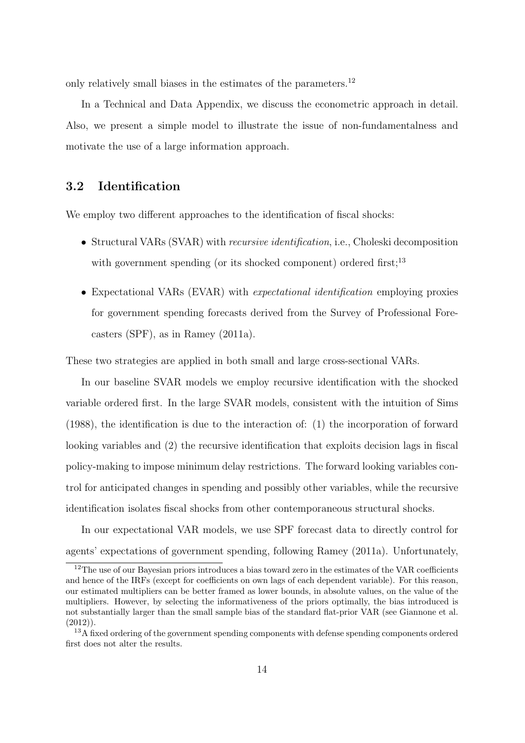only relatively small biases in the estimates of the parameters.[12]

In a Technical and Data Appendix, we discuss the econometric approach in detail. Also, we present a simple model to illustrate the issue of non-fundamentalness and motivate the use of a large information approach.

### 3.2 Identification

We employ two different approaches to the identification of fiscal shocks:

- Structural VARs (SVAR) with *recursive identification*, i.e., Choleski decomposition with government spending (or its shocked component) ordered first;[13]
- Expectational VARs (EVAR) with *expectational identification* employing proxies for government spending forecasts derived from the Survey of Professional Forecasters (SPF), as in Ramey (2011a).

These two strategies are applied in both small and large cross-sectional VARs.

In our baseline SVAR models we employ recursive identification with the shocked variable ordered first. In the large SVAR models, consistent with the intuition of Sims (1988), the identification is due to the interaction of: (1) the incorporation of forward looking variables and (2) the recursive identification that exploits decision lags in fiscal policy-making to impose minimum delay restrictions. The forward looking variables control for anticipated changes in spending and possibly other variables, while the recursive identification isolates fiscal shocks from other contemporaneous structural shocks.

In our expectational VAR models, we use SPF forecast data to directly control for agents' expectations of government spending, following Ramey (2011a). Unfortunately,

[12] The use of our Bayesian priors introduces a bias toward zero in the estimates of the VAR coefficients and hence of the IRFs (except for coefficients on own lags of each dependent variable). For this reason, our estimated multipliers can be better framed as lower bounds, in absolute values, on the value of the multipliers. However, by selecting the informativeness of the priors optimally, the bias introduced is not substantially larger than the small sample bias of the standard flat-prior VAR (see Giannone et al. (2012)).

[13] A fixed ordering of the government spending components with defense spending components ordered first does not alter the results.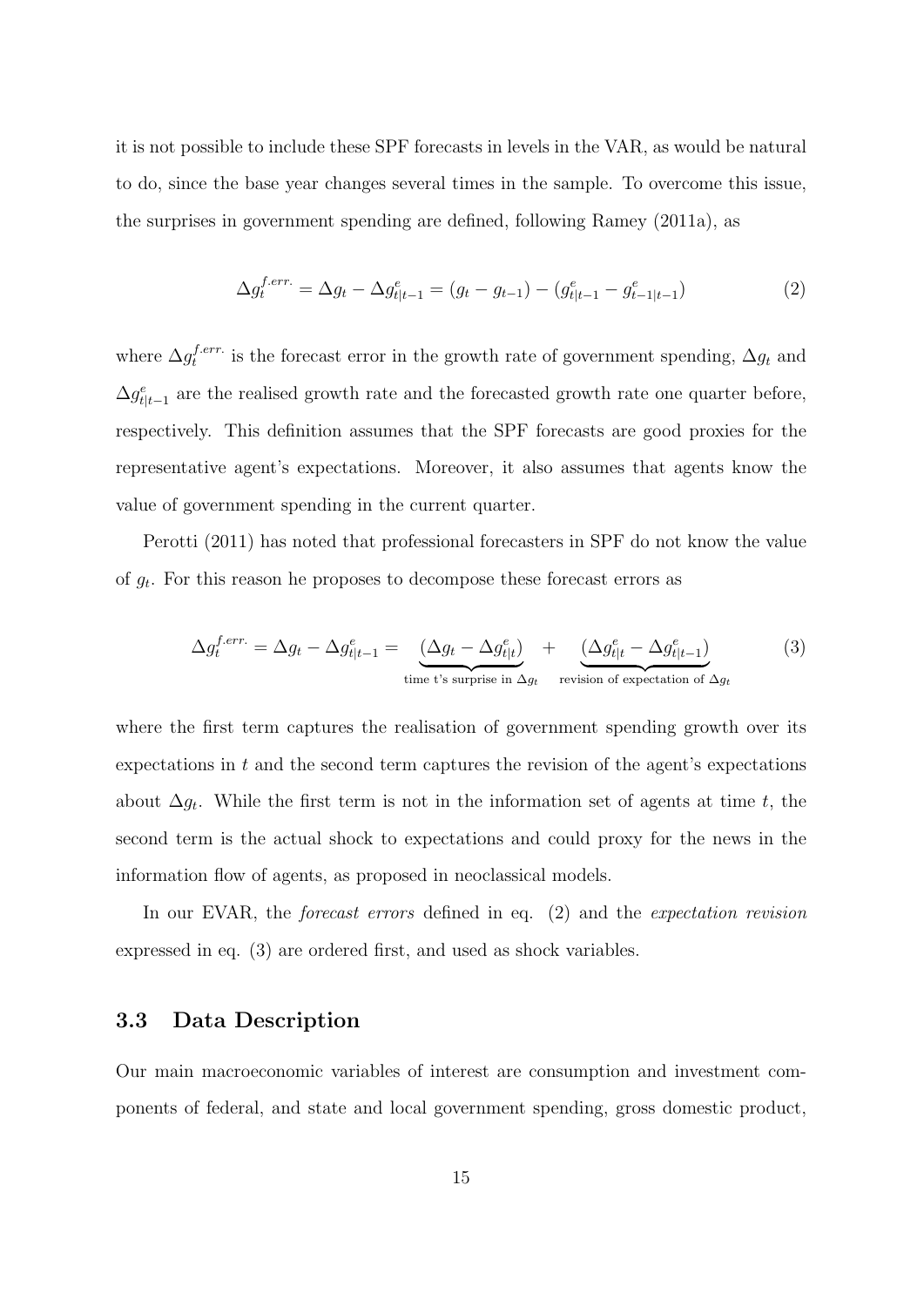it is not possible to include these SPF forecasts in levels in the VAR, as would be natural to do, since the base year changes several times in the sample. To overcome this issue, the surprises in government spending are defined, following Ramey (2011a), as

$$\Delta g_t^{f.err.} = \Delta g_t - \Delta g_{t|t-1}^e = (g_t - g_{t-1}) - (g_{t|t-1}^e - g_{t-1|t-1}^e) \tag{2}$$

where $\Delta g_t^{f.err.}$ is the forecast error in the growth rate of government spending, $\Delta g_t$ and $\Delta g_{t|t-1}^e$ are the realised growth rate and the forecasted growth rate one quarter before, respectively. This definition assumes that the SPF forecasts are good proxies for the representative agent's expectations. Moreover, it also assumes that agents know the value of government spending in the current quarter.

Perotti (2011) has noted that professional forecasters in SPF do not know the value of $g_t$. For this reason he proposes to decompose these forecast errors as

$$\Delta g_t^{f.err.} = \Delta g_t - \Delta g_{t|t-1}^e = \underbrace{(\Delta g_t - \Delta g_{t|t}^e)}_{\text{time t's surprise in } \Delta g_t} + \underbrace{(\Delta g_{t|t}^e - \Delta g_{t|t-1}^e)}_{\text{revision of expectation of } \Delta g_t} \tag{3}$$

where the first term captures the realisation of government spending growth over its expectations in $t$ and the second term captures the revision of the agent's expectations about $\Delta g_t$. While the first term is not in the information set of agents at time $t$, the second term is the actual shock to expectations and could proxy for the news in the information flow of agents, as proposed in neoclassical models.

In our EVAR, the *forecast errors* defined in eq. (2) and the *expectation revision* expressed in eq. (3) are ordered first, and used as shock variables.

### 3.3 Data Description

Our main macroeconomic variables of interest are consumption and investment components of federal, and state and local government spending, gross domestic product,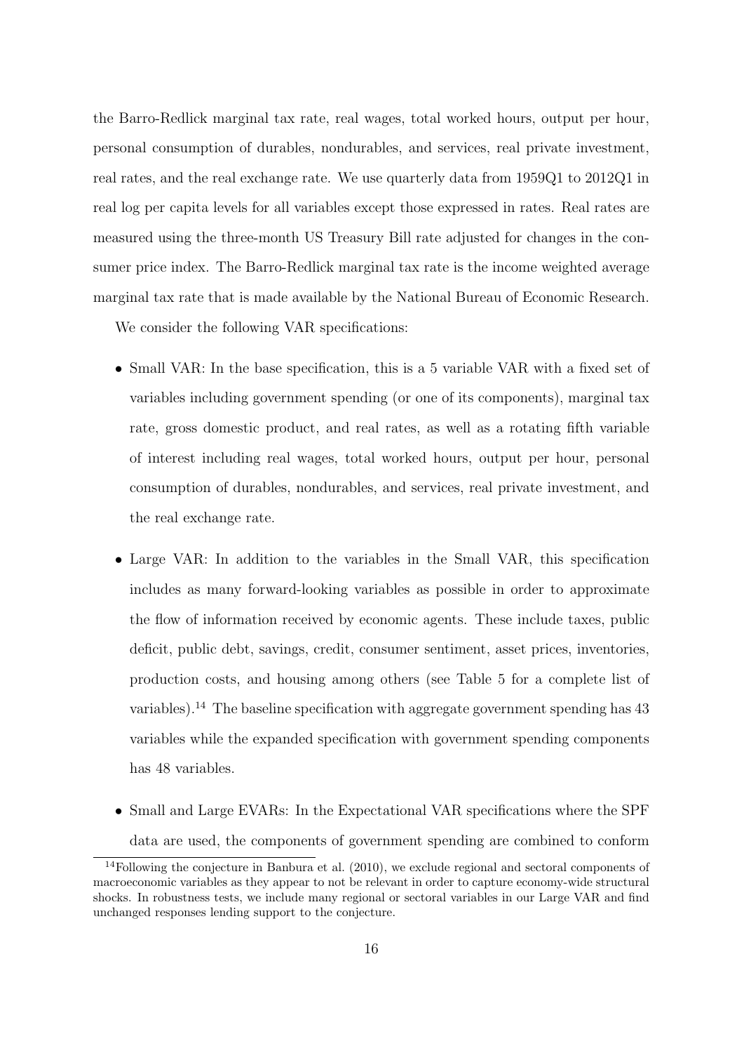the Barro-Redlick marginal tax rate, real wages, total worked hours, output per hour, personal consumption of durables, nondurables, and services, real private investment, real rates, and the real exchange rate. We use quarterly data from 1959Q1 to 2012Q1 in real log per capita levels for all variables except those expressed in rates. Real rates are measured using the three-month US Treasury Bill rate adjusted for changes in the consumer price index. The Barro-Redlick marginal tax rate is the income weighted average marginal tax rate that is made available by the National Bureau of Economic Research.

We consider the following VAR specifications:

- Small VAR: In the base specification, this is a 5 variable VAR with a fixed set of variables including government spending (or one of its components), marginal tax rate, gross domestic product, and real rates, as well as a rotating fifth variable of interest including real wages, total worked hours, output per hour, personal consumption of durables, nondurables, and services, real private investment, and the real exchange rate.

- Large VAR: In addition to the variables in the Small VAR, this specification includes as many forward-looking variables as possible in order to approximate the flow of information received by economic agents. These include taxes, public deficit, public debt, savings, credit, consumer sentiment, asset prices, inventories, production costs, and housing among others (see Table 5 for a complete list of variables).[14] The baseline specification with aggregate government spending has 43 variables while the expanded specification with government spending components has 48 variables.

- Small and Large EVARs: In the Expectational VAR specifications where the SPF data are used, the components of government spending are combined to conform

[14]Following the conjecture in Banbura et al. (2010), we exclude regional and sectoral components of macroeconomic variables as they appear to not be relevant in order to capture economy-wide structural shocks. In robustness tests, we include many regional or sectoral variables in our Large VAR and find unchanged responses lending support to the conjecture.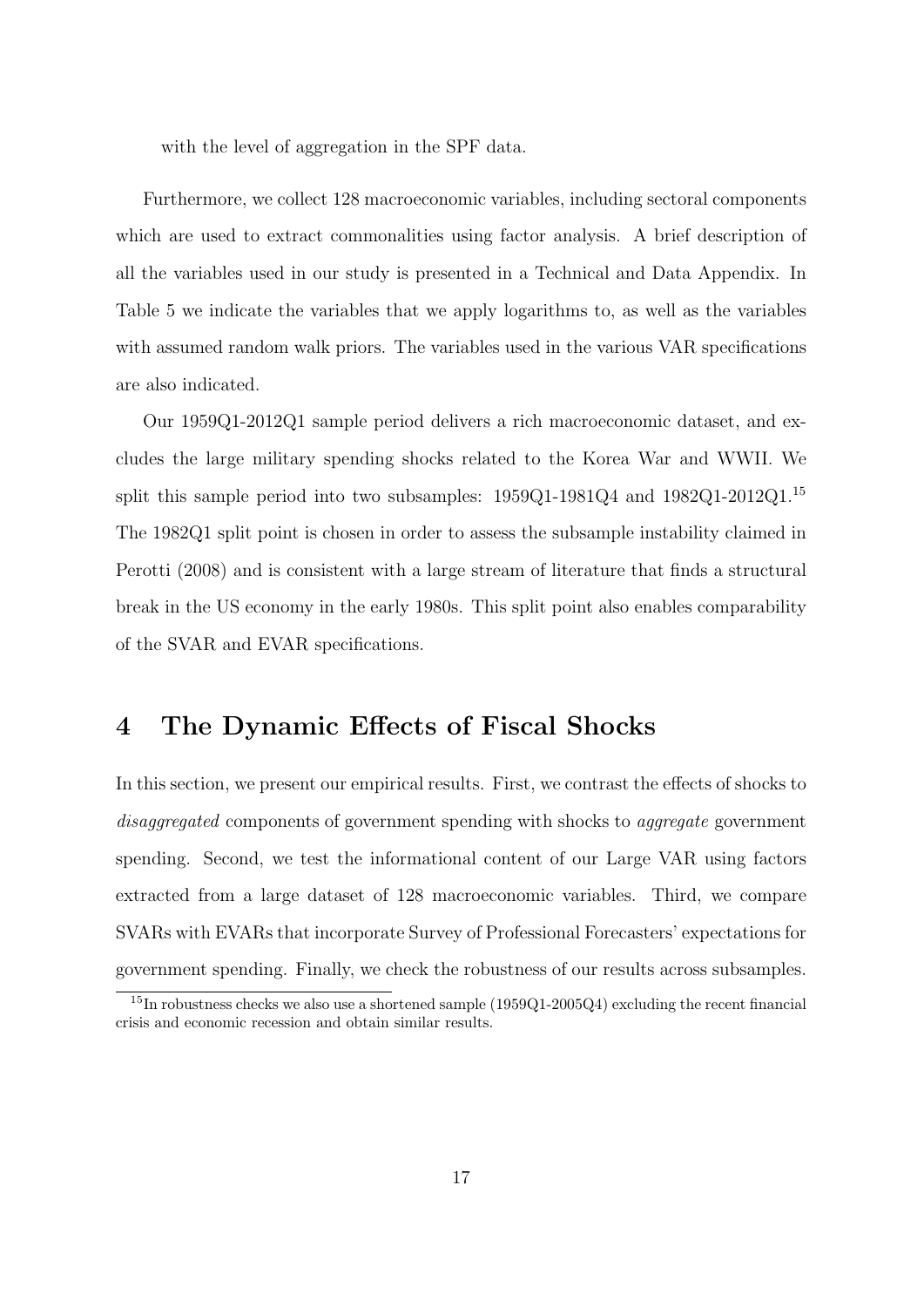with the level of aggregation in the SPF data.

Furthermore, we collect 128 macroeconomic variables, including sectoral components which are used to extract commonalities using factor analysis. A brief description of all the variables used in our study is presented in a Technical and Data Appendix. In Table 5 we indicate the variables that we apply logarithms to, as well as the variables with assumed random walk priors. The variables used in the various VAR specifications are also indicated.

Our 1959Q1-2012Q1 sample period delivers a rich macroeconomic dataset, and excludes the large military spending shocks related to the Korea War and WWII. We split this sample period into two subsamples: 1959Q1-1981Q4 and 1982Q1-2012Q1.[15] The 1982Q1 split point is chosen in order to assess the subsample instability claimed in Perotti (2008) and is consistent with a large stream of literature that finds a structural break in the US economy in the early 1980s. This split point also enables comparability of the SVAR and EVAR specifications.

# 4 The Dynamic Effects of Fiscal Shocks

In this section, we present our empirical results. First, we contrast the effects of shocks to *disaggregated* components of government spending with shocks to *aggregate* government spending. Second, we test the informational content of our Large VAR using factors extracted from a large dataset of 128 macroeconomic variables. Third, we compare SVARs with EVARs that incorporate Survey of Professional Forecasters' expectations for government spending. Finally, we check the robustness of our results across subsamples.

[15] In robustness checks we also use a shortened sample (1959Q1-2005Q4) excluding the recent financial crisis and economic recession and obtain similar results.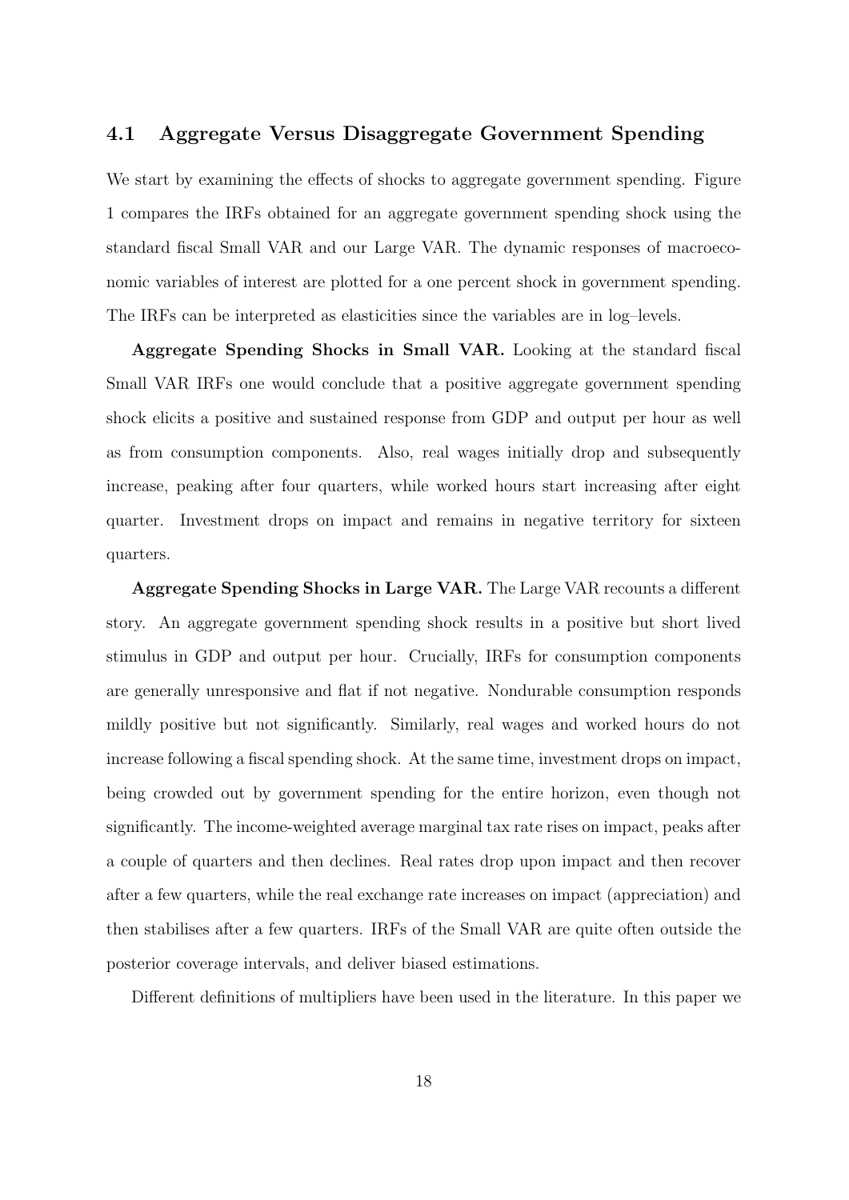## 4.1 Aggregate Versus Disaggregate Government Spending

We start by examining the effects of shocks to aggregate government spending. Figure 1 compares the IRFs obtained for an aggregate government spending shock using the standard fiscal Small VAR and our Large VAR. The dynamic responses of macroeconomic variables of interest are plotted for a one percent shock in government spending. The IRFs can be interpreted as elasticities since the variables are in log–levels.

**Aggregate Spending Shocks in Small VAR.** Looking at the standard fiscal Small VAR IRFs one would conclude that a positive aggregate government spending shock elicits a positive and sustained response from GDP and output per hour as well as from consumption components. Also, real wages initially drop and subsequently increase, peaking after four quarters, while worked hours start increasing after eight quarter. Investment drops on impact and remains in negative territory for sixteen quarters.

**Aggregate Spending Shocks in Large VAR.** The Large VAR recounts a different story. An aggregate government spending shock results in a positive but short lived stimulus in GDP and output per hour. Crucially, IRFs for consumption components are generally unresponsive and flat if not negative. Nondurable consumption responds mildly positive but not significantly. Similarly, real wages and worked hours do not increase following a fiscal spending shock. At the same time, investment drops on impact, being crowded out by government spending for the entire horizon, even though not significantly. The income-weighted average marginal tax rate rises on impact, peaks after a couple of quarters and then declines. Real rates drop upon impact and then recover after a few quarters, while the real exchange rate increases on impact (appreciation) and then stabilises after a few quarters. IRFs of the Small VAR are quite often outside the posterior coverage intervals, and deliver biased estimations.

Different definitions of multipliers have been used in the literature. In this paper we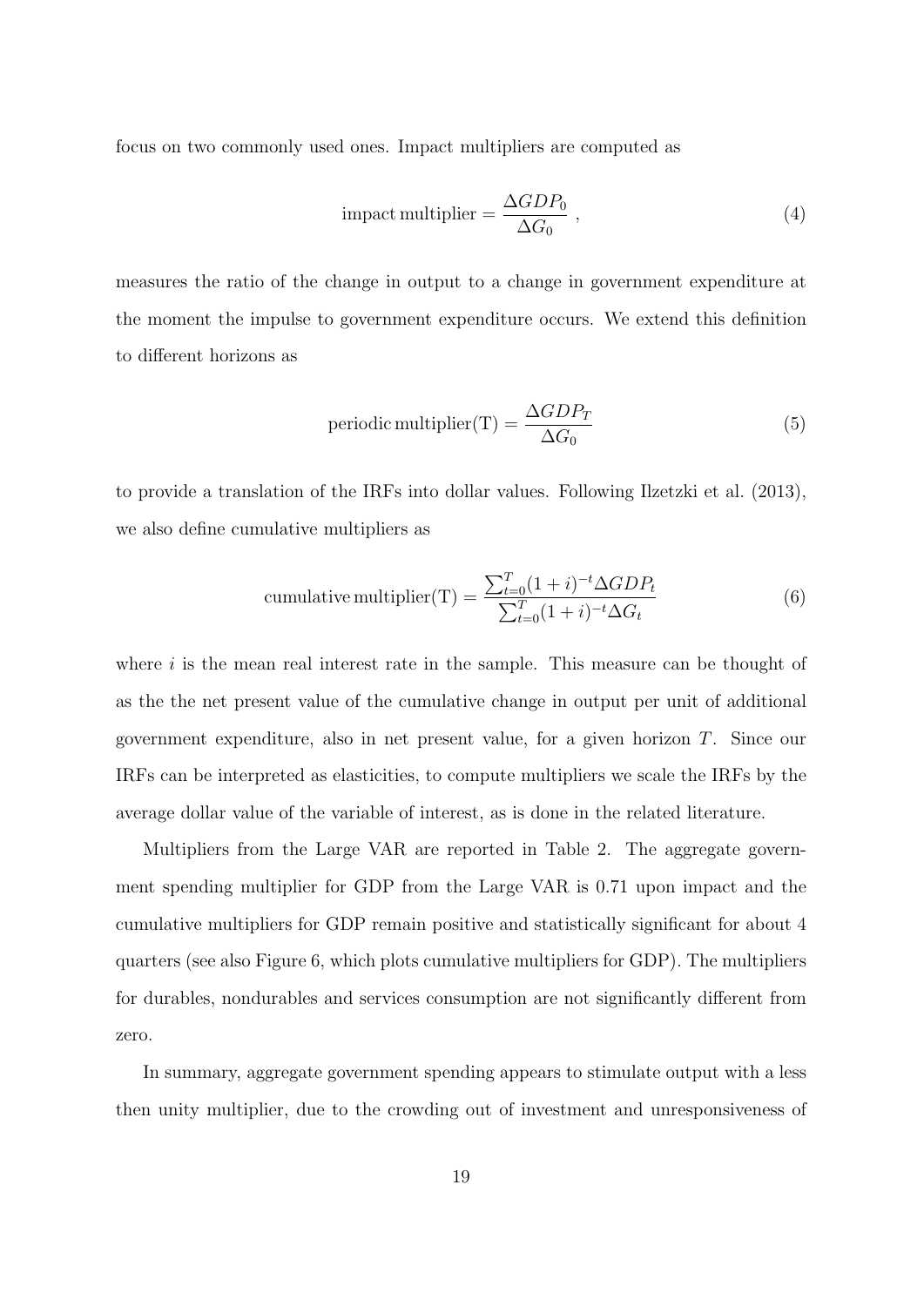focus on two commonly used ones. Impact multipliers are computed as

$$\text{impact multiplier} = \frac{\Delta GDP_0}{\Delta G_0} \,, \tag{4}$$

measures the ratio of the change in output to a change in government expenditure at the moment the impulse to government expenditure occurs. We extend this definition to different horizons as

$$\text{periodic multiplier(T)} = \frac{\Delta GDP_T}{\Delta G_0} \tag{5}$$

to provide a translation of the IRFs into dollar values. Following Ilzetzki et al. (2013), we also define cumulative multipliers as

$$\text{cumulative multiplier(T)} = \frac{\sum_{t=0}^{T}(1+i)^{-t}\Delta GDP_t}{\sum_{t=0}^{T}(1+i)^{-t}\Delta G_t} \tag{6}$$

where $i$ is the mean real interest rate in the sample. This measure can be thought of as the the net present value of the cumulative change in output per unit of additional government expenditure, also in net present value, for a given horizon $T$. Since our IRFs can be interpreted as elasticities, to compute multipliers we scale the IRFs by the average dollar value of the variable of interest, as is done in the related literature.

Multipliers from the Large VAR are reported in Table 2. The aggregate government spending multiplier for GDP from the Large VAR is 0.71 upon impact and the cumulative multipliers for GDP remain positive and statistically significant for about 4 quarters (see also Figure 6, which plots cumulative multipliers for GDP). The multipliers for durables, nondurables and services consumption are not significantly different from zero.

In summary, aggregate government spending appears to stimulate output with a less then unity multiplier, due to the crowding out of investment and unresponsiveness of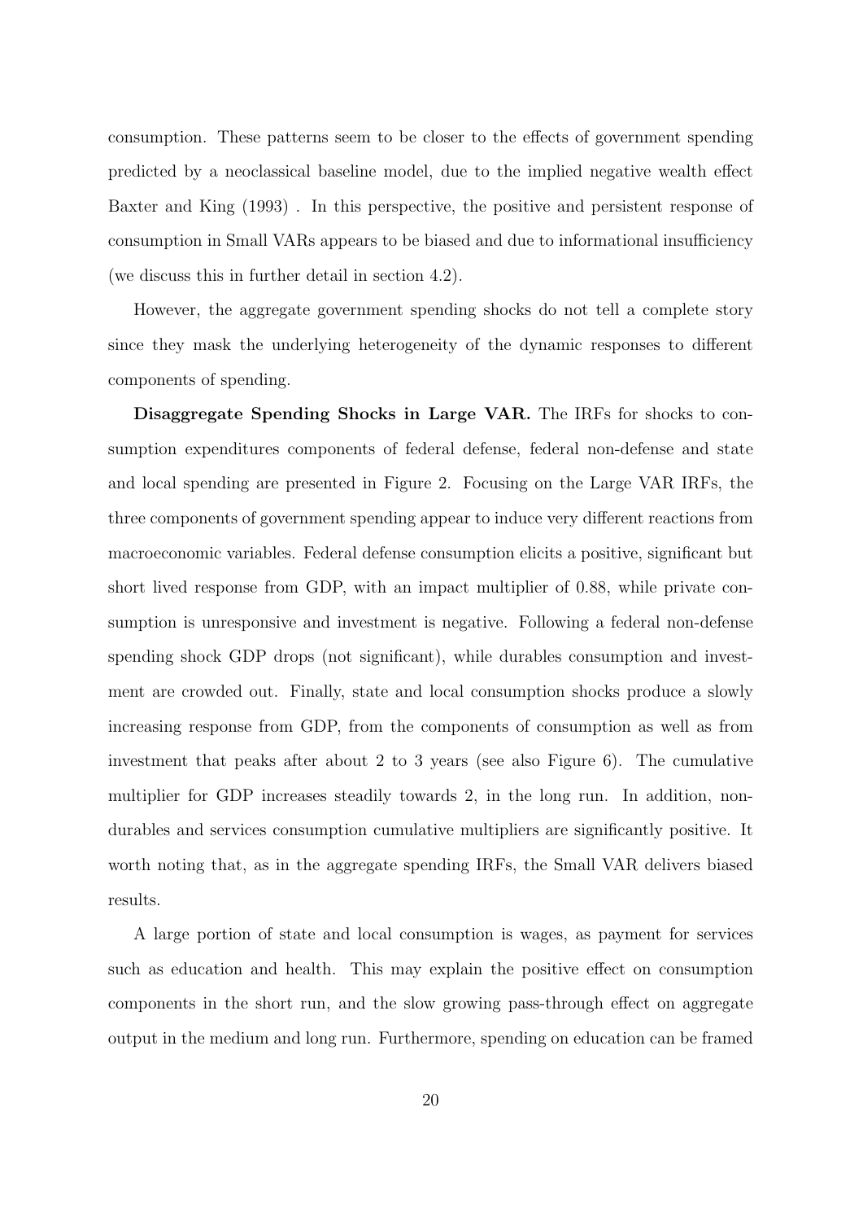consumption. These patterns seem to be closer to the effects of government spending predicted by a neoclassical baseline model, due to the implied negative wealth effect Baxter and King (1993) . In this perspective, the positive and persistent response of consumption in Small VARs appears to be biased and due to informational insufficiency (we discuss this in further detail in section 4.2).

However, the aggregate government spending shocks do not tell a complete story since they mask the underlying heterogeneity of the dynamic responses to different components of spending.

**Disaggregate Spending Shocks in Large VAR.** The IRFs for shocks to consumption expenditures components of federal defense, federal non-defense and state and local spending are presented in Figure 2. Focusing on the Large VAR IRFs, the three components of government spending appear to induce very different reactions from macroeconomic variables. Federal defense consumption elicits a positive, significant but short lived response from GDP, with an impact multiplier of 0.88, while private consumption is unresponsive and investment is negative. Following a federal non-defense spending shock GDP drops (not significant), while durables consumption and investment are crowded out. Finally, state and local consumption shocks produce a slowly increasing response from GDP, from the components of consumption as well as from investment that peaks after about 2 to 3 years (see also Figure 6). The cumulative multiplier for GDP increases steadily towards 2, in the long run. In addition, non-durables and services consumption cumulative multipliers are significantly positive. It worth noting that, as in the aggregate spending IRFs, the Small VAR delivers biased results.

A large portion of state and local consumption is wages, as payment for services such as education and health. This may explain the positive effect on consumption components in the short run, and the slow growing pass-through effect on aggregate output in the medium and long run. Furthermore, spending on education can be framed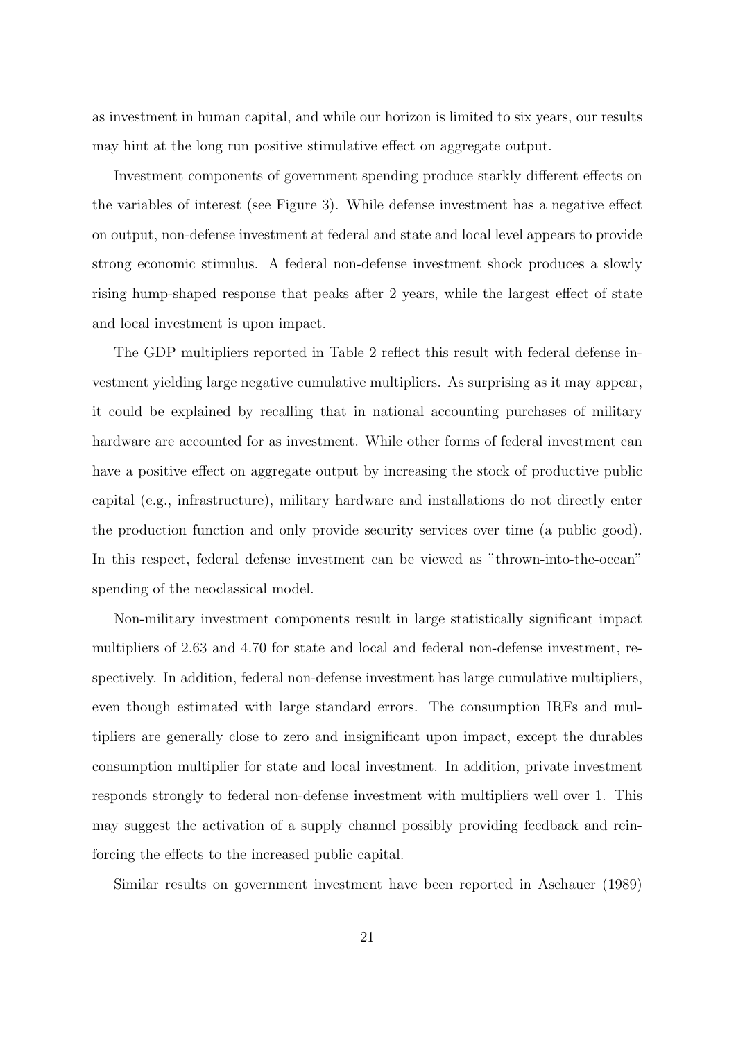as investment in human capital, and while our horizon is limited to six years, our results may hint at the long run positive stimulative effect on aggregate output.

Investment components of government spending produce starkly different effects on the variables of interest (see Figure 3). While defense investment has a negative effect on output, non-defense investment at federal and state and local level appears to provide strong economic stimulus. A federal non-defense investment shock produces a slowly rising hump-shaped response that peaks after 2 years, while the largest effect of state and local investment is upon impact.

The GDP multipliers reported in Table 2 reflect this result with federal defense investment yielding large negative cumulative multipliers. As surprising as it may appear, it could be explained by recalling that in national accounting purchases of military hardware are accounted for as investment. While other forms of federal investment can have a positive effect on aggregate output by increasing the stock of productive public capital (e.g., infrastructure), military hardware and installations do not directly enter the production function and only provide security services over time (a public good). In this respect, federal defense investment can be viewed as "thrown-into-the-ocean" spending of the neoclassical model.

Non-military investment components result in large statistically significant impact multipliers of 2.63 and 4.70 for state and local and federal non-defense investment, respectively. In addition, federal non-defense investment has large cumulative multipliers, even though estimated with large standard errors. The consumption IRFs and multipliers are generally close to zero and insignificant upon impact, except the durables consumption multiplier for state and local investment. In addition, private investment responds strongly to federal non-defense investment with multipliers well over 1. This may suggest the activation of a supply channel possibly providing feedback and reinforcing the effects to the increased public capital.

Similar results on government investment have been reported in Aschauer (1989)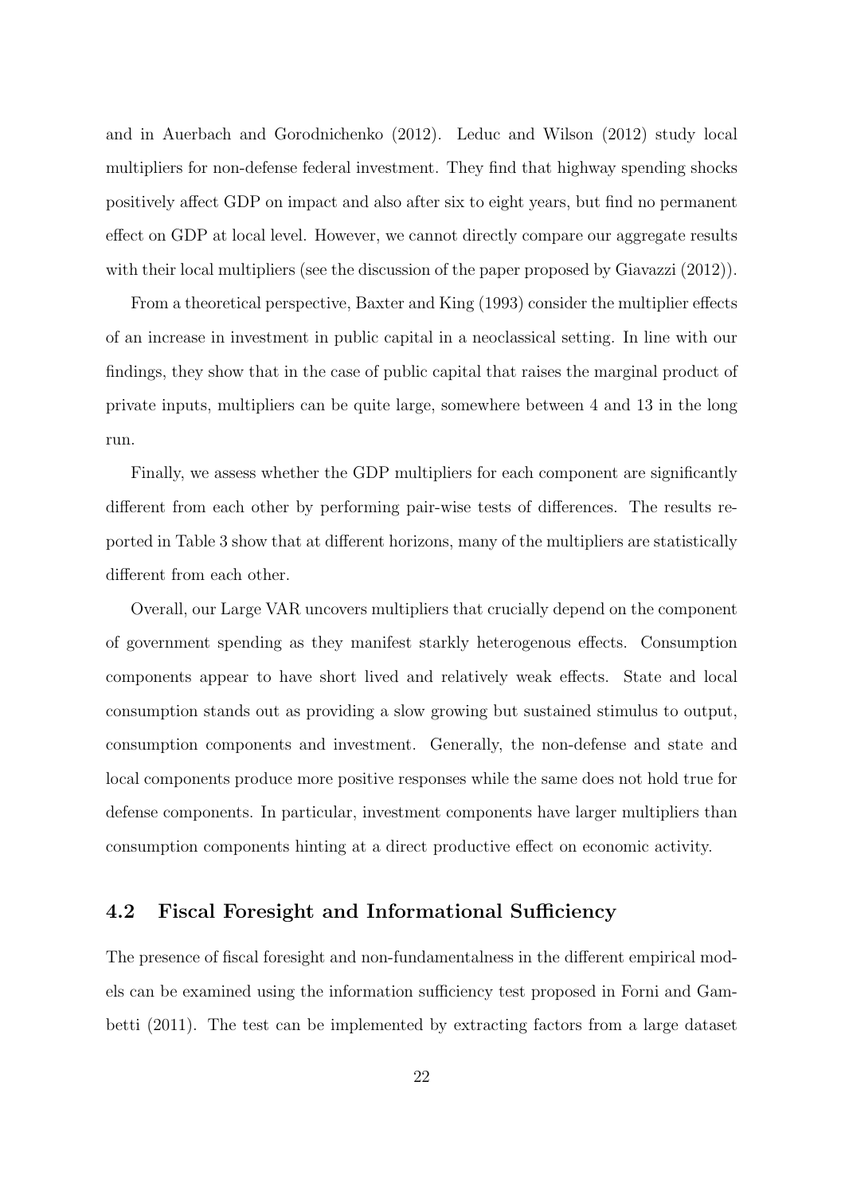and in Auerbach and Gorodnichenko (2012). Leduc and Wilson (2012) study local multipliers for non-defense federal investment. They find that highway spending shocks positively affect GDP on impact and also after six to eight years, but find no permanent effect on GDP at local level. However, we cannot directly compare our aggregate results with their local multipliers (see the discussion of the paper proposed by Giavazzi (2012)).

From a theoretical perspective, Baxter and King (1993) consider the multiplier effects of an increase in investment in public capital in a neoclassical setting. In line with our findings, they show that in the case of public capital that raises the marginal product of private inputs, multipliers can be quite large, somewhere between 4 and 13 in the long run.

Finally, we assess whether the GDP multipliers for each component are significantly different from each other by performing pair-wise tests of differences. The results reported in Table 3 show that at different horizons, many of the multipliers are statistically different from each other.

Overall, our Large VAR uncovers multipliers that crucially depend on the component of government spending as they manifest starkly heterogenous effects. Consumption components appear to have short lived and relatively weak effects. State and local consumption stands out as providing a slow growing but sustained stimulus to output, consumption components and investment. Generally, the non-defense and state and local components produce more positive responses while the same does not hold true for defense components. In particular, investment components have larger multipliers than consumption components hinting at a direct productive effect on economic activity.

## 4.2 Fiscal Foresight and Informational Sufficiency

The presence of fiscal foresight and non-fundamentalness in the different empirical models can be examined using the information sufficiency test proposed in Forni and Gambetti (2011). The test can be implemented by extracting factors from a large dataset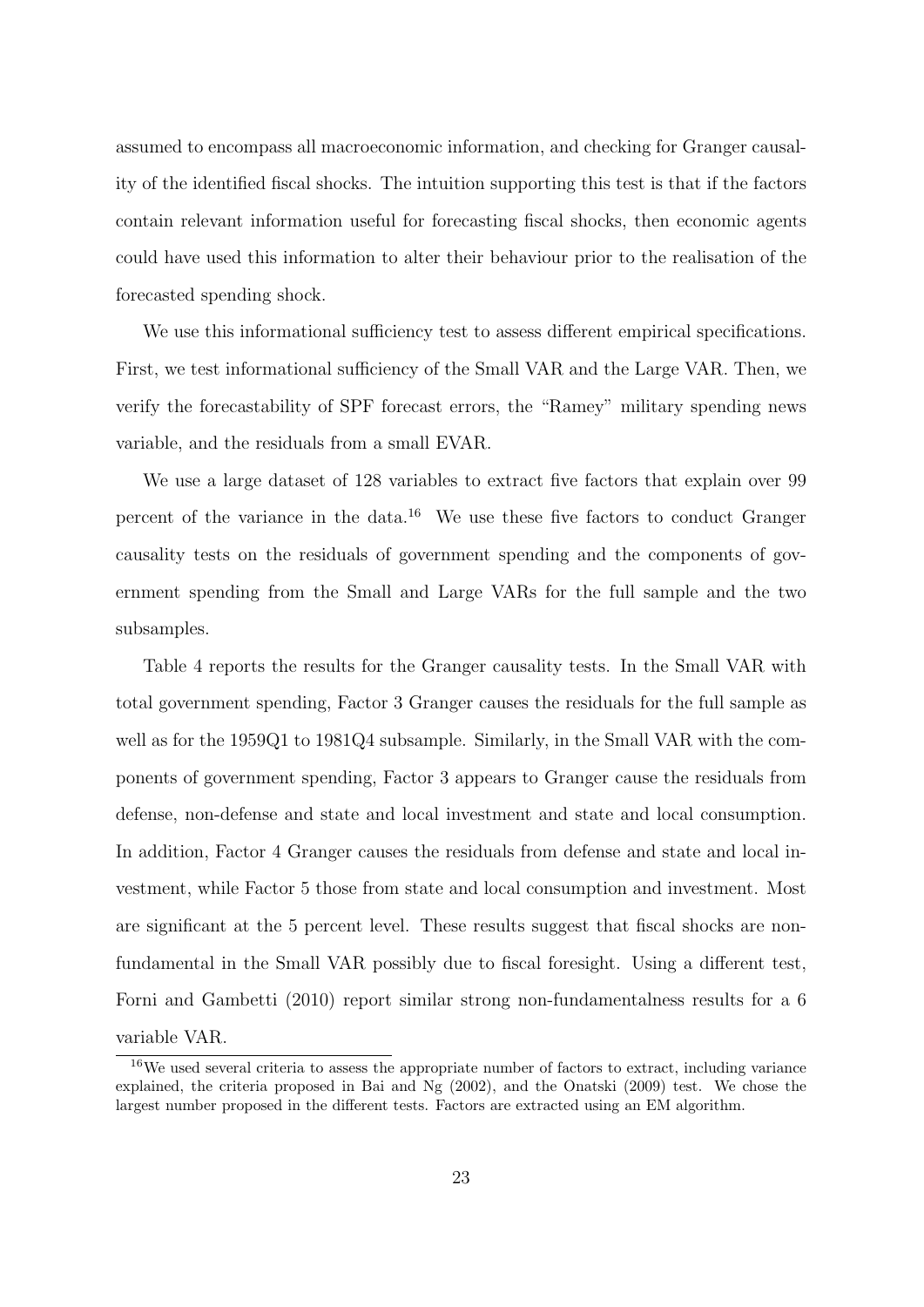assumed to encompass all macroeconomic information, and checking for Granger causality of the identified fiscal shocks. The intuition supporting this test is that if the factors contain relevant information useful for forecasting fiscal shocks, then economic agents could have used this information to alter their behaviour prior to the realisation of the forecasted spending shock.

We use this informational sufficiency test to assess different empirical specifications. First, we test informational sufficiency of the Small VAR and the Large VAR. Then, we verify the forecastability of SPF forecast errors, the "Ramey" military spending news variable, and the residuals from a small EVAR.

We use a large dataset of 128 variables to extract five factors that explain over 99 percent of the variance in the data.[16] We use these five factors to conduct Granger causality tests on the residuals of government spending and the components of government spending from the Small and Large VARs for the full sample and the two subsamples.

Table 4 reports the results for the Granger causality tests. In the Small VAR with total government spending, Factor 3 Granger causes the residuals for the full sample as well as for the 1959Q1 to 1981Q4 subsample. Similarly, in the Small VAR with the components of government spending, Factor 3 appears to Granger cause the residuals from defense, non-defense and state and local investment and state and local consumption. In addition, Factor 4 Granger causes the residuals from defense and state and local investment, while Factor 5 those from state and local consumption and investment. Most are significant at the 5 percent level. These results suggest that fiscal shocks are non-fundamental in the Small VAR possibly due to fiscal foresight. Using a different test, Forni and Gambetti (2010) report similar strong non-fundamentalness results for a 6 variable VAR.

[16] We used several criteria to assess the appropriate number of factors to extract, including variance explained, the criteria proposed in Bai and Ng (2002), and the Onatski (2009) test. We chose the largest number proposed in the different tests. Factors are extracted using an EM algorithm.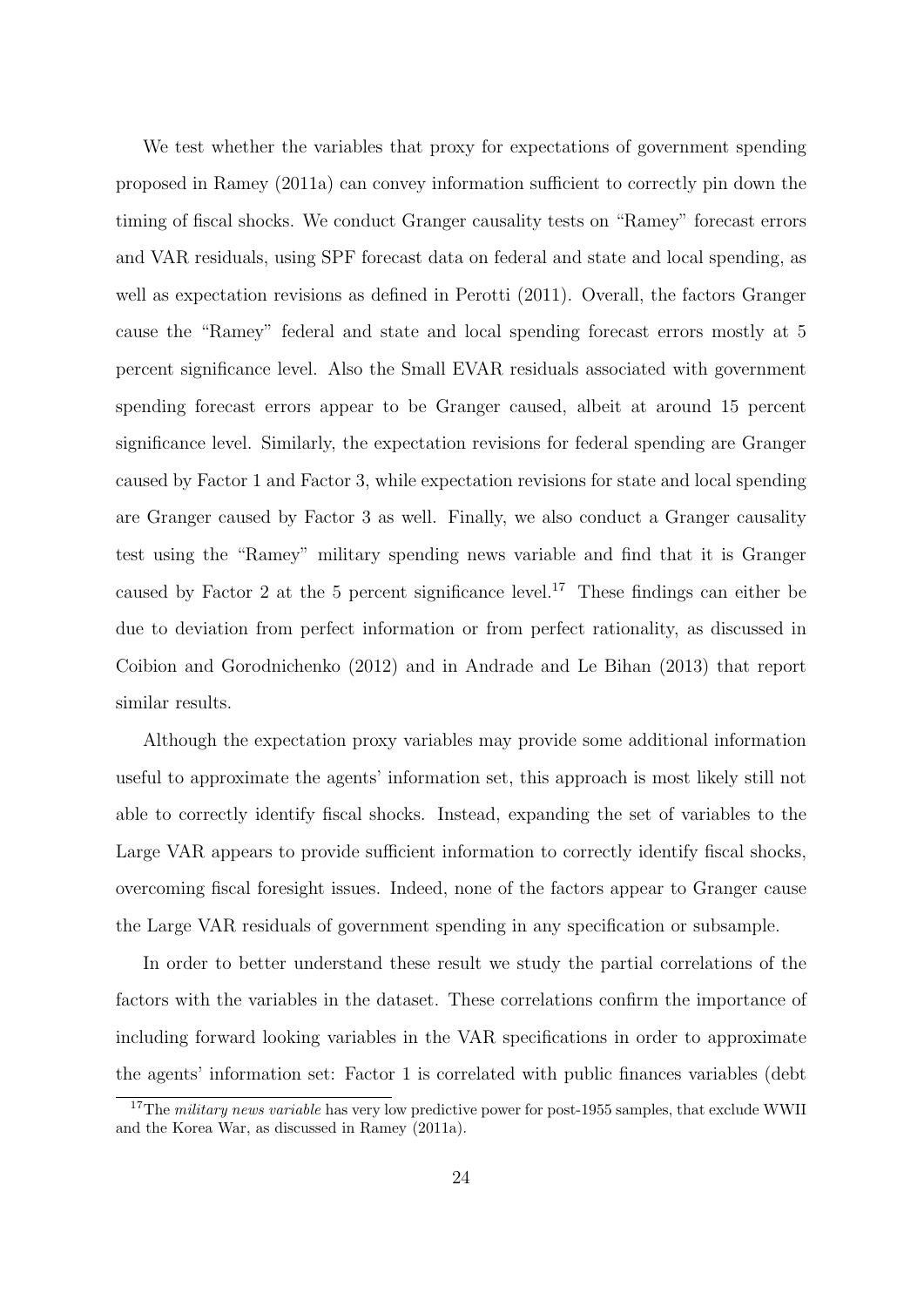We test whether the variables that proxy for expectations of government spending proposed in Ramey (2011a) can convey information sufficient to correctly pin down the timing of fiscal shocks. We conduct Granger causality tests on "Ramey" forecast errors and VAR residuals, using SPF forecast data on federal and state and local spending, as well as expectation revisions as defined in Perotti (2011). Overall, the factors Granger cause the "Ramey" federal and state and local spending forecast errors mostly at 5 percent significance level. Also the Small EVAR residuals associated with government spending forecast errors appear to be Granger caused, albeit at around 15 percent significance level. Similarly, the expectation revisions for federal spending are Granger caused by Factor 1 and Factor 3, while expectation revisions for state and local spending are Granger caused by Factor 3 as well. Finally, we also conduct a Granger causality test using the "Ramey" military spending news variable and find that it is Granger caused by Factor 2 at the 5 percent significance level.[17] These findings can either be due to deviation from perfect information or from perfect rationality, as discussed in Coibion and Gorodnichenko (2012) and in Andrade and Le Bihan (2013) that report similar results.

Although the expectation proxy variables may provide some additional information useful to approximate the agents' information set, this approach is most likely still not able to correctly identify fiscal shocks. Instead, expanding the set of variables to the Large VAR appears to provide sufficient information to correctly identify fiscal shocks, overcoming fiscal foresight issues. Indeed, none of the factors appear to Granger cause the Large VAR residuals of government spending in any specification or subsample.

In order to better understand these result we study the partial correlations of the factors with the variables in the dataset. These correlations confirm the importance of including forward looking variables in the VAR specifications in order to approximate the agents' information set: Factor 1 is correlated with public finances variables (debt

[17] The *military news variable* has very low predictive power for post-1955 samples, that exclude WWII and the Korea War, as discussed in Ramey (2011a).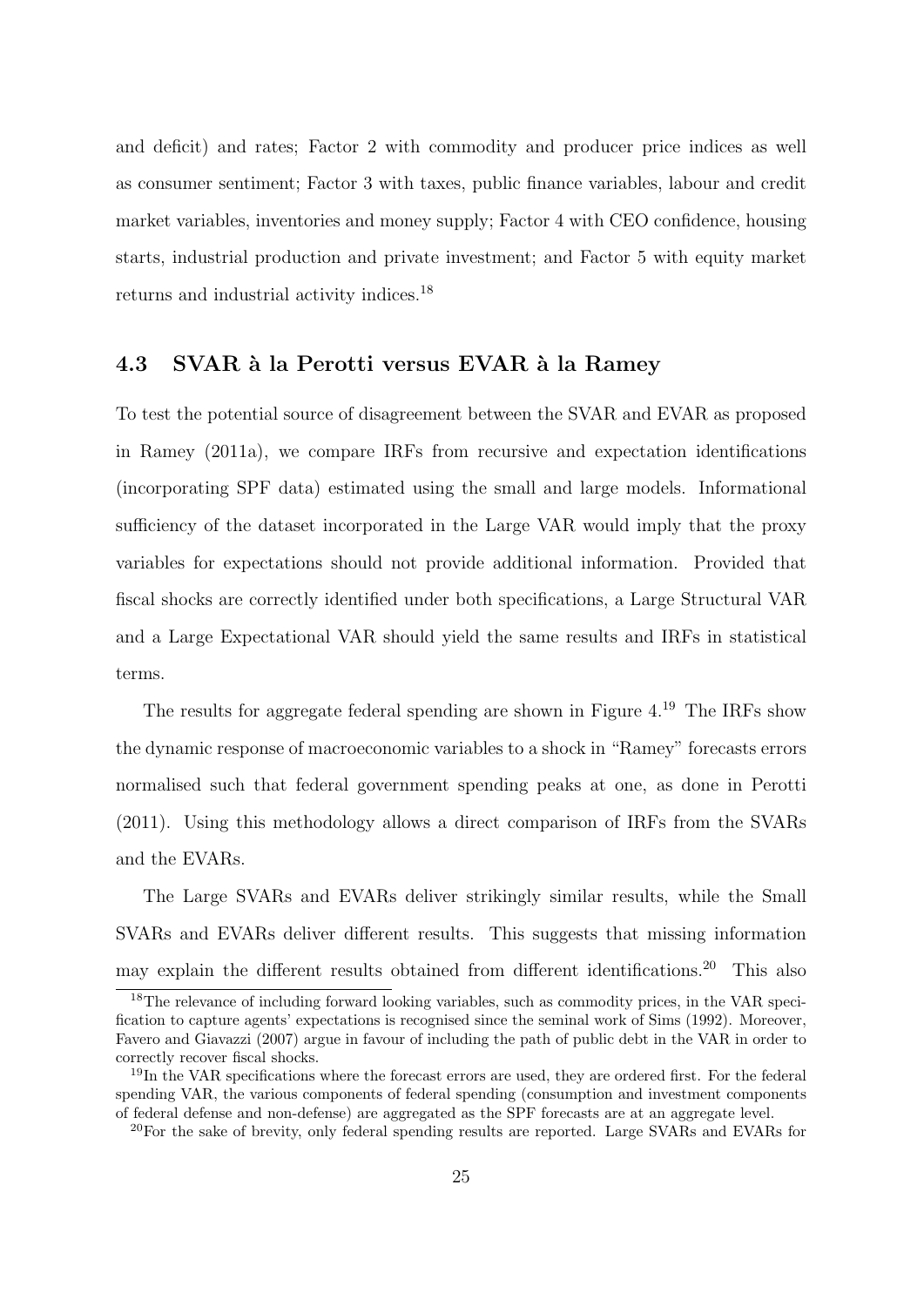and deficit) and rates; Factor 2 with commodity and producer price indices as well as consumer sentiment; Factor 3 with taxes, public finance variables, labour and credit market variables, inventories and money supply; Factor 4 with CEO confidence, housing starts, industrial production and private investment; and Factor 5 with equity market returns and industrial activity indices.[18]

### 4.3 SVAR à la Perotti versus EVAR à la Ramey

To test the potential source of disagreement between the SVAR and EVAR as proposed in Ramey (2011a), we compare IRFs from recursive and expectation identifications (incorporating SPF data) estimated using the small and large models. Informational sufficiency of the dataset incorporated in the Large VAR would imply that the proxy variables for expectations should not provide additional information. Provided that fiscal shocks are correctly identified under both specifications, a Large Structural VAR and a Large Expectational VAR should yield the same results and IRFs in statistical terms.

The results for aggregate federal spending are shown in Figure 4.[19] The IRFs show the dynamic response of macroeconomic variables to a shock in "Ramey" forecasts errors normalised such that federal government spending peaks at one, as done in Perotti (2011). Using this methodology allows a direct comparison of IRFs from the SVARs and the EVARs.

The Large SVARs and EVARs deliver strikingly similar results, while the Small SVARs and EVARs deliver different results. This suggests that missing information may explain the different results obtained from different identifications.[20] This also

[18] The relevance of including forward looking variables, such as commodity prices, in the VAR specification to capture agents' expectations is recognised since the seminal work of Sims (1992). Moreover, Favero and Giavazzi (2007) argue in favour of including the path of public debt in the VAR in order to correctly recover fiscal shocks.

[19] In the VAR specifications where the forecast errors are used, they are ordered first. For the federal spending VAR, the various components of federal spending (consumption and investment components of federal defense and non-defense) are aggregated as the SPF forecasts are at an aggregate level.

[20] For the sake of brevity, only federal spending results are reported. Large SVARs and EVARs for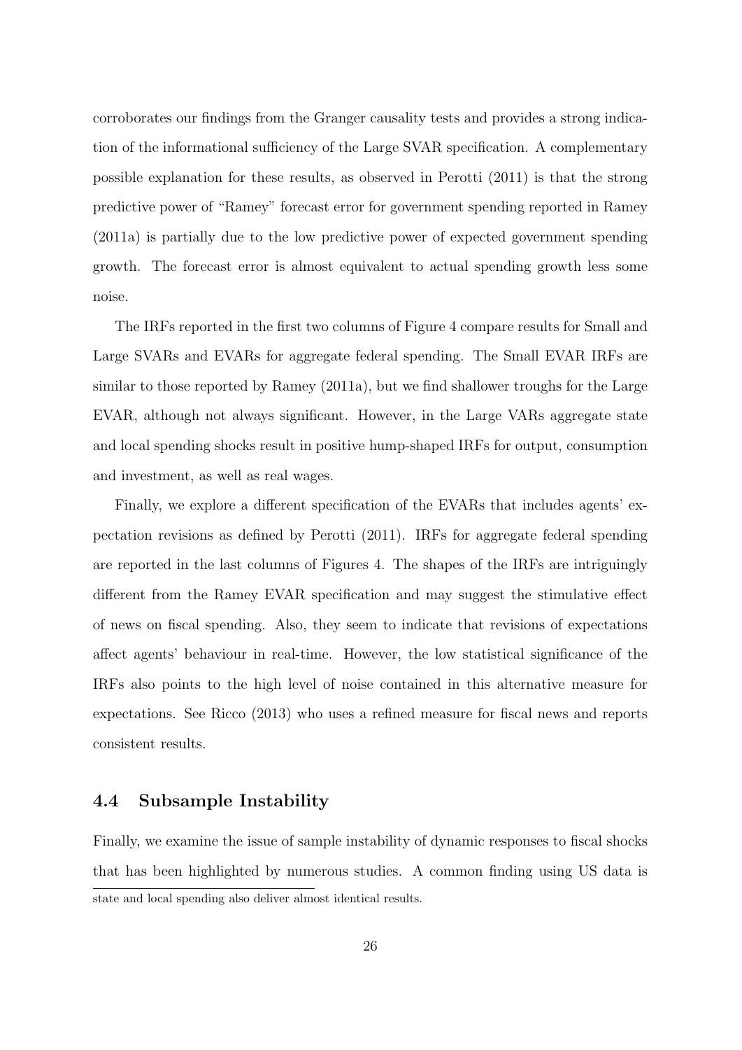corroborates our findings from the Granger causality tests and provides a strong indication of the informational sufficiency of the Large SVAR specification. A complementary possible explanation for these results, as observed in Perotti (2011) is that the strong predictive power of "Ramey" forecast error for government spending reported in Ramey (2011a) is partially due to the low predictive power of expected government spending growth. The forecast error is almost equivalent to actual spending growth less some noise.

The IRFs reported in the first two columns of Figure 4 compare results for Small and Large SVARs and EVARs for aggregate federal spending. The Small EVAR IRFs are similar to those reported by Ramey (2011a), but we find shallower troughs for the Large EVAR, although not always significant. However, in the Large VARs aggregate state and local spending shocks result in positive hump-shaped IRFs for output, consumption and investment, as well as real wages.

Finally, we explore a different specification of the EVARs that includes agents' expectation revisions as defined by Perotti (2011). IRFs for aggregate federal spending are reported in the last columns of Figures 4. The shapes of the IRFs are intriguingly different from the Ramey EVAR specification and may suggest the stimulative effect of news on fiscal spending. Also, they seem to indicate that revisions of expectations affect agents' behaviour in real-time. However, the low statistical significance of the IRFs also points to the high level of noise contained in this alternative measure for expectations. See Ricco (2013) who uses a refined measure for fiscal news and reports consistent results.

### 4.4 Subsample Instability

Finally, we examine the issue of sample instability of dynamic responses to fiscal shocks that has been highlighted by numerous studies. A common finding using US data is

state and local spending also deliver almost identical results.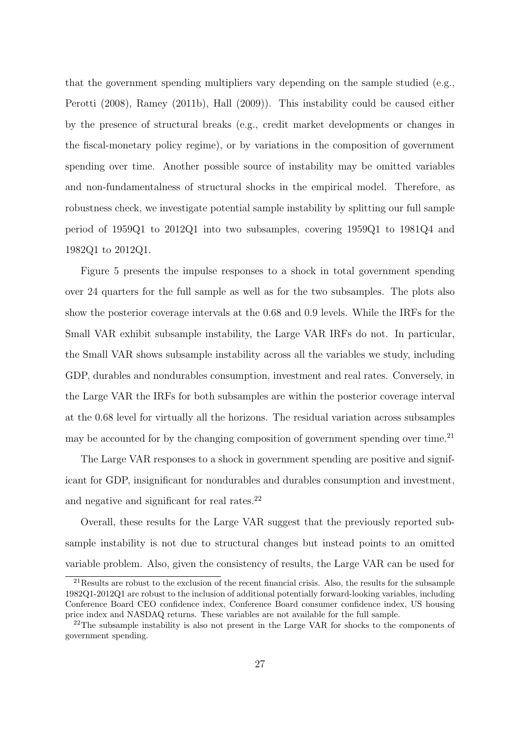that the government spending multipliers vary depending on the sample studied (e.g., Perotti (2008), Ramey (2011b), Hall (2009)). This instability could be caused either by the presence of structural breaks (e.g., credit market developments or changes in the fiscal-monetary policy regime), or by variations in the composition of government spending over time. Another possible source of instability may be omitted variables and non-fundamentalness of structural shocks in the empirical model. Therefore, as robustness check, we investigate potential sample instability by splitting our full sample period of 1959Q1 to 2012Q1 into two subsamples, covering 1959Q1 to 1981Q4 and 1982Q1 to 2012Q1.

Figure 5 presents the impulse responses to a shock in total government spending over 24 quarters for the full sample as well as for the two subsamples. The plots also show the posterior coverage intervals at the 0.68 and 0.9 levels. While the IRFs for the Small VAR exhibit subsample instability, the Large VAR IRFs do not. In particular, the Small VAR shows subsample instability across all the variables we study, including GDP, durables and nondurables consumption, investment and real rates. Conversely, in the Large VAR the IRFs for both subsamples are within the posterior coverage interval at the 0.68 level for virtually all the horizons. The residual variation across subsamples may be accounted for by the changing composition of government spending over time.[21]

The Large VAR responses to a shock in government spending are positive and significant for GDP, insignificant for nondurables and durables consumption and investment, and negative and significant for real rates.[22]

Overall, these results for the Large VAR suggest that the previously reported subsample instability is not due to structural changes but instead points to an omitted variable problem. Also, given the consistency of results, the Large VAR can be used for

[21] Results are robust to the exclusion of the recent financial crisis. Also, the results for the subsample 1982Q1-2012Q1 are robust to the inclusion of additional potentially forward-looking variables, including Conference Board CEO confidence index, Conference Board consumer confidence index, US housing price index and NASDAQ returns. These variables are not available for the full sample.

[22] The subsample instability is also not present in the Large VAR for shocks to the components of government spending.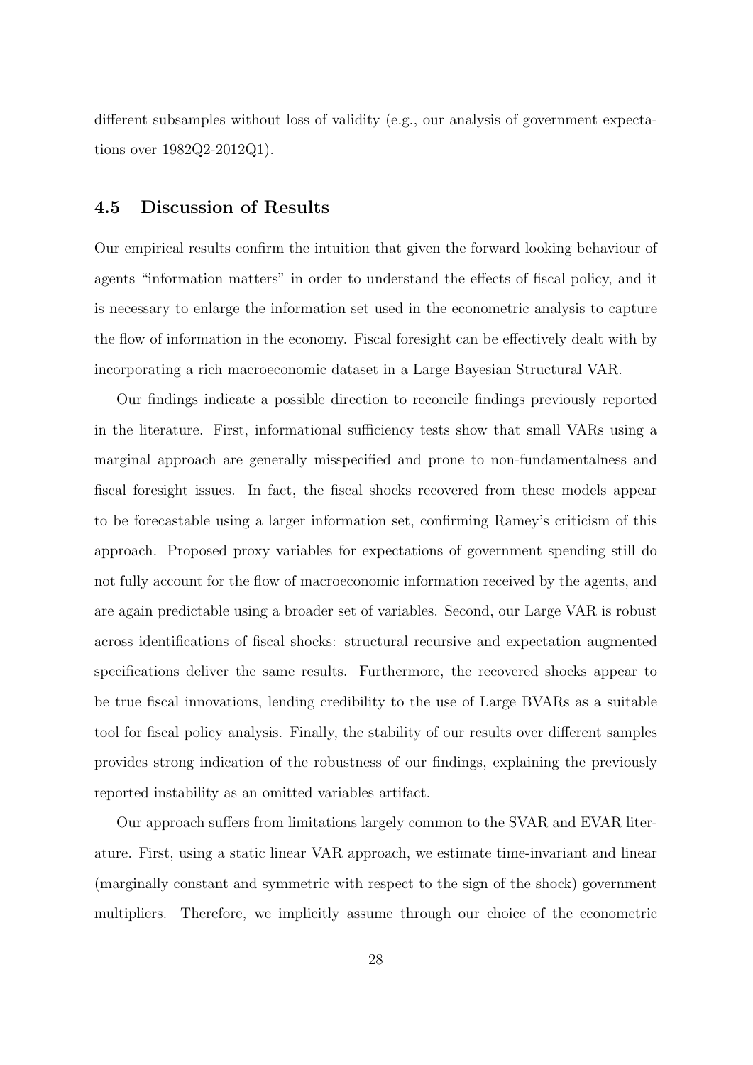different subsamples without loss of validity (e.g., our analysis of government expectations over 1982Q2-2012Q1).

### 4.5 Discussion of Results

Our empirical results confirm the intuition that given the forward looking behaviour of agents "information matters" in order to understand the effects of fiscal policy, and it is necessary to enlarge the information set used in the econometric analysis to capture the flow of information in the economy. Fiscal foresight can be effectively dealt with by incorporating a rich macroeconomic dataset in a Large Bayesian Structural VAR.

Our findings indicate a possible direction to reconcile findings previously reported in the literature. First, informational sufficiency tests show that small VARs using a marginal approach are generally misspecified and prone to non-fundamentalness and fiscal foresight issues. In fact, the fiscal shocks recovered from these models appear to be forecastable using a larger information set, confirming Ramey's criticism of this approach. Proposed proxy variables for expectations of government spending still do not fully account for the flow of macroeconomic information received by the agents, and are again predictable using a broader set of variables. Second, our Large VAR is robust across identifications of fiscal shocks: structural recursive and expectation augmented specifications deliver the same results. Furthermore, the recovered shocks appear to be true fiscal innovations, lending credibility to the use of Large BVARs as a suitable tool for fiscal policy analysis. Finally, the stability of our results over different samples provides strong indication of the robustness of our findings, explaining the previously reported instability as an omitted variables artifact.

Our approach suffers from limitations largely common to the SVAR and EVAR literature. First, using a static linear VAR approach, we estimate time-invariant and linear (marginally constant and symmetric with respect to the sign of the shock) government multipliers. Therefore, we implicitly assume through our choice of the econometric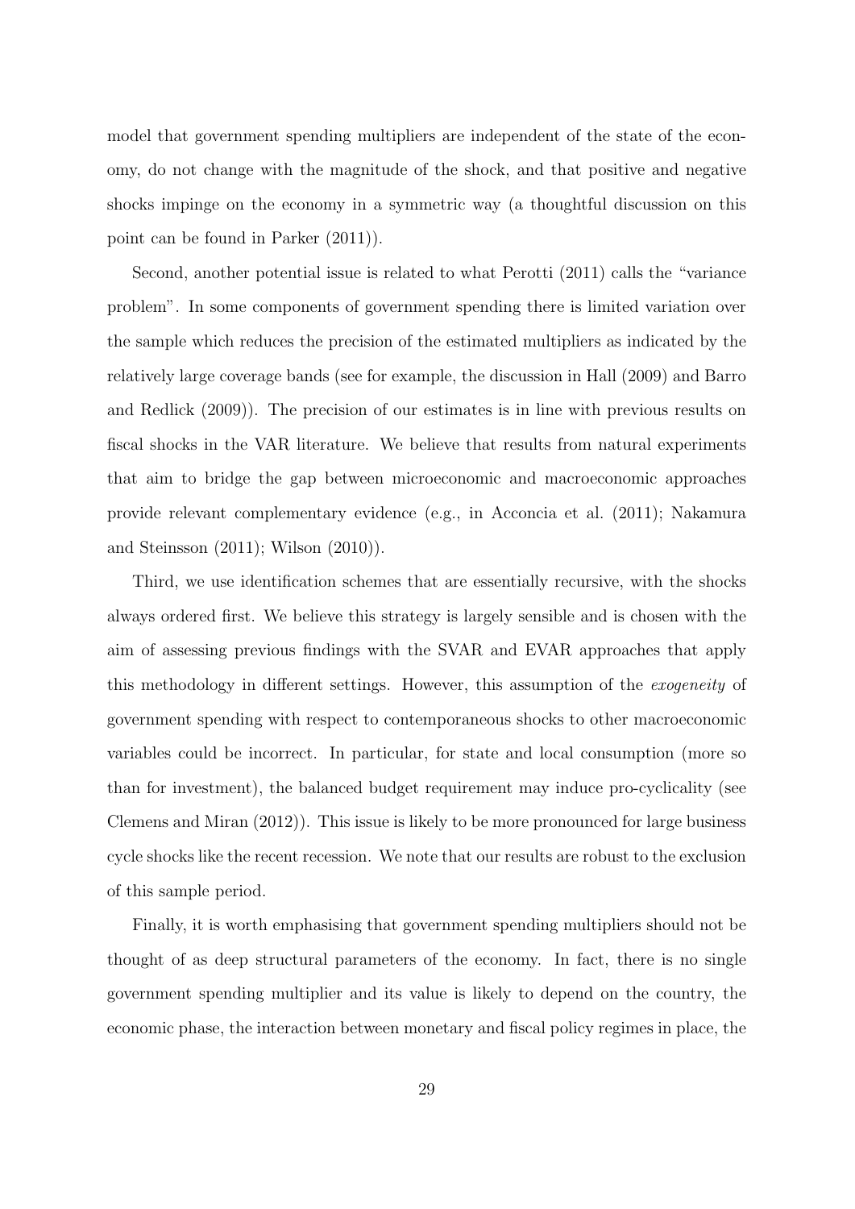model that government spending multipliers are independent of the state of the economy, do not change with the magnitude of the shock, and that positive and negative shocks impinge on the economy in a symmetric way (a thoughtful discussion on this point can be found in Parker (2011)).

Second, another potential issue is related to what Perotti (2011) calls the "variance problem". In some components of government spending there is limited variation over the sample which reduces the precision of the estimated multipliers as indicated by the relatively large coverage bands (see for example, the discussion in Hall (2009) and Barro and Redlick (2009)). The precision of our estimates is in line with previous results on fiscal shocks in the VAR literature. We believe that results from natural experiments that aim to bridge the gap between microeconomic and macroeconomic approaches provide relevant complementary evidence (e.g., in Acconcia et al. (2011); Nakamura and Steinsson (2011); Wilson (2010)).

Third, we use identification schemes that are essentially recursive, with the shocks always ordered first. We believe this strategy is largely sensible and is chosen with the aim of assessing previous findings with the SVAR and EVAR approaches that apply this methodology in different settings. However, this assumption of the *exogeneity* of government spending with respect to contemporaneous shocks to other macroeconomic variables could be incorrect. In particular, for state and local consumption (more so than for investment), the balanced budget requirement may induce pro-cyclicality (see Clemens and Miran (2012)). This issue is likely to be more pronounced for large business cycle shocks like the recent recession. We note that our results are robust to the exclusion of this sample period.

Finally, it is worth emphasising that government spending multipliers should not be thought of as deep structural parameters of the economy. In fact, there is no single government spending multiplier and its value is likely to depend on the country, the economic phase, the interaction between monetary and fiscal policy regimes in place, the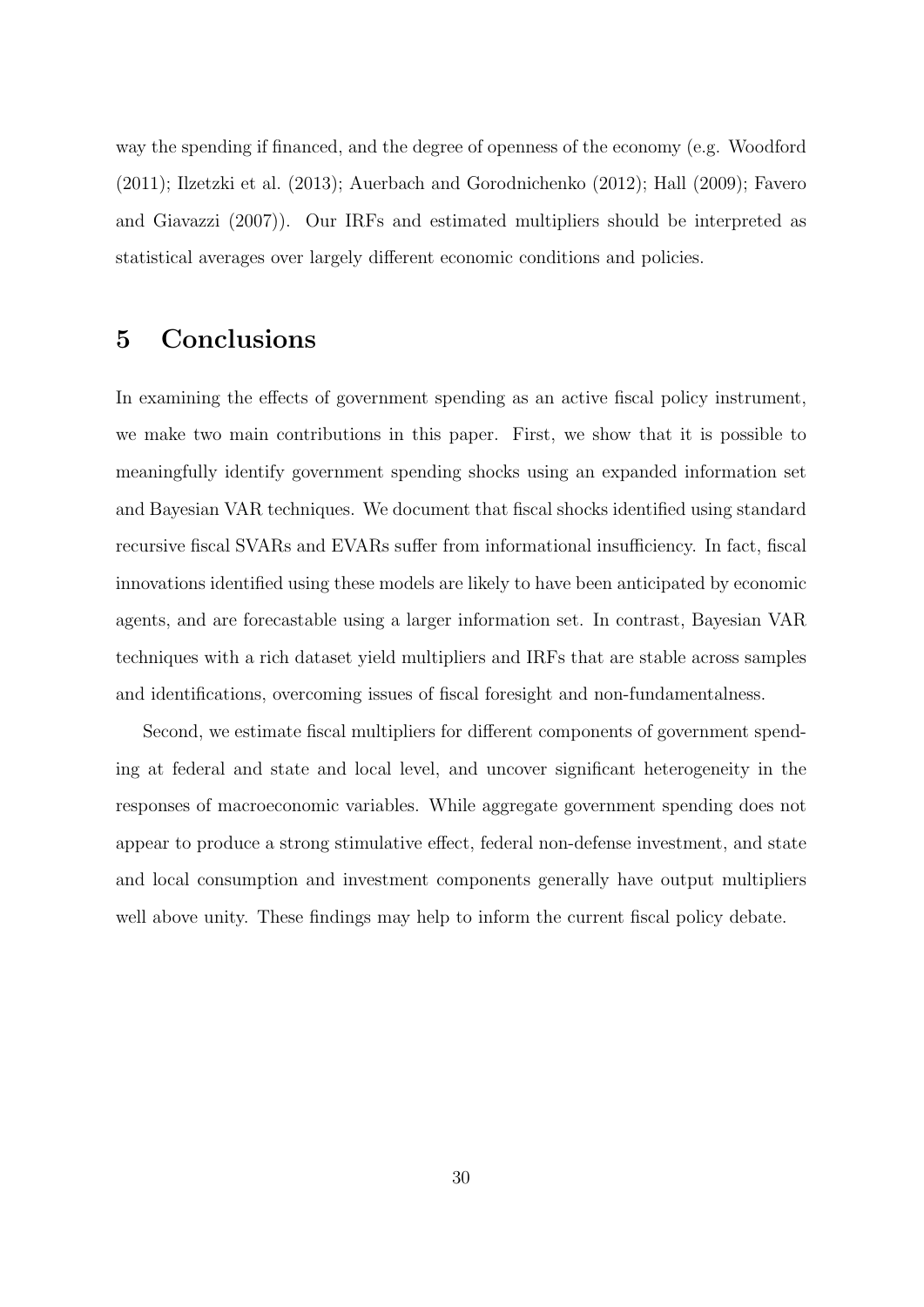way the spending if financed, and the degree of openness of the economy (e.g. Woodford (2011); Ilzetzki et al. (2013); Auerbach and Gorodnichenko (2012); Hall (2009); Favero and Giavazzi (2007)). Our IRFs and estimated multipliers should be interpreted as statistical averages over largely different economic conditions and policies.

# 5 Conclusions

In examining the effects of government spending as an active fiscal policy instrument, we make two main contributions in this paper. First, we show that it is possible to meaningfully identify government spending shocks using an expanded information set and Bayesian VAR techniques. We document that fiscal shocks identified using standard recursive fiscal SVARs and EVARs suffer from informational insufficiency. In fact, fiscal innovations identified using these models are likely to have been anticipated by economic agents, and are forecastable using a larger information set. In contrast, Bayesian VAR techniques with a rich dataset yield multipliers and IRFs that are stable across samples and identifications, overcoming issues of fiscal foresight and non-fundamentalness.

Second, we estimate fiscal multipliers for different components of government spending at federal and state and local level, and uncover significant heterogeneity in the responses of macroeconomic variables. While aggregate government spending does not appear to produce a strong stimulative effect, federal non-defense investment, and state and local consumption and investment components generally have output multipliers well above unity. These findings may help to inform the current fiscal policy debate.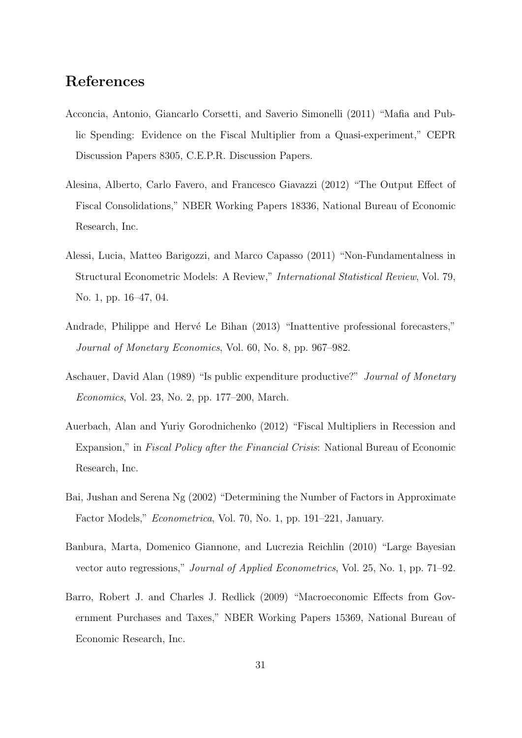## References

Acconcia, Antonio, Giancarlo Corsetti, and Saverio Simonelli (2011) "Mafia and Public Spending: Evidence on the Fiscal Multiplier from a Quasi-experiment," CEPR Discussion Papers 8305, C.E.P.R. Discussion Papers.

Alesina, Alberto, Carlo Favero, and Francesco Giavazzi (2012) "The Output Effect of Fiscal Consolidations," NBER Working Papers 18336, National Bureau of Economic Research, Inc.

Alessi, Lucia, Matteo Barigozzi, and Marco Capasso (2011) "Non-Fundamentalness in Structural Econometric Models: A Review," *International Statistical Review*, Vol. 79, No. 1, pp. 16–47, 04.

Andrade, Philippe and Hervé Le Bihan (2013) "Inattentive professional forecasters," *Journal of Monetary Economics*, Vol. 60, No. 8, pp. 967–982.

Aschauer, David Alan (1989) "Is public expenditure productive?" *Journal of Monetary Economics*, Vol. 23, No. 2, pp. 177–200, March.

Auerbach, Alan and Yuriy Gorodnichenko (2012) "Fiscal Multipliers in Recession and Expansion," in *Fiscal Policy after the Financial Crisis*: National Bureau of Economic Research, Inc.

Bai, Jushan and Serena Ng (2002) "Determining the Number of Factors in Approximate Factor Models," *Econometrica*, Vol. 70, No. 1, pp. 191–221, January.

Banbura, Marta, Domenico Giannone, and Lucrezia Reichlin (2010) "Large Bayesian vector auto regressions," *Journal of Applied Econometrics*, Vol. 25, No. 1, pp. 71–92.

Barro, Robert J. and Charles J. Redlick (2009) "Macroeconomic Effects from Government Purchases and Taxes," NBER Working Papers 15369, National Bureau of Economic Research, Inc.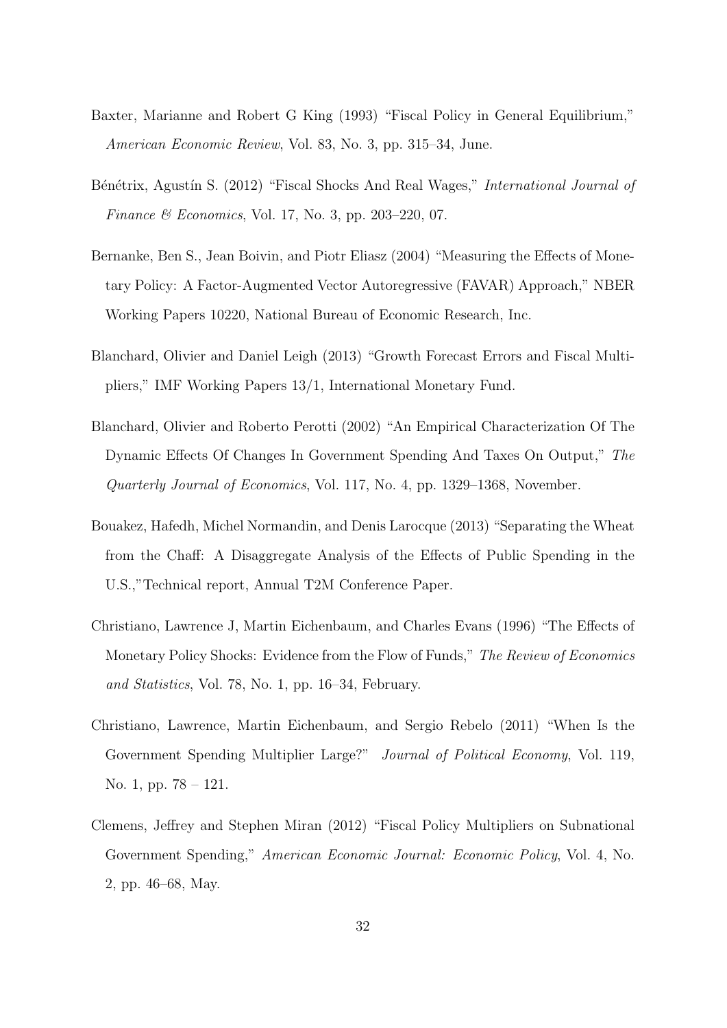Baxter, Marianne and Robert G King (1993) "Fiscal Policy in General Equilibrium," *American Economic Review*, Vol. 83, No. 3, pp. 315–34, June.

Bénétrix, Agustín S. (2012) "Fiscal Shocks And Real Wages," *International Journal of Finance & Economics*, Vol. 17, No. 3, pp. 203–220, 07.

Bernanke, Ben S., Jean Boivin, and Piotr Eliasz (2004) "Measuring the Effects of Monetary Policy: A Factor-Augmented Vector Autoregressive (FAVAR) Approach," NBER Working Papers 10220, National Bureau of Economic Research, Inc.

Blanchard, Olivier and Daniel Leigh (2013) "Growth Forecast Errors and Fiscal Multipliers," IMF Working Papers 13/1, International Monetary Fund.

Blanchard, Olivier and Roberto Perotti (2002) "An Empirical Characterization Of The Dynamic Effects Of Changes In Government Spending And Taxes On Output," *The Quarterly Journal of Economics*, Vol. 117, No. 4, pp. 1329–1368, November.

Bouakez, Hafedh, Michel Normandin, and Denis Larocque (2013) "Separating the Wheat from the Chaff: A Disaggregate Analysis of the Effects of Public Spending in the U.S.,"Technical report, Annual T2M Conference Paper.

Christiano, Lawrence J, Martin Eichenbaum, and Charles Evans (1996) "The Effects of Monetary Policy Shocks: Evidence from the Flow of Funds," *The Review of Economics and Statistics*, Vol. 78, No. 1, pp. 16–34, February.

Christiano, Lawrence, Martin Eichenbaum, and Sergio Rebelo (2011) "When Is the Government Spending Multiplier Large?" *Journal of Political Economy*, Vol. 119, No. 1, pp. 78 – 121.

Clemens, Jeffrey and Stephen Miran (2012) "Fiscal Policy Multipliers on Subnational Government Spending," *American Economic Journal: Economic Policy*, Vol. 4, No. 2, pp. 46–68, May.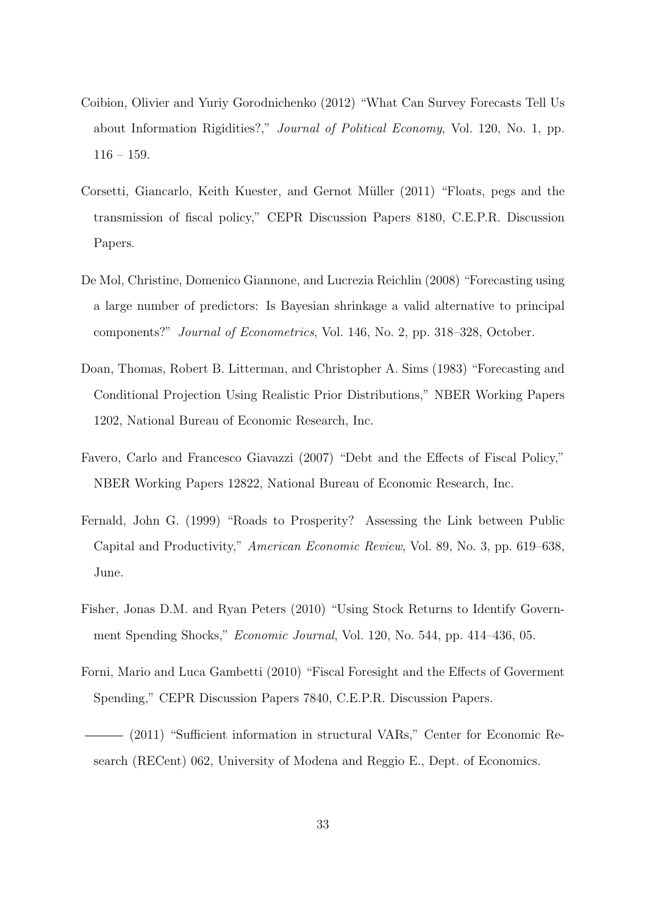Coibion, Olivier and Yuriy Gorodnichenko (2012) "What Can Survey Forecasts Tell Us about Information Rigidities?," *Journal of Political Economy*, Vol. 120, No. 1, pp. 116 – 159.

Corsetti, Giancarlo, Keith Kuester, and Gernot Müller (2011) "Floats, pegs and the transmission of fiscal policy," CEPR Discussion Papers 8180, C.E.P.R. Discussion Papers.

De Mol, Christine, Domenico Giannone, and Lucrezia Reichlin (2008) "Forecasting using a large number of predictors: Is Bayesian shrinkage a valid alternative to principal components?" *Journal of Econometrics*, Vol. 146, No. 2, pp. 318–328, October.

Doan, Thomas, Robert B. Litterman, and Christopher A. Sims (1983) "Forecasting and Conditional Projection Using Realistic Prior Distributions," NBER Working Papers 1202, National Bureau of Economic Research, Inc.

Favero, Carlo and Francesco Giavazzi (2007) "Debt and the Effects of Fiscal Policy," NBER Working Papers 12822, National Bureau of Economic Research, Inc.

Fernald, John G. (1999) "Roads to Prosperity? Assessing the Link between Public Capital and Productivity," *American Economic Review*, Vol. 89, No. 3, pp. 619–638, June.

Fisher, Jonas D.M. and Ryan Peters (2010) "Using Stock Returns to Identify Government Spending Shocks," *Economic Journal*, Vol. 120, No. 544, pp. 414–436, 05.

Forni, Mario and Luca Gambetti (2010) "Fiscal Foresight and the Effects of Goverment Spending," CEPR Discussion Papers 7840, C.E.P.R. Discussion Papers.

——— (2011) "Sufficient information in structural VARs," Center for Economic Research (RECent) 062, University of Modena and Reggio E., Dept. of Economics.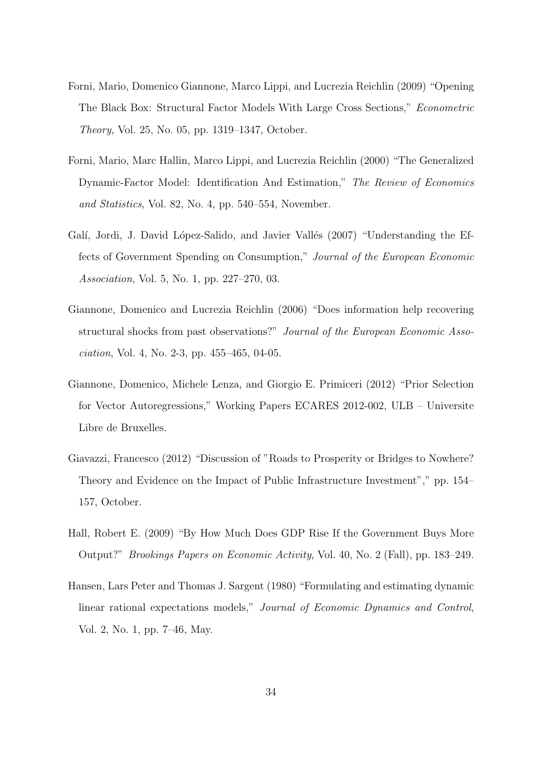Forni, Mario, Domenico Giannone, Marco Lippi, and Lucrezia Reichlin (2009) "Opening The Black Box: Structural Factor Models With Large Cross Sections," *Econometric Theory*, Vol. 25, No. 05, pp. 1319–1347, October.

Forni, Mario, Marc Hallin, Marco Lippi, and Lucrezia Reichlin (2000) "The Generalized Dynamic-Factor Model: Identification And Estimation," *The Review of Economics and Statistics*, Vol. 82, No. 4, pp. 540–554, November.

Galí, Jordi, J. David López-Salido, and Javier Vallés (2007) "Understanding the Effects of Government Spending on Consumption," *Journal of the European Economic Association*, Vol. 5, No. 1, pp. 227–270, 03.

Giannone, Domenico and Lucrezia Reichlin (2006) "Does information help recovering structural shocks from past observations?" *Journal of the European Economic Association*, Vol. 4, No. 2-3, pp. 455–465, 04-05.

Giannone, Domenico, Michele Lenza, and Giorgio E. Primiceri (2012) "Prior Selection for Vector Autoregressions," Working Papers ECARES 2012-002, ULB – Universite Libre de Bruxelles.

Giavazzi, Francesco (2012) "Discussion of "Roads to Prosperity or Bridges to Nowhere? Theory and Evidence on the Impact of Public Infrastructure Investment"," pp. 154–157, October.

Hall, Robert E. (2009) "By How Much Does GDP Rise If the Government Buys More Output?" *Brookings Papers on Economic Activity*, Vol. 40, No. 2 (Fall), pp. 183–249.

Hansen, Lars Peter and Thomas J. Sargent (1980) "Formulating and estimating dynamic linear rational expectations models," *Journal of Economic Dynamics and Control*, Vol. 2, No. 1, pp. 7–46, May.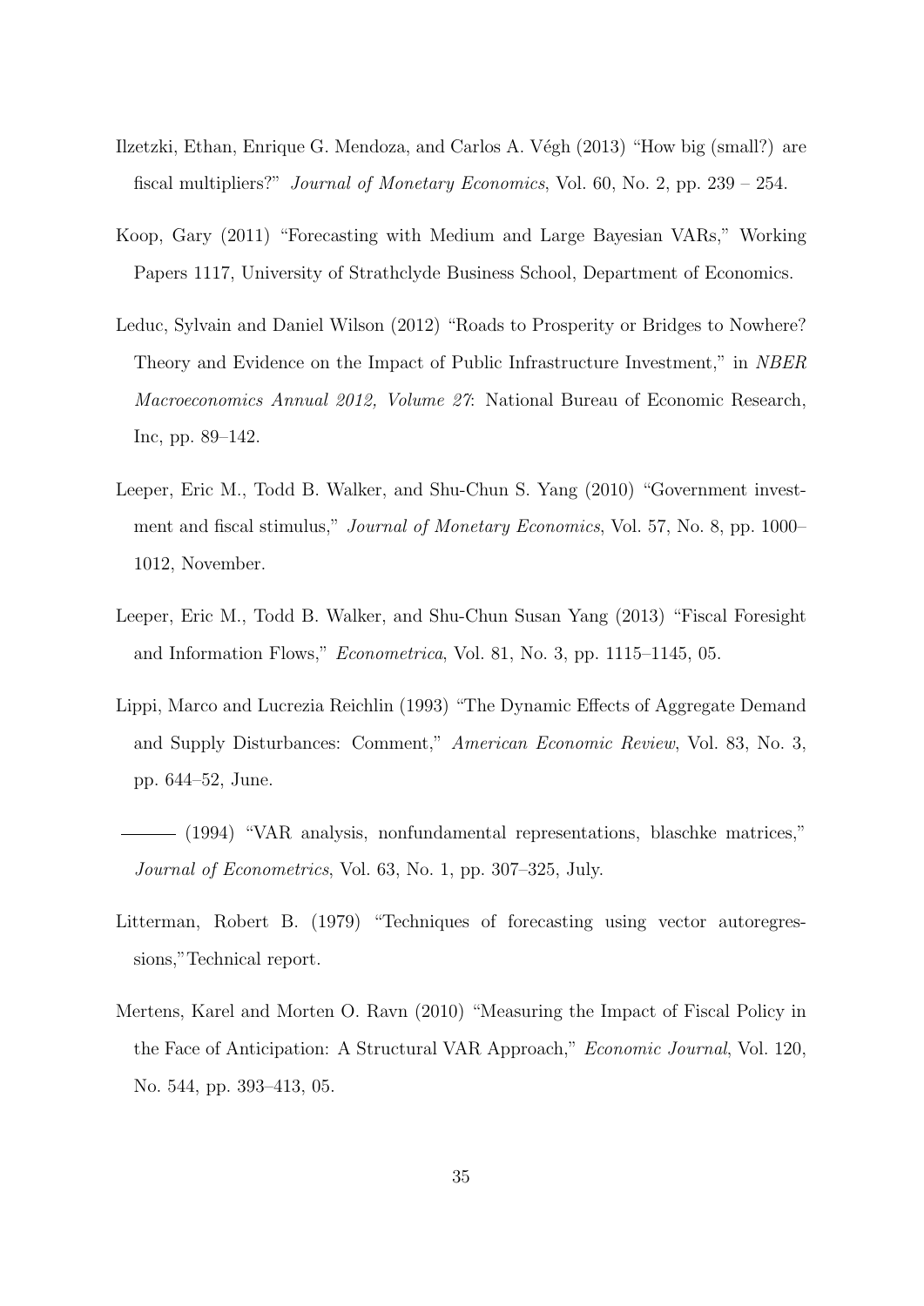Ilzetzki, Ethan, Enrique G. Mendoza, and Carlos A. Végh (2013) "How big (small?) are fiscal multipliers?" *Journal of Monetary Economics*, Vol. 60, No. 2, pp. 239 – 254.

Koop, Gary (2011) "Forecasting with Medium and Large Bayesian VARs," Working Papers 1117, University of Strathclyde Business School, Department of Economics.

Leduc, Sylvain and Daniel Wilson (2012) "Roads to Prosperity or Bridges to Nowhere? Theory and Evidence on the Impact of Public Infrastructure Investment," in *NBER Macroeconomics Annual 2012, Volume 27*: National Bureau of Economic Research, Inc, pp. 89–142.

Leeper, Eric M., Todd B. Walker, and Shu-Chun S. Yang (2010) "Government investment and fiscal stimulus," *Journal of Monetary Economics*, Vol. 57, No. 8, pp. 1000–1012, November.

Leeper, Eric M., Todd B. Walker, and Shu-Chun Susan Yang (2013) "Fiscal Foresight and Information Flows," *Econometrica*, Vol. 81, No. 3, pp. 1115–1145, 05.

Lippi, Marco and Lucrezia Reichlin (1993) "The Dynamic Effects of Aggregate Demand and Supply Disturbances: Comment," *American Economic Review*, Vol. 83, No. 3, pp. 644–52, June.

——— (1994) "VAR analysis, nonfundamental representations, blaschke matrices," *Journal of Econometrics*, Vol. 63, No. 1, pp. 307–325, July.

Litterman, Robert B. (1979) "Techniques of forecasting using vector autoregressions,"Technical report.

Mertens, Karel and Morten O. Ravn (2010) "Measuring the Impact of Fiscal Policy in the Face of Anticipation: A Structural VAR Approach," *Economic Journal*, Vol. 120, No. 544, pp. 393–413, 05.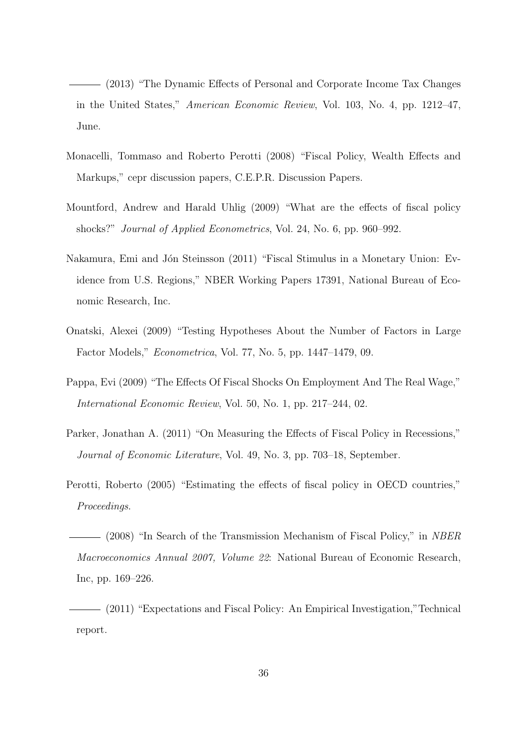——— (2013) "The Dynamic Effects of Personal and Corporate Income Tax Changes in the United States," *American Economic Review*, Vol. 103, No. 4, pp. 1212–47, June.

Monacelli, Tommaso and Roberto Perotti (2008) "Fiscal Policy, Wealth Effects and Markups," cepr discussion papers, C.E.P.R. Discussion Papers.

Mountford, Andrew and Harald Uhlig (2009) "What are the effects of fiscal policy shocks?" *Journal of Applied Econometrics*, Vol. 24, No. 6, pp. 960–992.

Nakamura, Emi and Jón Steinsson (2011) "Fiscal Stimulus in a Monetary Union: Evidence from U.S. Regions," NBER Working Papers 17391, National Bureau of Economic Research, Inc.

Onatski, Alexei (2009) "Testing Hypotheses About the Number of Factors in Large Factor Models," *Econometrica*, Vol. 77, No. 5, pp. 1447–1479, 09.

Pappa, Evi (2009) "The Effects Of Fiscal Shocks On Employment And The Real Wage," *International Economic Review*, Vol. 50, No. 1, pp. 217–244, 02.

Parker, Jonathan A. (2011) "On Measuring the Effects of Fiscal Policy in Recessions," *Journal of Economic Literature*, Vol. 49, No. 3, pp. 703–18, September.

Perotti, Roberto (2005) "Estimating the effects of fiscal policy in OECD countries," *Proceedings*.

——— (2008) "In Search of the Transmission Mechanism of Fiscal Policy," in *NBER Macroeconomics Annual 2007, Volume 22*: National Bureau of Economic Research, Inc, pp. 169–226.

——— (2011) "Expectations and Fiscal Policy: An Empirical Investigation,"Technical report.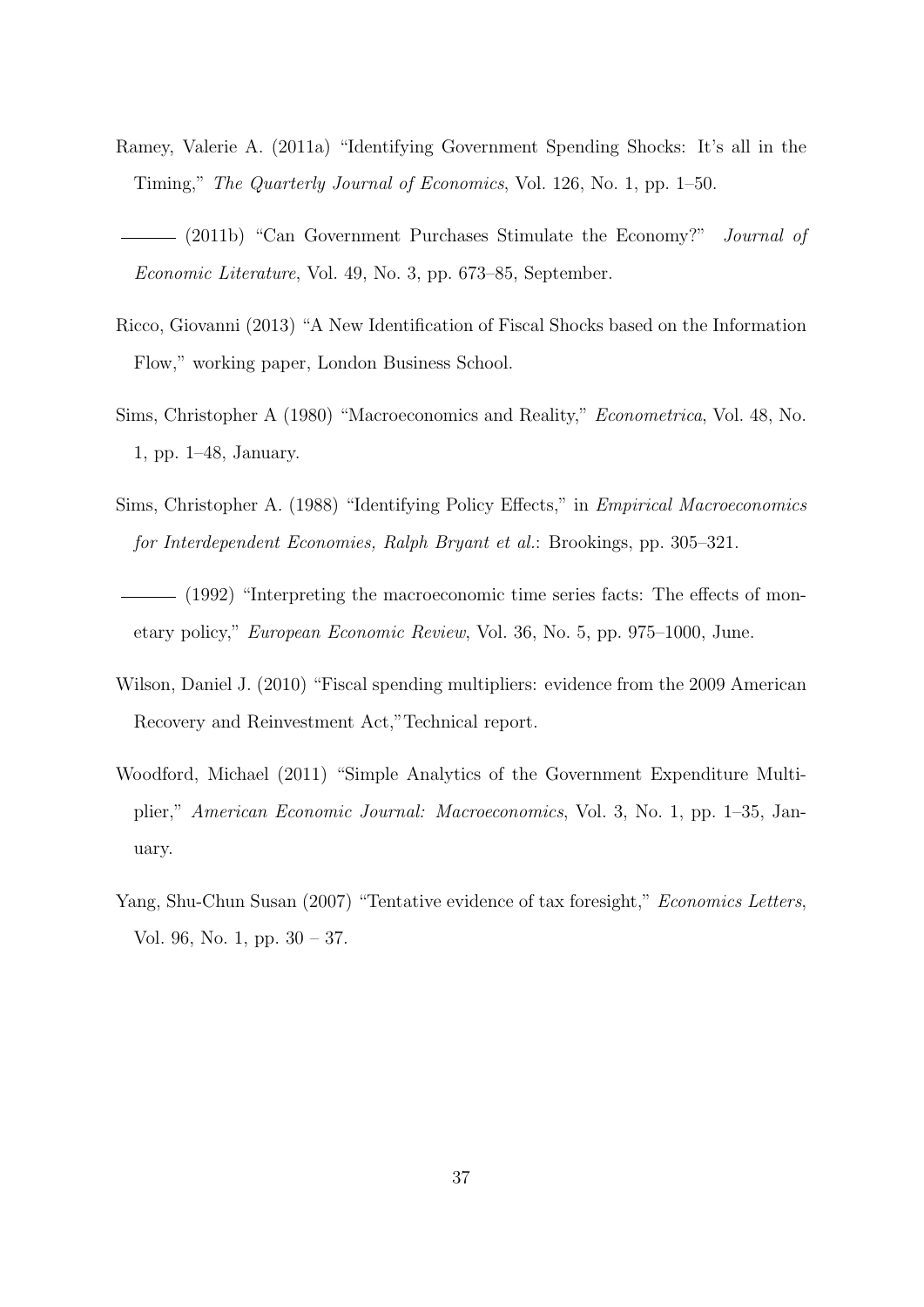Ramey, Valerie A. (2011a) "Identifying Government Spending Shocks: It's all in the Timing," *The Quarterly Journal of Economics*, Vol. 126, No. 1, pp. 1–50.

——— (2011b) "Can Government Purchases Stimulate the Economy?" *Journal of Economic Literature*, Vol. 49, No. 3, pp. 673–85, September.

Ricco, Giovanni (2013) "A New Identification of Fiscal Shocks based on the Information Flow," working paper, London Business School.

Sims, Christopher A (1980) "Macroeconomics and Reality," *Econometrica*, Vol. 48, No. 1, pp. 1–48, January.

Sims, Christopher A. (1988) "Identifying Policy Effects," in *Empirical Macroeconomics for Interdependent Economies, Ralph Bryant et al.*: Brookings, pp. 305–321.

——— (1992) "Interpreting the macroeconomic time series facts: The effects of monetary policy," *European Economic Review*, Vol. 36, No. 5, pp. 975–1000, June.

Wilson, Daniel J. (2010) "Fiscal spending multipliers: evidence from the 2009 American Recovery and Reinvestment Act,"Technical report.

Woodford, Michael (2011) "Simple Analytics of the Government Expenditure Multiplier," *American Economic Journal: Macroeconomics*, Vol. 3, No. 1, pp. 1–35, January.

Yang, Shu-Chun Susan (2007) "Tentative evidence of tax foresight," *Economics Letters*, Vol. 96, No. 1, pp. 30 – 37.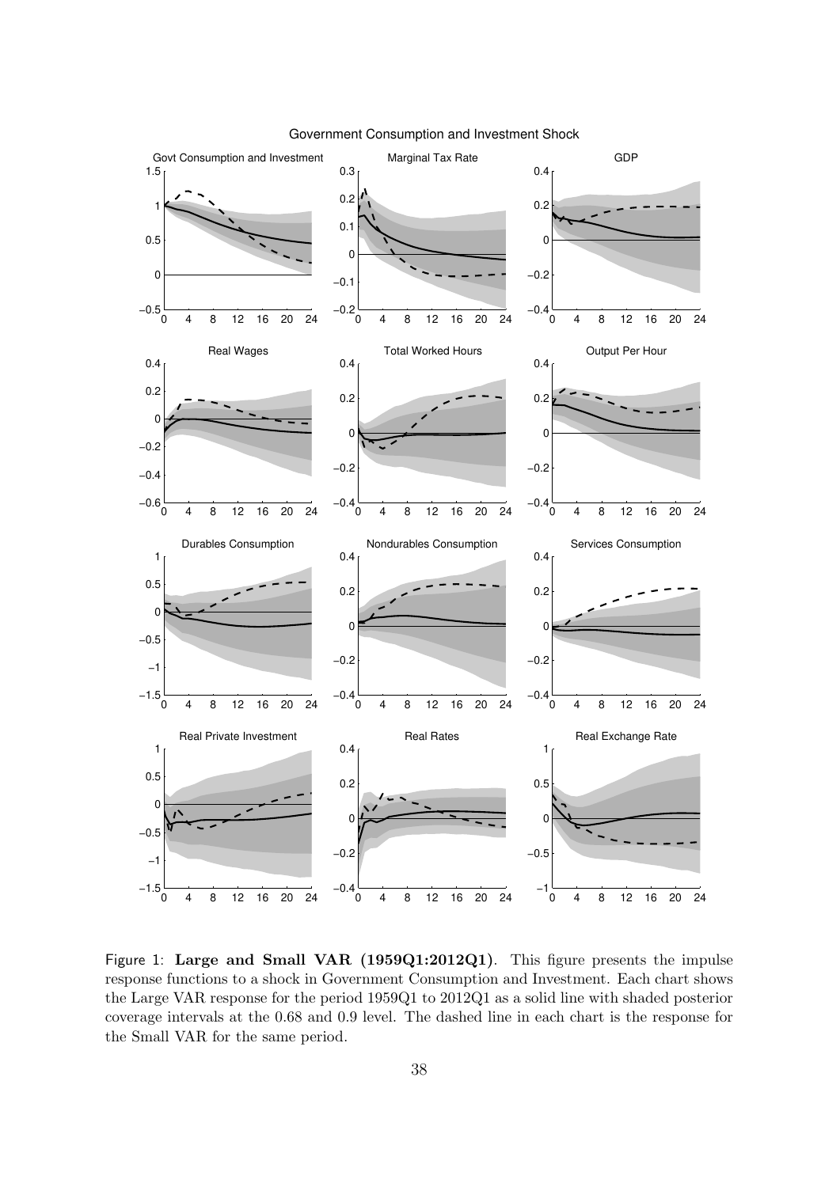Figure 1: **Large and Small VAR (1959Q1:2012Q1)**. This figure presents the impulse response functions to a shock in Government Consumption and Investment. Each chart shows the Large VAR response for the period 1959Q1 to 2012Q1 as a solid line with shaded posterior coverage intervals at the 0.68 and 0.9 level. The dashed line in each chart is the response for the Small VAR for the same period.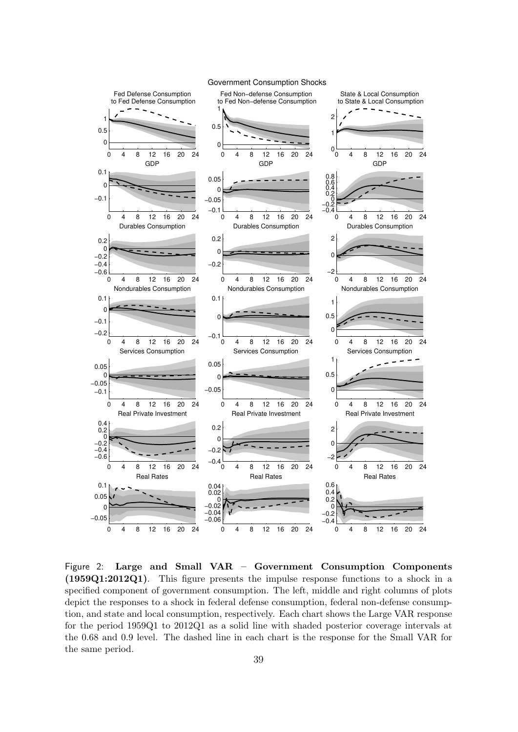Figure 2: **Large and Small VAR – Government Consumption Components (1959Q1:2012Q1)**. This figure presents the impulse response functions to a shock in a specified component of government consumption. The left, middle and right columns of plots depict the responses to a shock in federal defense consumption, federal non-defense consumption, and state and local consumption, respectively. Each chart shows the Large VAR response for the period 1959Q1 to 2012Q1 as a solid line with shaded posterior coverage intervals at the 0.68 and 0.9 level. The dashed line in each chart is the response for the Small VAR for the same period.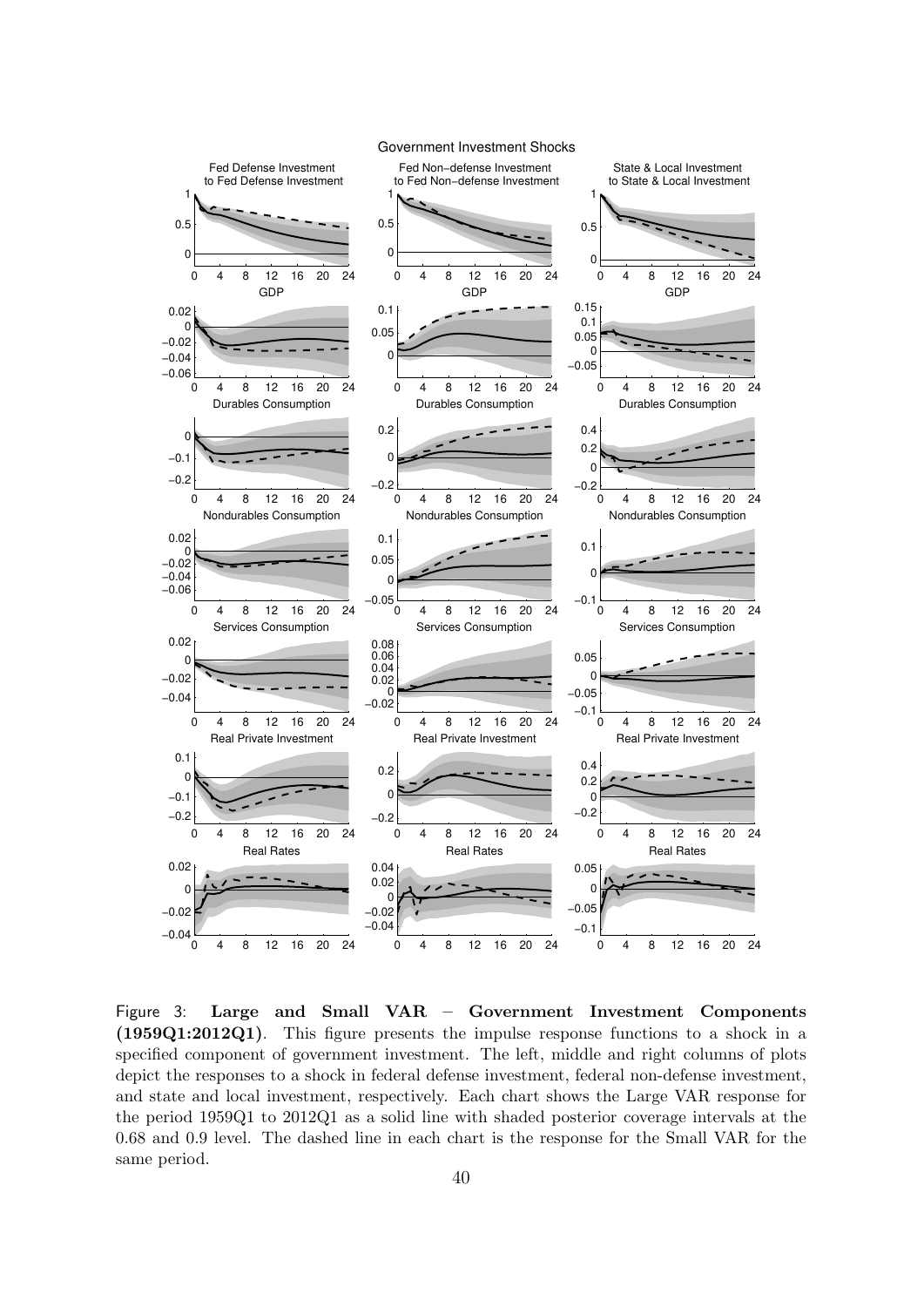Figure 3: **Large and Small VAR – Government Investment Components (1959Q1:2012Q1)**. This figure presents the impulse response functions to a shock in a specified component of government investment. The left, middle and right columns of plots depict the responses to a shock in federal defense investment, federal non-defense investment, and state and local investment, respectively. Each chart shows the Large VAR response for the period 1959Q1 to 2012Q1 as a solid line with shaded posterior coverage intervals at the 0.68 and 0.9 level. The dashed line in each chart is the response for the Small VAR for the same period.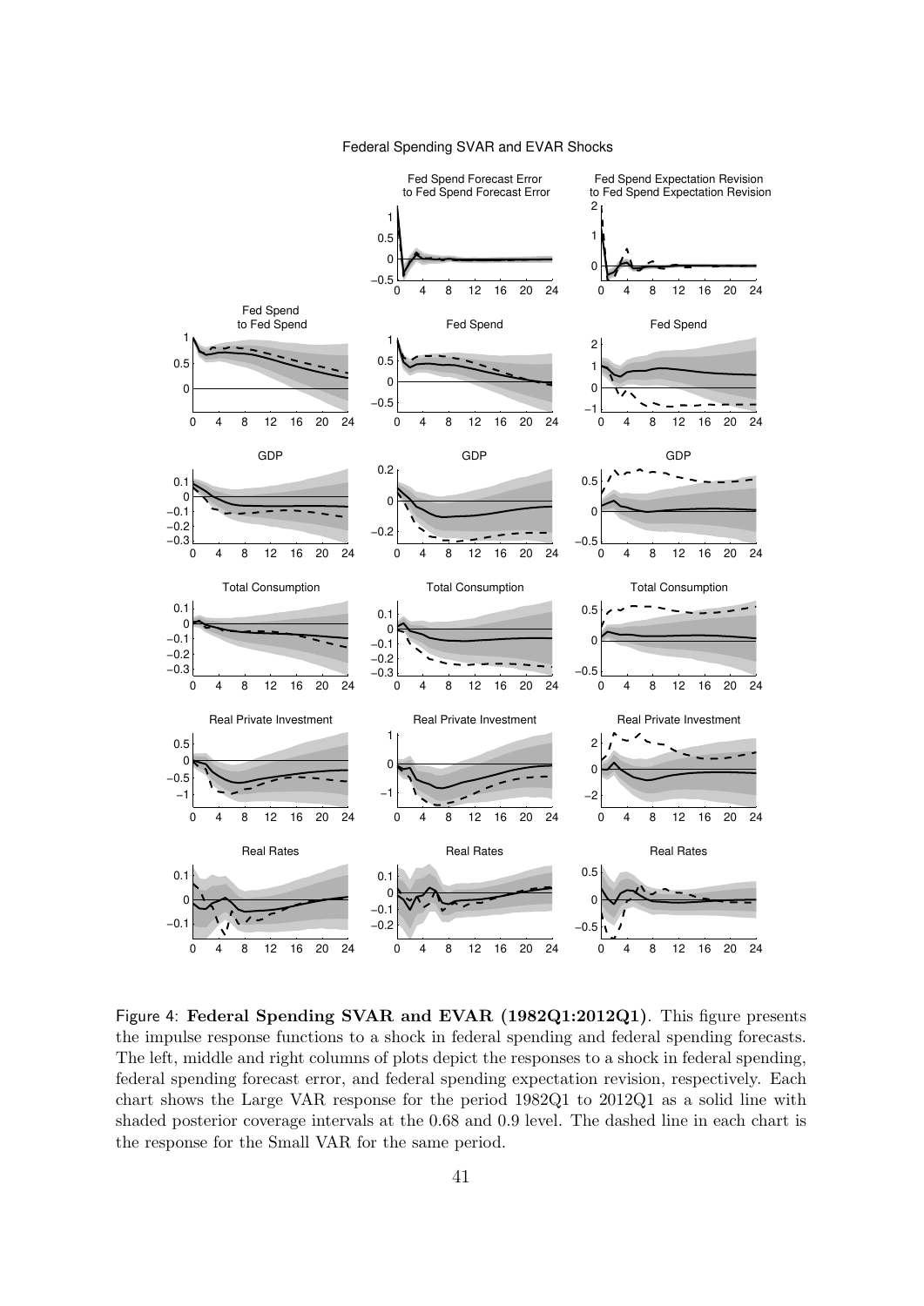Federal Spending SVAR and EVAR Shocks

Figure 4: **Federal Spending SVAR and EVAR (1982Q1:2012Q1)**. This figure presents the impulse response functions to a shock in federal spending and federal spending forecasts. The left, middle and right columns of plots depict the responses to a shock in federal spending, federal spending forecast error, and federal spending expectation revision, respectively. Each chart shows the Large VAR response for the period 1982Q1 to 2012Q1 as a solid line with shaded posterior coverage intervals at the 0.68 and 0.9 level. The dashed line in each chart is the response for the Small VAR for the same period.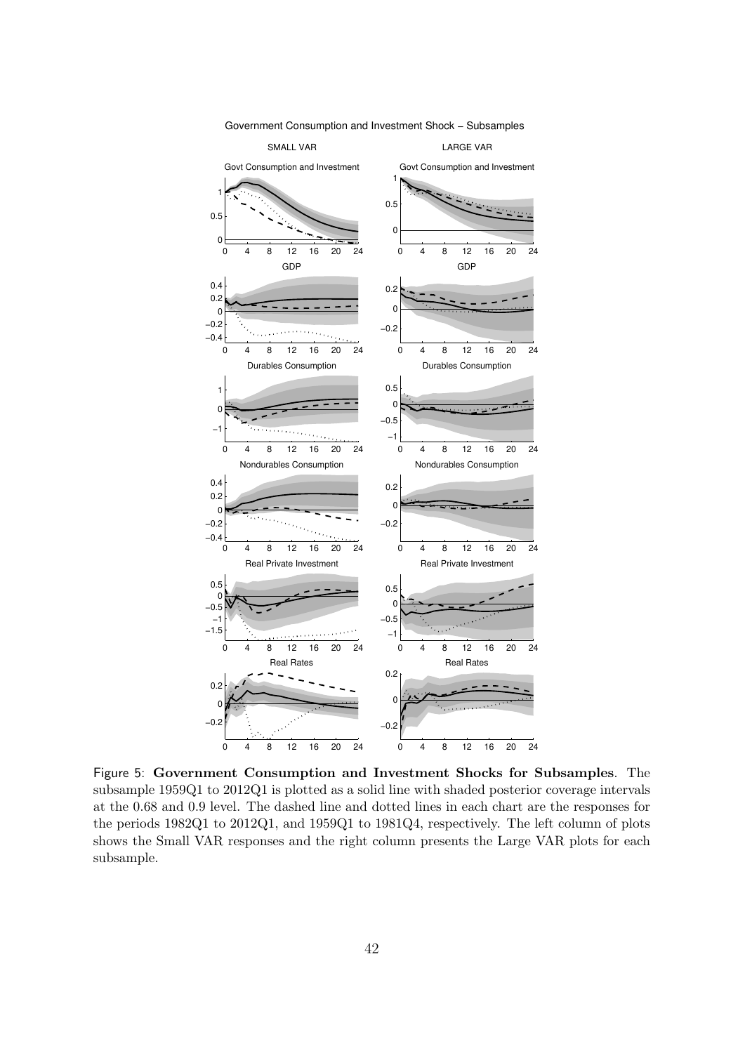Figure 5: **Government Consumption and Investment Shocks for Subsamples**. The subsample 1959Q1 to 2012Q1 is plotted as a solid line with shaded posterior coverage intervals at the 0.68 and 0.9 level. The dashed line and dotted lines in each chart are the responses for the periods 1982Q1 to 2012Q1, and 1959Q1 to 1981Q4, respectively. The left column of plots shows the Small VAR responses and the right column presents the Large VAR plots for each subsample.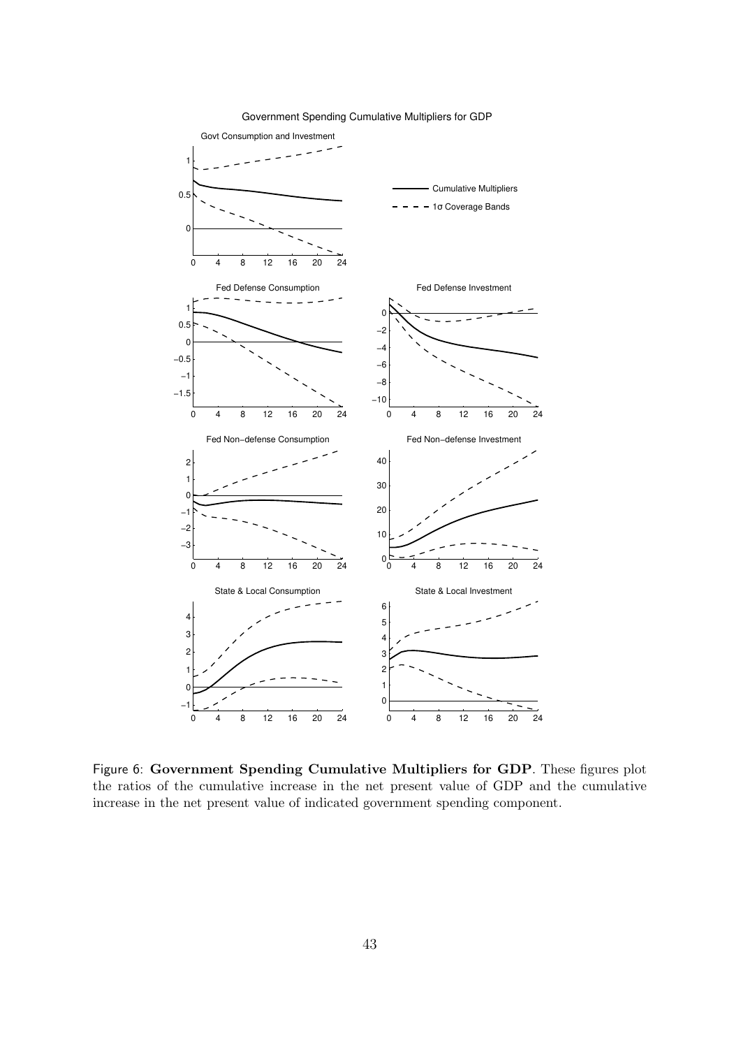Figure 6: **Government Spending Cumulative Multipliers for GDP**. These figures plot the ratios of the cumulative increase in the net present value of GDP and the cumulative increase in the net present value of indicated government spending component.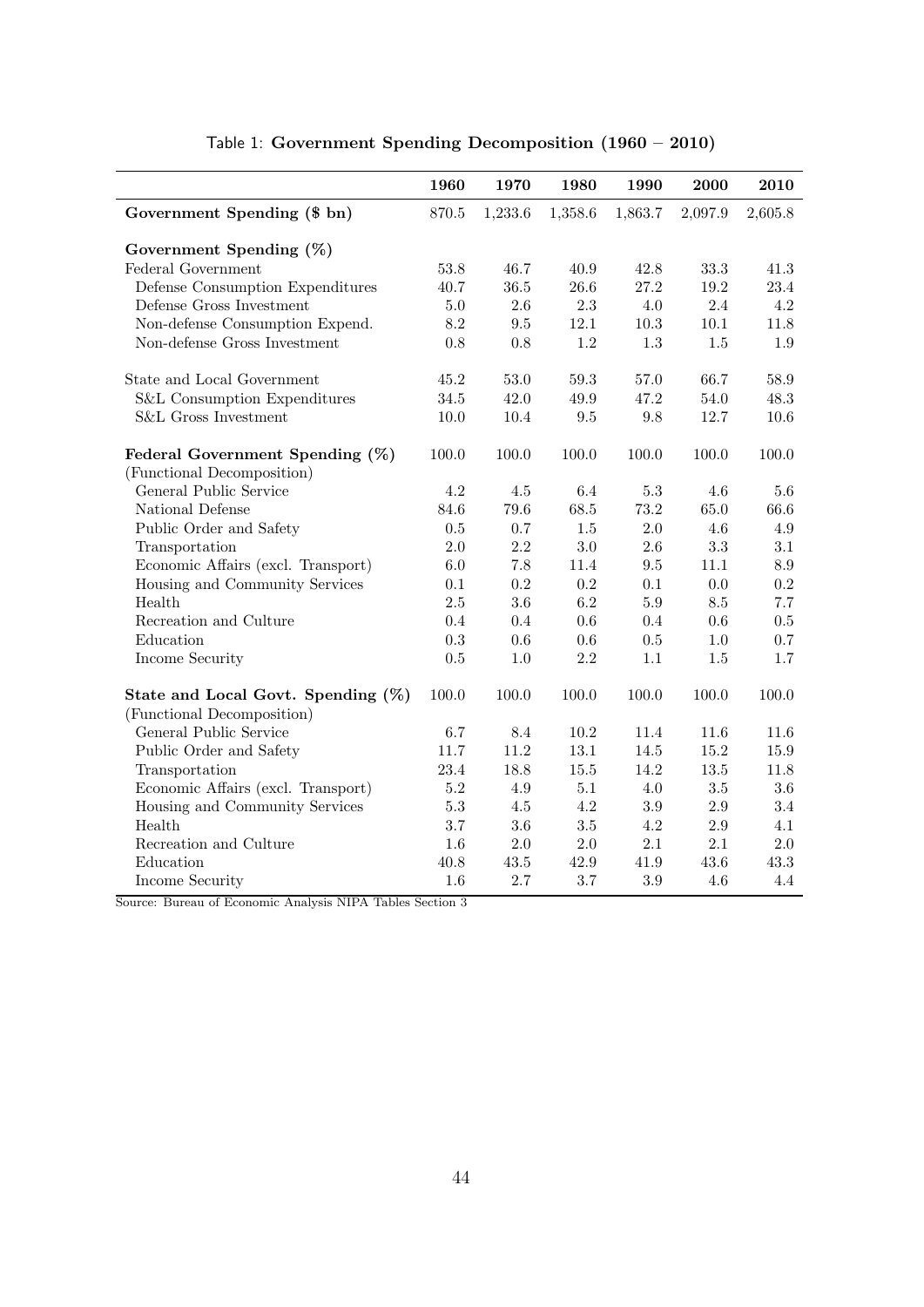Table 1: **Government Spending Decomposition (1960 – 2010)**

| | 1960 | 1970 | 1980 | 1990 | 2000 | 2010 |
|---|---|---|---|---|---|---|
| **Government Spending ($ bn)** | 870.5 | 1,233.6 | 1,358.6 | 1,863.7 | 2,097.9 | 2,605.8 |
| **Government Spending (%)** | | | | | | |
| Federal Government | 53.8 | 46.7 | 40.9 | 42.8 | 33.3 | 41.3 |
| Defense Consumption Expenditures | 40.7 | 36.5 | 26.6 | 27.2 | 19.2 | 23.4 |
| Defense Gross Investment | 5.0 | 2.6 | 2.3 | 4.0 | 2.4 | 4.2 |
| Non-defense Consumption Expend. | 8.2 | 9.5 | 12.1 | 10.3 | 10.1 | 11.8 |
| Non-defense Gross Investment | 0.8 | 0.8 | 1.2 | 1.3 | 1.5 | 1.9 |
| State and Local Government | 45.2 | 53.0 | 59.3 | 57.0 | 66.7 | 58.9 |
| S&L Consumption Expenditures | 34.5 | 42.0 | 49.9 | 47.2 | 54.0 | 48.3 |
| S&L Gross Investment | 10.0 | 10.4 | 9.5 | 9.8 | 12.7 | 10.6 |
| **Federal Government Spending (%)** | 100.0 | 100.0 | 100.0 | 100.0 | 100.0 | 100.0 |
| (Functional Decomposition) | | | | | | |
| General Public Service | 4.2 | 4.5 | 6.4 | 5.3 | 4.6 | 5.6 |
| National Defense | 84.6 | 79.6 | 68.5 | 73.2 | 65.0 | 66.6 |
| Public Order and Safety | 0.5 | 0.7 | 1.5 | 2.0 | 4.6 | 4.9 |
| Transportation | 2.0 | 2.2 | 3.0 | 2.6 | 3.3 | 3.1 |
| Economic Affairs (excl. Transport) | 6.0 | 7.8 | 11.4 | 9.5 | 11.1 | 8.9 |
| Housing and Community Services | 0.1 | 0.2 | 0.2 | 0.1 | 0.0 | 0.2 |
| Health | 2.5 | 3.6 | 6.2 | 5.9 | 8.5 | 7.7 |
| Recreation and Culture | 0.4 | 0.4 | 0.6 | 0.4 | 0.6 | 0.5 |
| Education | 0.3 | 0.6 | 0.6 | 0.5 | 1.0 | 0.7 |
| Income Security | 0.5 | 1.0 | 2.2 | 1.1 | 1.5 | 1.7 |
| **State and Local Govt. Spending (%)** | 100.0 | 100.0 | 100.0 | 100.0 | 100.0 | 100.0 |
| (Functional Decomposition) | | | | | | |
| General Public Service | 6.7 | 8.4 | 10.2 | 11.4 | 11.6 | 11.6 |
| Public Order and Safety | 11.7 | 11.2 | 13.1 | 14.5 | 15.2 | 15.9 |
| Transportation | 23.4 | 18.8 | 15.5 | 14.2 | 13.5 | 11.8 |
| Economic Affairs (excl. Transport) | 5.2 | 4.9 | 5.1 | 4.0 | 3.5 | 3.6 |
| Housing and Community Services | 5.3 | 4.5 | 4.2 | 3.9 | 2.9 | 3.4 |
| Health | 3.7 | 3.6 | 3.5 | 4.2 | 2.9 | 4.1 |
| Recreation and Culture | 1.6 | 2.0 | 2.0 | 2.1 | 2.1 | 2.0 |
| Education | 40.8 | 43.5 | 42.9 | 41.9 | 43.6 | 43.3 |
| Income Security | 1.6 | 2.7 | 3.7 | 3.9 | 4.6 | 4.4 |

Source: Bureau of Economic Analysis NIPA Tables Section 3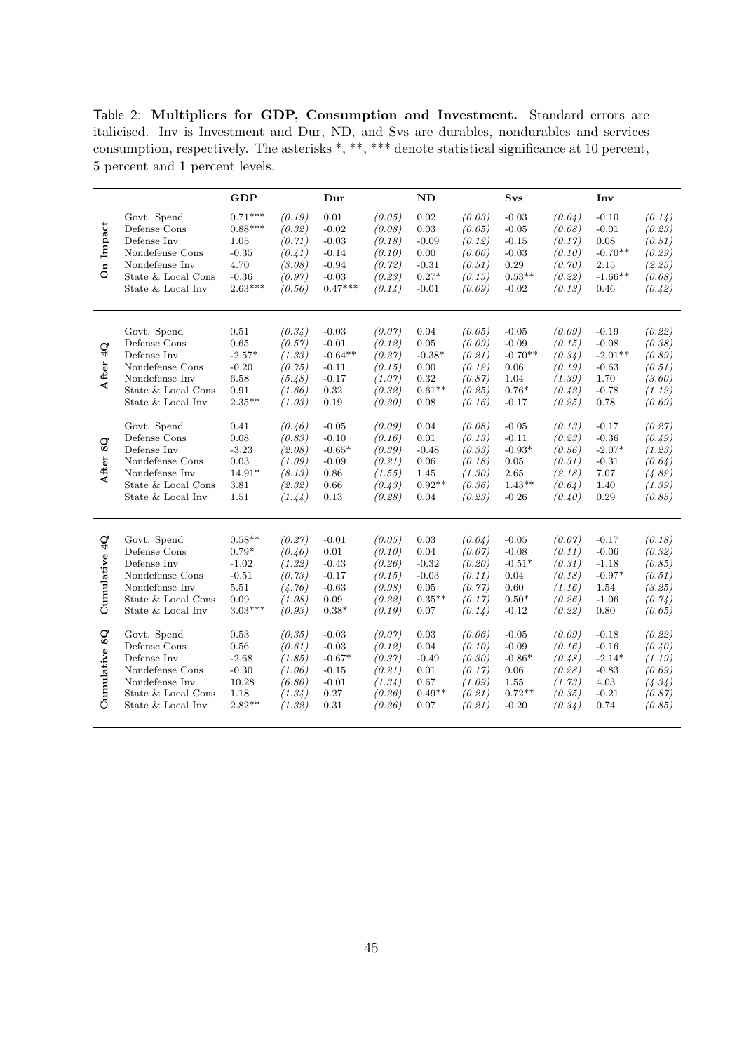Table 2: **Multipliers for GDP, Consumption and Investment.** Standard errors are italicised. Inv is Investment and Dur, ND, and Svs are durables, nondurables and services consumption, respectively. The asterisks *, **, *** denote statistical significance at 10 percent, 5 percent and 1 percent levels.

| | | **GDP** | | **Dur** | | **ND** | | **Svs** | | **Inv** | |
|---|---|---|---|---|---|---|---|---|---|---|---|
| **On Impact** | Govt. Spend | 0.71*** | *(0.19)* | 0.01 | *(0.05)* | 0.02 | *(0.03)* | -0.03 | *(0.04)* | -0.10 | *(0.14)* |
| | Defense Cons | 0.88*** | *(0.32)* | -0.02 | *(0.08)* | 0.03 | *(0.05)* | -0.05 | *(0.08)* | -0.01 | *(0.23)* |
| | Defense Inv | 1.05 | *(0.71)* | -0.03 | *(0.18)* | -0.09 | *(0.12)* | -0.15 | *(0.17)* | 0.08 | *(0.51)* |
| | Nondefense Cons | -0.35 | *(0.41)* | -0.14 | *(0.10)* | 0.00 | *(0.06)* | -0.03 | *(0.10)* | -0.70** | *(0.29)* |
| | Nondefense Inv | 4.70 | *(3.08)* | -0.94 | *(0.72)* | -0.31 | *(0.51)* | 0.29 | *(0.70)* | 2.15 | *(2.25)* |
| | State & Local Cons | -0.36 | *(0.97)* | -0.03 | *(0.23)* | 0.27* | *(0.15)* | 0.53** | *(0.22)* | -1.66** | *(0.68)* |
| | State & Local Inv | 2.63*** | *(0.56)* | 0.47*** | *(0.14)* | -0.01 | *(0.09)* | -0.02 | *(0.13)* | 0.46 | *(0.42)* |
| **After 4Q** | Govt. Spend | 0.51 | *(0.34)* | -0.03 | *(0.07)* | 0.04 | *(0.05)* | -0.05 | *(0.09)* | -0.19 | *(0.22)* |
| | Defense Cons | 0.65 | *(0.57)* | -0.01 | *(0.12)* | 0.05 | *(0.09)* | -0.09 | *(0.15)* | -0.08 | *(0.38)* |
| | Defense Inv | -2.57* | *(1.33)* | -0.64** | *(0.27)* | -0.38* | *(0.21)* | -0.70** | *(0.34)* | -2.01** | *(0.89)* |
| | Nondefense Cons | -0.20 | *(0.75)* | -0.11 | *(0.15)* | 0.00 | *(0.12)* | 0.06 | *(0.19)* | -0.63 | *(0.51)* |
| | Nondefense Inv | 6.58 | *(5.48)* | -0.17 | *(1.07)* | 0.32 | *(0.87)* | 1.04 | *(1.39)* | 1.70 | *(3.60)* |
| | State & Local Cons | 0.91 | *(1.66)* | 0.32 | *(0.32)* | 0.61** | *(0.25)* | 0.76* | *(0.42)* | -0.78 | *(1.12)* |
| | State & Local Inv | 2.35** | *(1.03)* | 0.19 | *(0.20)* | 0.08 | *(0.16)* | -0.17 | *(0.25)* | 0.78 | *(0.69)* |
| **After 8Q** | Govt. Spend | 0.41 | *(0.46)* | -0.05 | *(0.09)* | 0.04 | *(0.08)* | -0.05 | *(0.13)* | -0.17 | *(0.27)* |
| | Defense Cons | 0.08 | *(0.83)* | -0.10 | *(0.16)* | 0.01 | *(0.13)* | -0.11 | *(0.23)* | -0.36 | *(0.49)* |
| | Defense Inv | -3.23 | *(2.08)* | -0.65* | *(0.39)* | -0.48 | *(0.33)* | -0.93* | *(0.56)* | -2.07* | *(1.23)* |
| | Nondefense Cons | 0.03 | *(1.09)* | -0.09 | *(0.21)* | 0.06 | *(0.18)* | 0.05 | *(0.31)* | -0.31 | *(0.64)* |
| | Nondefense Inv | 14.91* | *(8.13)* | 0.86 | *(1.55)* | 1.45 | *(1.30)* | 2.65 | *(2.18)* | 7.07 | *(4.82)* |
| | State & Local Cons | 3.81 | *(2.32)* | 0.66 | *(0.43)* | 0.92** | *(0.36)* | 1.43** | *(0.64)* | 1.40 | *(1.39)* |
| | State & Local Inv | 1.51 | *(1.44)* | 0.13 | *(0.28)* | 0.04 | *(0.23)* | -0.26 | *(0.40)* | 0.29 | *(0.85)* |
| **Cumulative 4Q** | Govt. Spend | 0.58** | *(0.27)* | -0.01 | *(0.05)* | 0.03 | *(0.04)* | -0.05 | *(0.07)* | -0.17 | *(0.18)* |
| | Defense Cons | 0.79* | *(0.46)* | 0.01 | *(0.10)* | 0.04 | *(0.07)* | -0.08 | *(0.11)* | -0.06 | *(0.32)* |
| | Defense Inv | -1.02 | *(1.22)* | -0.43 | *(0.26)* | -0.32 | *(0.20)* | -0.51* | *(0.31)* | -1.18 | *(0.85)* |
| | Nondefense Cons | -0.51 | *(0.73)* | -0.17 | *(0.15)* | -0.03 | *(0.11)* | 0.04 | *(0.18)* | -0.97* | *(0.51)* |
| | Nondefense Inv | 5.51 | *(4.76)* | -0.63 | *(0.98)* | 0.05 | *(0.77)* | 0.60 | *(1.16)* | 1.54 | *(3.25)* |
| | State & Local Cons | 0.09 | *(1.08)* | 0.09 | *(0.22)* | 0.35** | *(0.17)* | 0.50* | *(0.26)* | -1.06 | *(0.74)* |
| | State & Local Inv | 3.03*** | *(0.93)* | 0.38* | *(0.19)* | 0.07 | *(0.14)* | -0.12 | *(0.22)* | 0.80 | *(0.65)* |
| **Cumulative 8Q** | Govt. Spend | 0.53 | *(0.35)* | -0.03 | *(0.07)* | 0.03 | *(0.06)* | -0.05 | *(0.09)* | -0.18 | *(0.22)* |
| | Defense Cons | 0.56 | *(0.61)* | -0.03 | *(0.12)* | 0.04 | *(0.10)* | -0.09 | *(0.16)* | -0.16 | *(0.40)* |
| | Defense Inv | -2.68 | *(1.85)* | -0.67* | *(0.37)* | -0.49 | *(0.30)* | -0.86* | *(0.48)* | -2.14* | *(1.19)* |
| | Nondefense Cons | -0.30 | *(1.06)* | -0.15 | *(0.21)* | 0.01 | *(0.17)* | 0.06 | *(0.28)* | -0.83 | *(0.69)* |
| | Nondefense Inv | 10.28 | *(6.80)* | -0.01 | *(1.34)* | 0.67 | *(1.09)* | 1.55 | *(1.73)* | 4.03 | *(4.34)* |
| | State & Local Cons | 1.18 | *(1.34)* | 0.27 | *(0.26)* | 0.49** | *(0.21)* | 0.72** | *(0.35)* | -0.21 | *(0.87)* |
| | State & Local Inv | 2.82** | *(1.32)* | 0.31 | *(0.26)* | 0.07 | *(0.21)* | -0.20 | *(0.34)* | 0.74 | *(0.85)* |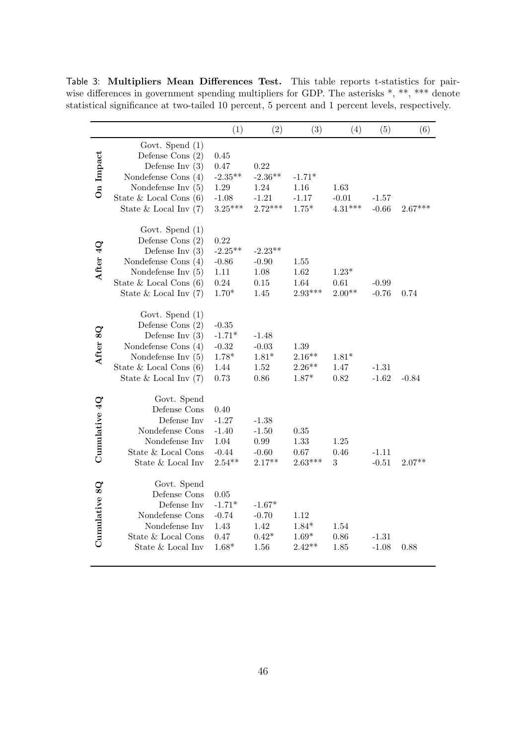Table 3: **Multipliers Mean Differences Test.** This table reports t-statistics for pairwise differences in government spending multipliers for GDP. The asterisks *, **, *** denote statistical significance at two-tailed 10 percent, 5 percent and 1 percent levels, respectively.

| | | (1) | (2) | (3) | (4) | (5) | (6) |
|---|---|---|---|---|---|---|---|
| **On Impact** | Govt. Spend (1) | | | | | | |
| | Defense Cons (2) | 0.45 | | | | | |
| | Defense Inv (3) | 0.47 | 0.22 | | | | |
| | Nondefense Cons (4) | -2.35** | -2.36** | -1.71* | | | |
| | Nondefense Inv (5) | 1.29 | 1.24 | 1.16 | 1.63 | | |
| | State & Local Cons (6) | -1.08 | -1.21 | -1.17 | -0.01 | -1.57 | |
| | State & Local Inv (7) | 3.25*** | 2.72*** | 1.75* | 4.31*** | -0.66 | 2.67*** |
| **After 4Q** | Govt. Spend (1) | | | | | | |
| | Defense Cons (2) | 0.22 | | | | | |
| | Defense Inv (3) | -2.25** | -2.23** | | | | |
| | Nondefense Cons (4) | -0.86 | -0.90 | 1.55 | | | |
| | Nondefense Inv (5) | 1.11 | 1.08 | 1.62 | 1.23* | | |
| | State & Local Cons (6) | 0.24 | 0.15 | 1.64 | 0.61 | -0.99 | |
| | State & Local Inv (7) | 1.70* | 1.45 | 2.93*** | 2.00** | -0.76 | 0.74 |
| **After 8Q** | Govt. Spend (1) | | | | | | |
| | Defense Cons (2) | -0.35 | | | | | |
| | Defense Inv (3) | -1.71* | -1.48 | | | | |
| | Nondefense Cons (4) | -0.32 | -0.03 | 1.39 | | | |
| | Nondefense Inv (5) | 1.78* | 1.81* | 2.16** | 1.81* | | |
| | State & Local Cons (6) | 1.44 | 1.52 | 2.26** | 1.47 | -1.31 | |
| | State & Local Inv (7) | 0.73 | 0.86 | 1.87* | 0.82 | -1.62 | -0.84 |
| **Cumulative 4Q** | Govt. Spend | | | | | | |
| | Defense Cons | 0.40 | | | | | |
| | Defense Inv | -1.27 | -1.38 | | | | |
| | Nondefense Cons | -1.40 | -1.50 | 0.35 | | | |
| | Nondefense Inv | 1.04 | 0.99 | 1.33 | 1.25 | | |
| | State & Local Cons | -0.44 | -0.60 | 0.67 | 0.46 | -1.11 | |
| | State & Local Inv | 2.54** | 2.17** | 2.63*** | 3 | -0.51 | 2.07** |
| **Cumulative 8Q** | Govt. Spend | | | | | | |
| | Defense Cons | 0.05 | | | | | |
| | Defense Inv | -1.71* | -1.67* | | | | |
| | Nondefense Cons | -0.74 | -0.70 | 1.12 | | | |
| | Nondefense Inv | 1.43 | 1.42 | 1.84* | 1.54 | | |
| | State & Local Cons | 0.47 | 0.42* | 1.69* | 0.86 | -1.31 | |
| | State & Local Inv | 1.68* | 1.56 | 2.42** | 1.85 | -1.08 | 0.88 |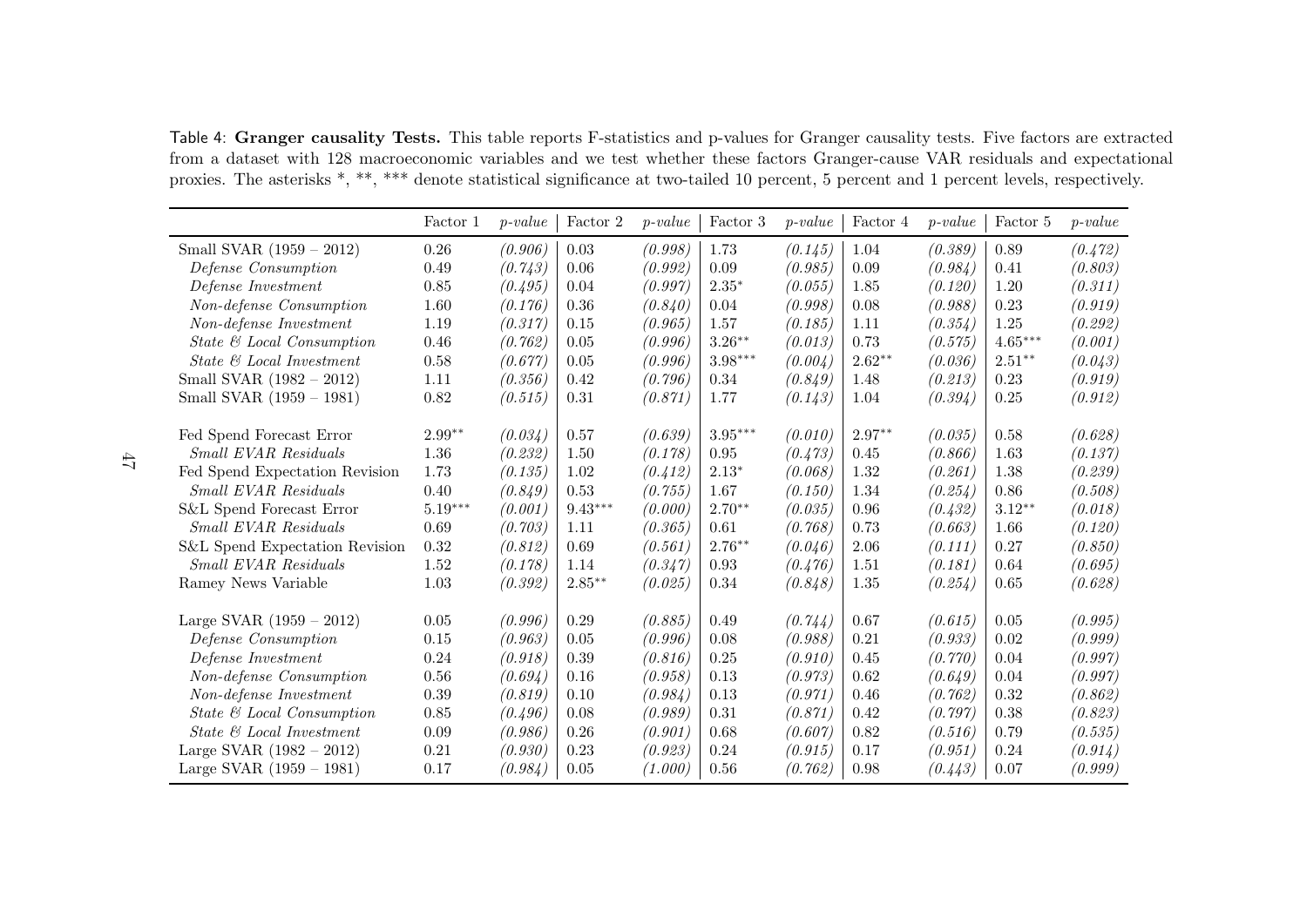Table 4: **Granger causality Tests.** This table reports F-statistics and p-values for Granger causality tests. Five factors are extracted from a dataset with 128 macroeconomic variables and we test whether these factors Granger-cause VAR residuals and expectational proxies. The asterisks *, **, *** denote statistical significance at two-tailed 10 percent, 5 percent and 1 percent levels, respectively.

| | Factor 1 | *p-value* | Factor 2 | *p-value* | Factor 3 | *p-value* | Factor 4 | *p-value* | Factor 5 | *p-value* |
|---|---|---|---|---|---|---|---|---|---|---|
| Small SVAR (1959 – 2012) | 0.26 | *(0.906)* | 0.03 | *(0.998)* | 1.73 | *(0.145)* | 1.04 | *(0.389)* | 0.89 | *(0.472)* |
| *Defense Consumption* | 0.49 | *(0.743)* | 0.06 | *(0.992)* | 0.09 | *(0.985)* | 0.09 | *(0.984)* | 0.41 | *(0.803)* |
| *Defense Investment* | 0.85 | *(0.495)* | 0.04 | *(0.997)* | 2.35* | *(0.055)* | 1.85 | *(0.120)* | 1.20 | *(0.311)* |
| *Non-defense Consumption* | 1.60 | *(0.176)* | 0.36 | *(0.840)* | 0.04 | *(0.998)* | 0.08 | *(0.988)* | 0.23 | *(0.919)* |
| *Non-defense Investment* | 1.19 | *(0.317)* | 0.15 | *(0.965)* | 1.57 | *(0.185)* | 1.11 | *(0.354)* | 1.25 | *(0.292)* |
| *State & Local Consumption* | 0.46 | *(0.762)* | 0.05 | *(0.996)* | 3.26** | *(0.013)* | 0.73 | *(0.575)* | 4.65*** | *(0.001)* |
| *State & Local Investment* | 0.58 | *(0.677)* | 0.05 | *(0.996)* | 3.98*** | *(0.004)* | 2.62** | *(0.036)* | 2.51** | *(0.043)* |
| Small SVAR (1982 – 2012) | 1.11 | *(0.356)* | 0.42 | *(0.796)* | 0.34 | *(0.849)* | 1.48 | *(0.213)* | 0.23 | *(0.919)* |
| Small SVAR (1959 – 1981) | 0.82 | *(0.515)* | 0.31 | *(0.871)* | 1.77 | *(0.143)* | 1.04 | *(0.394)* | 0.25 | *(0.912)* |
| | | | | | | | | | | |
| Fed Spend Forecast Error | 2.99** | *(0.034)* | 0.57 | *(0.639)* | 3.95*** | *(0.010)* | 2.97** | *(0.035)* | 0.58 | *(0.628)* |
| *Small EVAR Residuals* | 1.36 | *(0.232)* | 1.50 | *(0.178)* | 0.95 | *(0.473)* | 0.45 | *(0.866)* | 1.63 | *(0.137)* |
| Fed Spend Expectation Revision | 1.73 | *(0.135)* | 1.02 | *(0.412)* | 2.13* | *(0.068)* | 1.32 | *(0.261)* | 1.38 | *(0.239)* |
| *Small EVAR Residuals* | 0.40 | *(0.849)* | 0.53 | *(0.755)* | 1.67 | *(0.150)* | 1.34 | *(0.254)* | 0.86 | *(0.508)* |
| S&L Spend Forecast Error | 5.19*** | *(0.001)* | 9.43*** | *(0.000)* | 2.70** | *(0.035)* | 0.96 | *(0.432)* | 3.12** | *(0.018)* |
| *Small EVAR Residuals* | 0.69 | *(0.703)* | 1.11 | *(0.365)* | 0.61 | *(0.768)* | 0.73 | *(0.663)* | 1.66 | *(0.120)* |
| S&L Spend Expectation Revision | 0.32 | *(0.812)* | 0.69 | *(0.561)* | 2.76** | *(0.046)* | 2.06 | *(0.111)* | 0.27 | *(0.850)* |
| *Small EVAR Residuals* | 1.52 | *(0.178)* | 1.14 | *(0.347)* | 0.93 | *(0.476)* | 1.51 | *(0.181)* | 0.64 | *(0.695)* |
| Ramey News Variable | 1.03 | *(0.392)* | 2.85** | *(0.025)* | 0.34 | *(0.848)* | 1.35 | *(0.254)* | 0.65 | *(0.628)* |
| | | | | | | | | | | |
| Large SVAR (1959 – 2012) | 0.05 | *(0.996)* | 0.29 | *(0.885)* | 0.49 | *(0.744)* | 0.67 | *(0.615)* | 0.05 | *(0.995)* |
| *Defense Consumption* | 0.15 | *(0.963)* | 0.05 | *(0.996)* | 0.08 | *(0.988)* | 0.21 | *(0.933)* | 0.02 | *(0.999)* |
| *Defense Investment* | 0.24 | *(0.918)* | 0.39 | *(0.816)* | 0.25 | *(0.910)* | 0.45 | *(0.770)* | 0.04 | *(0.997)* |
| *Non-defense Consumption* | 0.56 | *(0.694)* | 0.16 | *(0.958)* | 0.13 | *(0.973)* | 0.62 | *(0.649)* | 0.04 | *(0.997)* |
| *Non-defense Investment* | 0.39 | *(0.819)* | 0.10 | *(0.984)* | 0.13 | *(0.971)* | 0.46 | *(0.762)* | 0.32 | *(0.862)* |
| *State & Local Consumption* | 0.85 | *(0.496)* | 0.08 | *(0.989)* | 0.31 | *(0.871)* | 0.42 | *(0.797)* | 0.38 | *(0.823)* |
| *State & Local Investment* | 0.09 | *(0.986)* | 0.26 | *(0.901)* | 0.68 | *(0.607)* | 0.82 | *(0.516)* | 0.79 | *(0.535)* |
| Large SVAR (1982 – 2012) | 0.21 | *(0.930)* | 0.23 | *(0.923)* | 0.24 | *(0.915)* | 0.17 | *(0.951)* | 0.24 | *(0.914)* |
| Large SVAR (1959 – 1981) | 0.17 | *(0.984)* | 0.05 | *(1.000)* | 0.56 | *(0.762)* | 0.98 | *(0.443)* | 0.07 | *(0.999)* |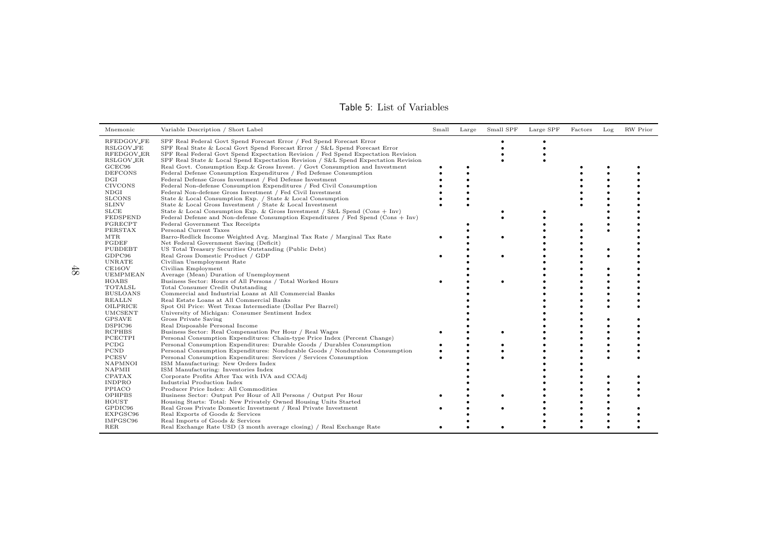Table 5: List of Variables

| Mnemonic | Variable Description / Short Label | Small | Large | Small SPF | Large SPF | Factors | Log | RW Prior |
|---|---|---|---|---|---|---|---|---|
| RFEDGOV_FE | SPF Real Federal Govt Spend Forecast Error / Fed Spend Forecast Error | | | • | • | | | |
| RSLGOV_FE | SPF Real State & Local Govt Spend Forecast Error / S&L Spend Forecast Error | | | • | • | | | |
| RFEDGOV_ER | SPF Real Federal Govt Spend Expectation Revision / Fed Spend Expectation Revision | | | • | • | | | |
| RSLGOV_ER | SPF Real State & Local Spend Expectation Revision / S&L Spend Expectation Revision | | | • | • | | | |
| GCEC96 | Real Govt. Consumption Exp.& Gross Invest. / Govt Consumption and Investment | • | • | | | • | • | • |
| DEFCONS | Federal Defense Consumption Expenditures / Fed Defense Consumption | • | • | | | • | • | • |
| DGI | Federal Defense Gross Investment / Fed Defense Investment | • | • | | | • | • | • |
| CIVCONS | Federal Non-defense Consumption Expenditures / Fed Civil Consumption | • | • | | | • | • | • |
| NDGI | Federal Non-defense Gross Investment / Fed Civil Investment | • | • | | | • | • | • |
| SLCONS | State & Local Consumption Exp. / State & Local Consumption | • | • | | | • | • | • |
| SLINV | State & Local Gross Investment / State & Local Investment | • | • | | | • | • | • |
| SLCE | State & Local Consumption Exp. & Gross Investment / S&L Spend (Cons + Inv) | | | • | • | | • | • |
| FEDSPEND | Federal Defense and Non-defense Consumption Expenditures / Fed Spend (Cons + Inv) | | | • | • | | • | • |
| FGRECPT | Federal Government Tax Receipts | | • | | • | • | • | • |
| PERSTAX | Personal Current Taxes | | • | | • | • | • | • |
| MTR | Barro-Redlick Income Weighted Avg. Marginal Tax Rate / Marginal Tax Rate | • | • | • | • | • | | • |
| FGDEF | Net Federal Government Saving (Deficit) | | • | | • | • | | • |
| PUBDEBT | US Total Treasury Securities Outstanding (Public Debt) | | • | | • | • | • | • |
| GDPC96 | Real Gross Domestic Product / GDP | • | • | • | • | • | • | • |
| UNRATE | Civilian Unemployment Rate | | • | | • | • | | • |
| CE16OV | Civilian Employment | | • | | • | • | • | • |
| UEMPMEAN | Average (Mean) Duration of Unemployment | | • | | • | • | • | • |
| HOABS | Business Sector: Hours of All Persons / Total Worked Hours | • | • | • | • | • | • | • |
| TOTALSL | Total Consumer Credit Outstanding | | • | | • | • | • | • |
| BUSLOANS | Commercial and Industrial Loans at All Commercial Banks | | • | | • | • | • | • |
| REALLN | Real Estate Loans at All Commercial Banks | | • | | • | • | • | • |
| OILPRICE | Spot Oil Price: West Texas Intermediate (Dollar Per Barrel) | | • | | • | • | • | • |
| UMCSENT | University of Michigan: Consumer Sentiment Index | | • | | • | • | | |
| GPSAVE | Gross Private Saving | | • | | • | • | • | • |
| DSPIC96 | Real Disposable Personal Income | | • | | • | • | • | • |
| RCPHBS | Business Sector: Real Compensation Per Hour / Real Wages | • | • | • | • | • | • | • |
| PCECTPI | Personal Consumption Expenditures: Chain-type Price Index (Percent Change) | | • | | • | • | • | • |
| PCDG | Personal Consumption Expenditures: Durable Goods / Durables Consumption | • | • | • | • | • | • | • |
| PCND | Personal Consumption Expenditures: Nondurable Goods / Nondurables Consumption | • | • | • | • | • | • | • |
| PCESV | Personal Consumption Expenditures: Services / Services Consumption | • | • | • | • | • | • | • |
| NAPMNOI | ISM Manufacturing: New Orders Index | | • | | • | • | | |
| NAPMII | ISM Manufacturing: Inventories Index | | • | | • | • | | |
| CPATAX | Corporate Profits After Tax with IVA and CCAdj | | • | | • | • | • | • |
| INDPRO | Industrial Production Index | | • | | • | • | • | • |
| PPIACO | Producer Price Index: All Commodities | | • | | • | • | • | • |
| OPHPBS | Business Sector: Output Per Hour of All Persons / Output Per Hour | • | • | • | • | • | • | • |
| HOUST | Housing Starts: Total: New Privately Owned Housing Units Started | | • | | • | • | • | |
| GPDIC96 | Real Gross Private Domestic Investment / Real Private Investment | • | • | • | • | • | • | • |
| EXPGSC96 | Real Exports of Goods & Services | | • | | • | • | • | • |
| IMPGSC96 | Real Imports of Goods & Services | | • | | • | • | • | • |
| RER | Real Exchange Rate USD (3 month average closing) / Real Exchange Rate | • | • | • | • | • | • | • |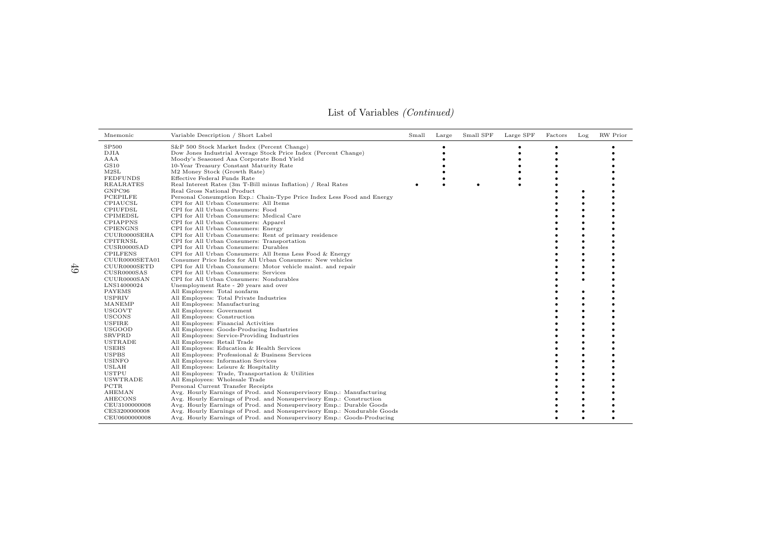List of Variables *(Continued)*

| Mnemonic | Variable Description / Short Label | Small | Large | Small SPF | Large SPF | Factors | Log | RW Prior |
|---|---|---|---|---|---|---|---|---|
| SP500 | S&P 500 Stock Market Index (Percent Change) | | • | | • | • | | • |
| DJIA | Dow Jones Industrial Average Stock Price Index (Percent Change) | | • | | • | • | | • |
| AAA | Moody's Seasoned Aaa Corporate Bond Yield | | • | | • | • | | • |
| GS10 | 10-Year Treasury Constant Maturity Rate | | • | | • | • | | • |
| M2SL | M2 Money Stock (Growth Rate) | | • | | • | • | | • |
| FEDFUNDS | Effective Federal Funds Rate | | • | | • | • | | • |
| REALRATES | Real Interest Rates (3m T-Bill minus Inflation) / Real Rates | • | • | • | • | • | | • |
| GNPC96 | Real Gross National Product | | | | | • | • | • |
| PCEPILFE | Personal Consumption Exp.: Chain-Type Price Index Less Food and Energy | | | | | • | • | • |
| CPIAUCSL | CPI for All Urban Consumers: All Items | | | | | • | • | • |
| CPIUFDSL | CPI for All Urban Consumers: Food | | | | | • | • | • |
| CPIMEDSL | CPI for All Urban Consumers: Medical Care | | | | | • | • | • |
| CPIAPPNS | CPI for All Urban Consumers: Apparel | | | | | • | • | • |
| CPIENGNS | CPI for All Urban Consumers: Energy | | | | | • | • | • |
| CUUR0000SEHA | CPI for All Urban Consumers: Rent of primary residence | | | | | • | • | • |
| CPITRNSL | CPI for All Urban Consumers: Transportation | | | | | • | • | • |
| CUSR0000SAD | CPI for All Urban Consumers: Durables | | | | | • | • | • |
| CPILFENS | CPI for All Urban Consumers: All Items Less Food & Energy | | | | | • | • | • |
| CUUR0000SETA01 | Consumer Price Index for All Urban Consumers: New vehicles | | | | | • | • | • |
| CUUR0000SETD | CPI for All Urban Consumers: Motor vehicle maint. and repair | | | | | • | • | • |
| CUSR0000SAS | CPI for All Urban Consumers: Services | | | | | • | • | • |
| CUUR0000SAN | CPI for All Urban Consumers: Nondurables | | | | | • | • | • |
| LNS14000024 | Unemployment Rate - 20 years and over | | | | | • | | • |
| PAYEMS | All Employees: Total nonfarm | | | | | • | • | • |
| USPRIV | All Employees: Total Private Industries | | | | | • | • | • |
| MANEMP | All Employees: Manufacturing | | | | | • | • | • |
| USGOVT | All Employees: Government | | | | | • | • | • |
| USCONS | All Employees: Construction | | | | | • | • | • |
| USFIRE | All Employees: Financial Activities | | | | | • | • | • |
| USGOOD | All Employees: Goods-Producing Industries | | | | | • | • | • |
| SRVPRD | All Employees: Service-Providing Industries | | | | | • | • | • |
| USTRADE | All Employees: Retail Trade | | | | | • | • | • |
| USEHS | All Employees: Education & Health Services | | | | | • | • | • |
| USPBS | All Employees: Professional & Business Services | | | | | • | • | • |
| USINFO | All Employees: Information Services | | | | | • | • | • |
| USLAH | All Employees: Leisure & Hospitality | | | | | • | • | • |
| USTPU | All Employees: Trade, Transportation & Utilities | | | | | • | • | • |
| USWTRADE | All Employees: Wholesale Trade | | | | | • | • | • |
| PCTR | Personal Current Transfer Receipts | | | | | • | • | • |
| AHEMAN | Avg. Hourly Earnings of Prod. and Nonsupervisory Emp.: Manufacturing | | | | | • | • | • |
| AHECONS | Avg. Hourly Earnings of Prod. and Nonsupervisory Emp.: Construction | | | | | • | • | • |
| CEU3100000008 | Avg. Hourly Earnings of Prod. and Nonsupervisory Emp.: Durable Goods | | | | | • | • | • |
| CES3200000008 | Avg. Hourly Earnings of Prod. and Nonsupervisory Emp.: Nondurable Goods | | | | | • | • | • |
| CEU0600000008 | Avg. Hourly Earnings of Prod. and Nonsupervisory Emp.: Goods-Producing | | | | | • | • | • |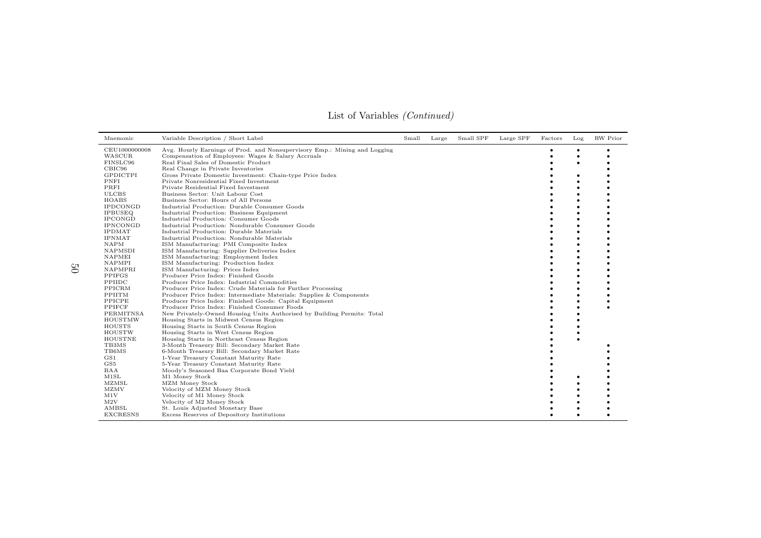List of Variables *(Continued)*

| Mnemonic | Variable Description / Short Label | Small | Large | Small SPF | Large SPF | Factors | Log | RW Prior |
|---|---|---|---|---|---|---|---|---|
| CEU1000000008 | Avg. Hourly Earnings of Prod. and Nonsupervisory Emp.: Mining and Logging | | | | | • | • | • |
| WASCUR | Compensation of Employees: Wages & Salary Accruals | | | | | • | • | • |
| FINSLC96 | Real Final Sales of Domestic Product | | | | | • | • | • |
| CBIC96 | Real Change in Private Inventories | | | | | • | | • |
| GPDICTPI | Gross Private Domestic Investment: Chain-type Price Index | | | | | • | • | • |
| PNFI | Private Nonresidential Fixed Investment | | | | | • | • | • |
| PRFI | Private Residential Fixed Investment | | | | | • | • | • |
| ULCBS | Business Sector: Unit Labour Cost | | | | | • | • | • |
| HOABS | Business Sector: Hours of All Persons | | | | | • | • | • |
| IPDCONGD | Industrial Production: Durable Consumer Goods | | | | | • | • | • |
| IPBUSEQ | Industrial Production: Business Equipment | | | | | • | • | • |
| IPCONGD | Industrial Production: Consumer Goods | | | | | • | • | • |
| IPNCONGD | Industrial Production: Nondurable Consumer Goods | | | | | • | • | • |
| IPDMAT | Industrial Production: Durable Materials | | | | | • | • | • |
| IPNMAT | Industrial Production: Nondurable Materials | | | | | • | • | • |
| NAPM | ISM Manufacturing: PMI Composite Index | | | | | • | • | • |
| NAPMSDI | ISM Manufacturing: Supplier Deliveries Index | | | | | • | • | • |
| NAPMEI | ISM Manufacturing: Employment Index | | | | | • | • | • |
| NAPMPI | ISM Manufacturing: Production Index | | | | | • | • | • |
| NAPMPRI | ISM Manufacturing: Prices Index | | | | | • | • | • |
| PPIFGS | Producer Price Index: Finished Goods | | | | | • | • | • |
| PPIIDC | Producer Price Index: Industrial Commodities | | | | | • | • | • |
| PPICRM | Producer Price Index: Crude Materials for Further Processing | | | | | • | • | • |
| PPIITM | Producer Price Index: Intermediate Materials: Supplies & Components | | | | | • | • | • |
| PPICPE | Producer Price Index: Finished Goods: Capital Equipment | | | | | • | • | • |
| PPIFCF | Producer Price Index: Finished Consumer Foods | | | | | • | • | • |
| PERMITNSA | New Privately-Owned Housing Units Authorised by Building Permits: Total | | | | | • | • | |
| HOUSTMW | Housing Starts in Midwest Census Region | | | | | • | • | |
| HOUSTS | Housing Starts in South Census Region | | | | | • | • | |
| HOUSTW | Housing Starts in West Census Region | | | | | • | • | |
| HOUSTNE | Housing Starts in Northeast Census Region | | | | | • | • | |
| TB3MS | 3-Month Treasury Bill: Secondary Market Rate | | | | | • | | • |
| TB6MS | 6-Month Treasury Bill: Secondary Market Rate | | | | | • | | • |
| GS1 | 1-Year Treasury Constant Maturity Rate | | | | | • | | • |
| GS5 | 5-Year Treasury Constant Maturity Rate | | | | | • | | • |
| BAA | Moody's Seasoned Baa Corporate Bond Yield | | | | | • | | • |
| M1SL | M1 Money Stock | | | | | • | • | • |
| MZMSL | MZM Money Stock | | | | | • | • | • |
| MZMV | Velocity of MZM Money Stock | | | | | • | • | • |
| M1V | Velocity of M1 Money Stock | | | | | • | • | • |
| M2V | Velocity of M2 Money Stock | | | | | • | • | • |
| AMBSL | St. Louis Adjusted Monetary Base | | | | | • | • | • |
| EXCRESNS | Excess Reserves of Depository Institutions | | | | | • | • | • |